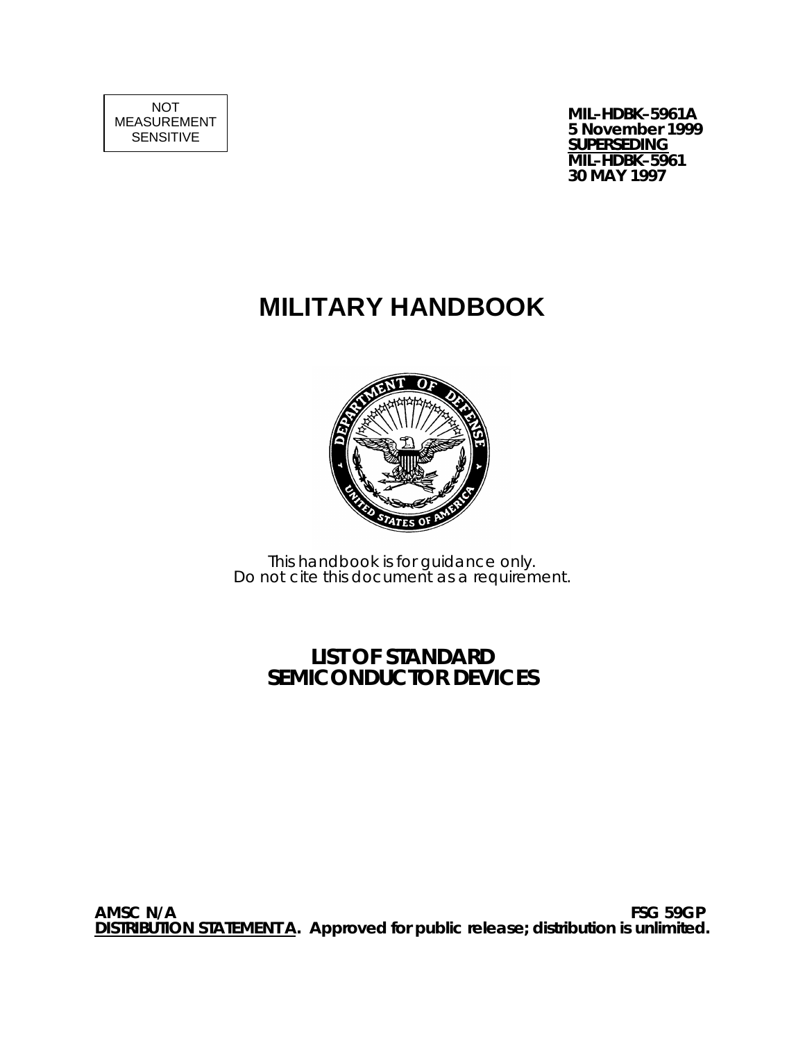NOT
MEASUREMENT
SENSITIVE

**MIL-HDBK-5961A**
**5 November 1999**
**<u>SUPERSEDING</u>**
**MIL-HDBK-5961**
**30 MAY 1997**

# MILITARY HANDBOOK

*This handbook is for guidance only.*
*Do not cite this document as a requirement.*

## LIST OF STANDARD SEMICONDUCTOR DEVICES

**AMSC N/A** **FSG 59GP**

**<u>DISTRIBUTION STATEMENT A</u>. Approved for public release; distribution is unlimited.**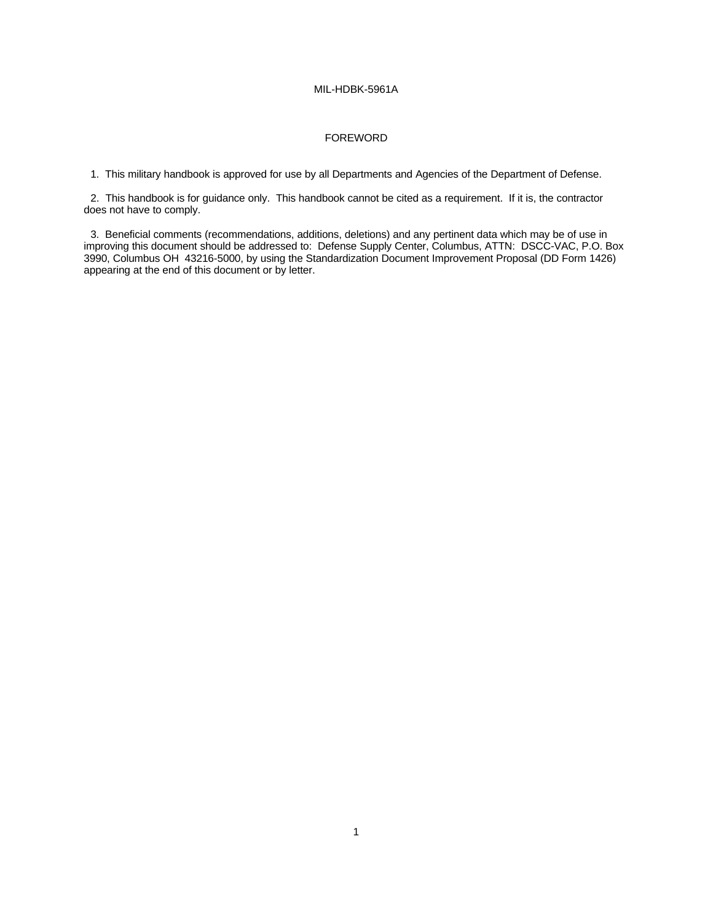# FOREWORD

1. This military handbook is approved for use by all Departments and Agencies of the Department of Defense.

2. This handbook is for guidance only. This handbook cannot be cited as a requirement. If it is, the contractor does not have to comply.

3. Beneficial comments (recommendations, additions, deletions) and any pertinent data which may be of use in improving this document should be addressed to: Defense Supply Center, Columbus, ATTN: DSCC-VAC, P.O. Box 3990, Columbus OH 43216-5000, by using the Standardization Document Improvement Proposal (DD Form 1426) appearing at the end of this document or by letter.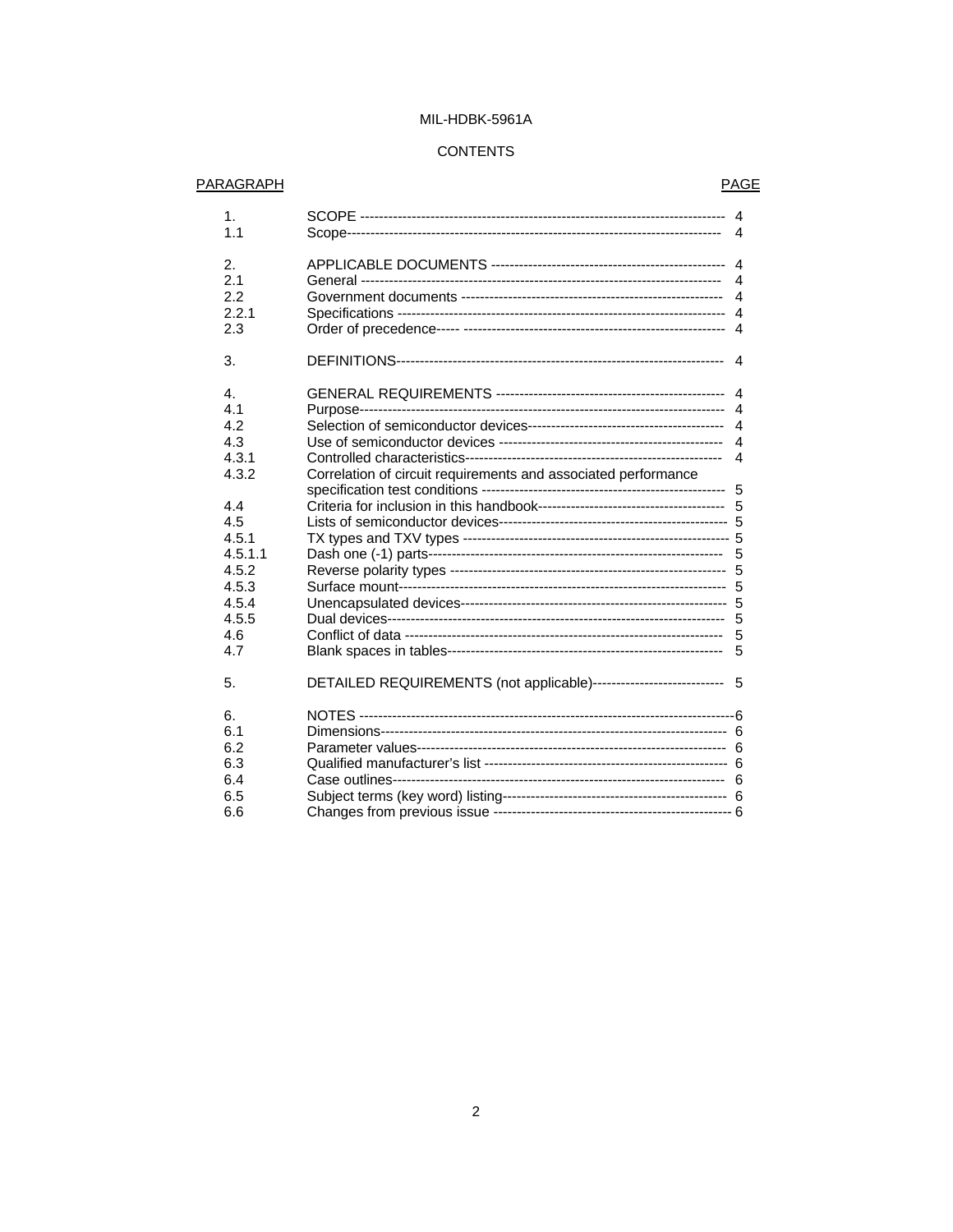# CONTENTS

| PARAGRAPH | | PAGE |
|---|---|---|
| 1. | SCOPE | 4 |
| 1.1 | Scope | 4 |
| 2. | APPLICABLE DOCUMENTS | 4 |
| 2.1 | General | 4 |
| 2.2 | Government documents | 4 |
| 2.2.1 | Specifications | 4 |
| 2.3 | Order of precedence | 4 |
| 3. | DEFINITIONS | 4 |
| 4. | GENERAL REQUIREMENTS | 4 |
| 4.1 | Purpose | 4 |
| 4.2 | Selection of semiconductor devices | 4 |
| 4.3 | Use of semiconductor devices | 4 |
| 4.3.1 | Controlled characteristics | 4 |
| 4.3.2 | Correlation of circuit requirements and associated performance specification test conditions | 5 |
| 4.4 | Criteria for inclusion in this handbook | 5 |
| 4.5 | Lists of semiconductor devices | 5 |
| 4.5.1 | TX types and TXV types | 5 |
| 4.5.1.1 | Dash one (-1) parts | 5 |
| 4.5.2 | Reverse polarity types | 5 |
| 4.5.3 | Surface mount | 5 |
| 4.5.4 | Unencapsulated devices | 5 |
| 4.5.5 | Dual devices | 5 |
| 4.6 | Conflict of data | 5 |
| 4.7 | Blank spaces in tables | 5 |
| 5. | DETAILED REQUIREMENTS (not applicable) | 5 |
| 6. | NOTES | 6 |
| 6.1 | Dimensions | 6 |
| 6.2 | Parameter values | 6 |
| 6.3 | Qualified manufacturer's list | 6 |
| 6.4 | Case outlines | 6 |
| 6.5 | Subject terms (key word) listing | 6 |
| 6.6 | Changes from previous issue | 6 |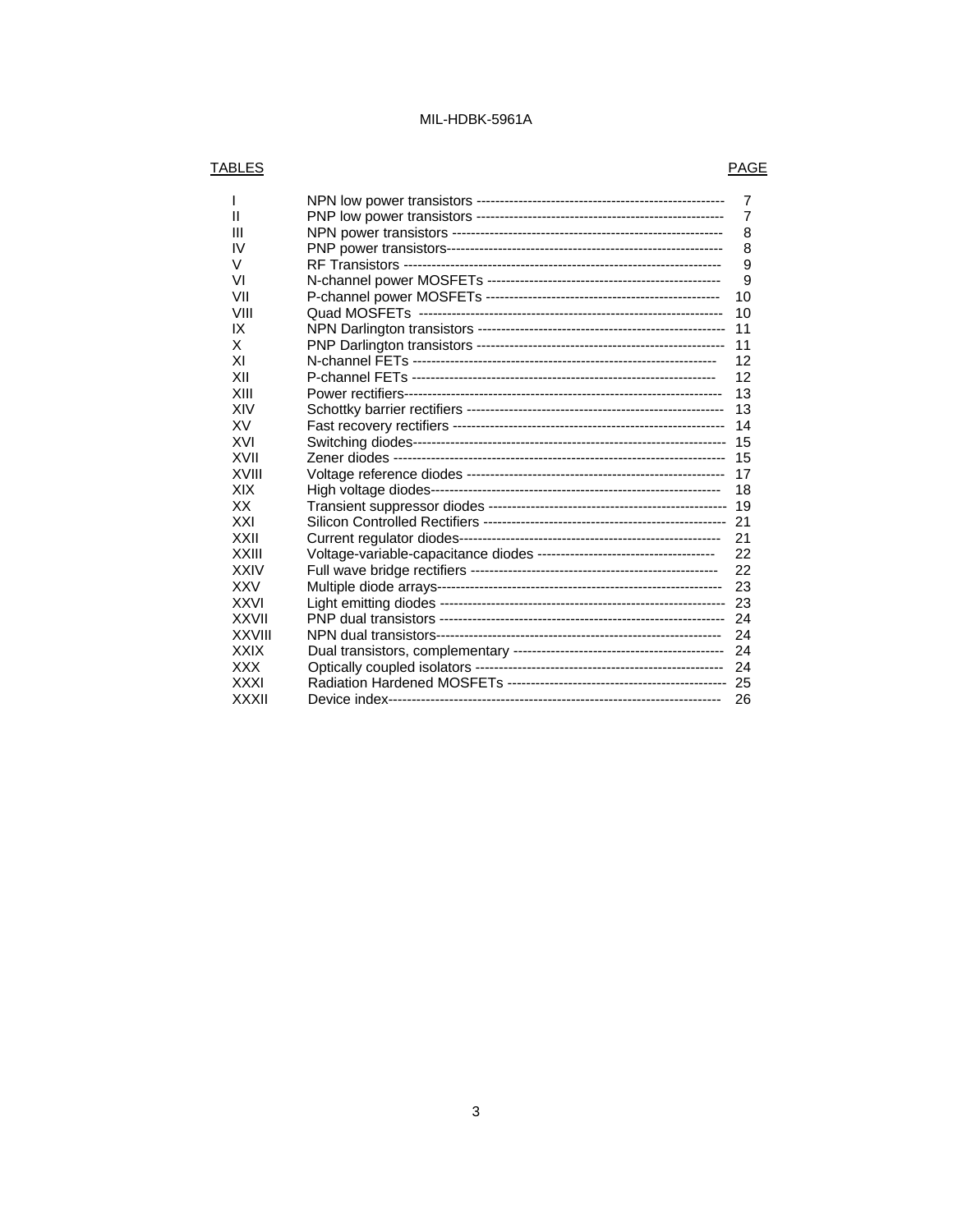| TABLES | | PAGE |
|---|---|---|
| I | NPN low power transistors | 7 |
| II | PNP low power transistors | 7 |
| III | NPN power transistors | 8 |
| IV | PNP power transistors | 8 |
| V | RF Transistors | 9 |
| VI | N-channel power MOSFETs | 9 |
| VII | P-channel power MOSFETs | 10 |
| VIII | Quad MOSFETs | 10 |
| IX | NPN Darlington transistors | 11 |
| X | PNP Darlington transistors | 11 |
| XI | N-channel FETs | 12 |
| XII | P-channel FETs | 12 |
| XIII | Power rectifiers | 13 |
| XIV | Schottky barrier rectifiers | 13 |
| XV | Fast recovery rectifiers | 14 |
| XVI | Switching diodes | 15 |
| XVII | Zener diodes | 15 |
| XVIII | Voltage reference diodes | 17 |
| XIX | High voltage diodes | 18 |
| XX | Transient suppressor diodes | 19 |
| XXI | Silicon Controlled Rectifiers | 21 |
| XXII | Current regulator diodes | 21 |
| XXIII | Voltage-variable-capacitance diodes | 22 |
| XXIV | Full wave bridge rectifiers | 22 |
| XXV | Multiple diode arrays | 23 |
| XXVI | Light emitting diodes | 23 |
| XXVII | PNP dual transistors | 24 |
| XXVIII | NPN dual transistors | 24 |
| XXIX | Dual transistors, complementary | 24 |
| XXX | Optically coupled isolators | 24 |
| XXXI | Radiation Hardened MOSFETs | 25 |
| XXXII | Device index | 26 |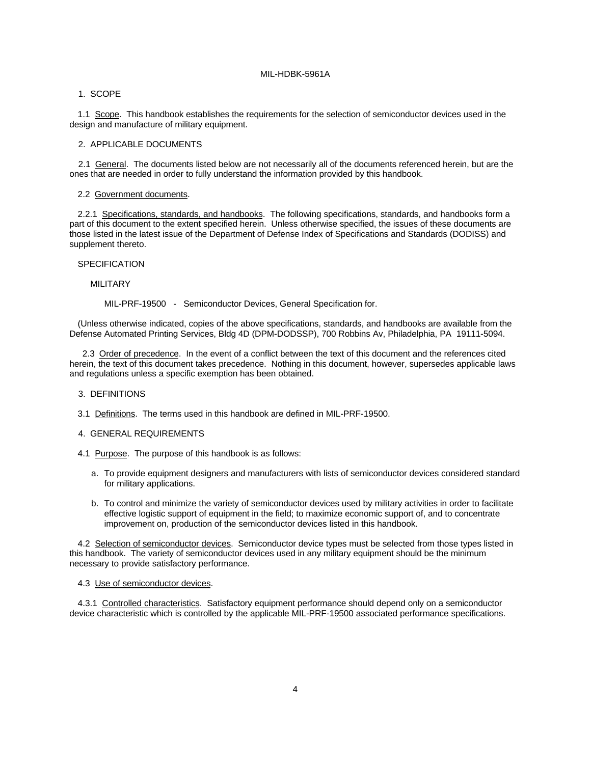## 1. SCOPE

1.1 Scope. This handbook establishes the requirements for the selection of semiconductor devices used in the design and manufacture of military equipment.

## 2. APPLICABLE DOCUMENTS

2.1 General. The documents listed below are not necessarily all of the documents referenced herein, but are the ones that are needed in order to fully understand the information provided by this handbook.

2.2 Government documents.

2.2.1 Specifications, standards, and handbooks. The following specifications, standards, and handbooks form a part of this document to the extent specified herein. Unless otherwise specified, the issues of these documents are those listed in the latest issue of the Department of Defense Index of Specifications and Standards (DODISS) and supplement thereto.

SPECIFICATION

MILITARY

MIL-PRF-19500 - Semiconductor Devices, General Specification for.

(Unless otherwise indicated, copies of the above specifications, standards, and handbooks are available from the Defense Automated Printing Services, Bldg 4D (DPM-DODSSP), 700 Robbins Av, Philadelphia, PA 19111-5094.

2.3 Order of precedence. In the event of a conflict between the text of this document and the references cited herein, the text of this document takes precedence. Nothing in this document, however, supersedes applicable laws and regulations unless a specific exemption has been obtained.

## 3. DEFINITIONS

3.1 Definitions. The terms used in this handbook are defined in MIL-PRF-19500.

## 4. GENERAL REQUIREMENTS

4.1 Purpose. The purpose of this handbook is as follows:

a. To provide equipment designers and manufacturers with lists of semiconductor devices considered standard for military applications.

b. To control and minimize the variety of semiconductor devices used by military activities in order to facilitate effective logistic support of equipment in the field; to maximize economic support of, and to concentrate improvement on, production of the semiconductor devices listed in this handbook.

4.2 Selection of semiconductor devices. Semiconductor device types must be selected from those types listed in this handbook. The variety of semiconductor devices used in any military equipment should be the minimum necessary to provide satisfactory performance.

4.3 Use of semiconductor devices.

4.3.1 Controlled characteristics. Satisfactory equipment performance should depend only on a semiconductor device characteristic which is controlled by the applicable MIL-PRF-19500 associated performance specifications.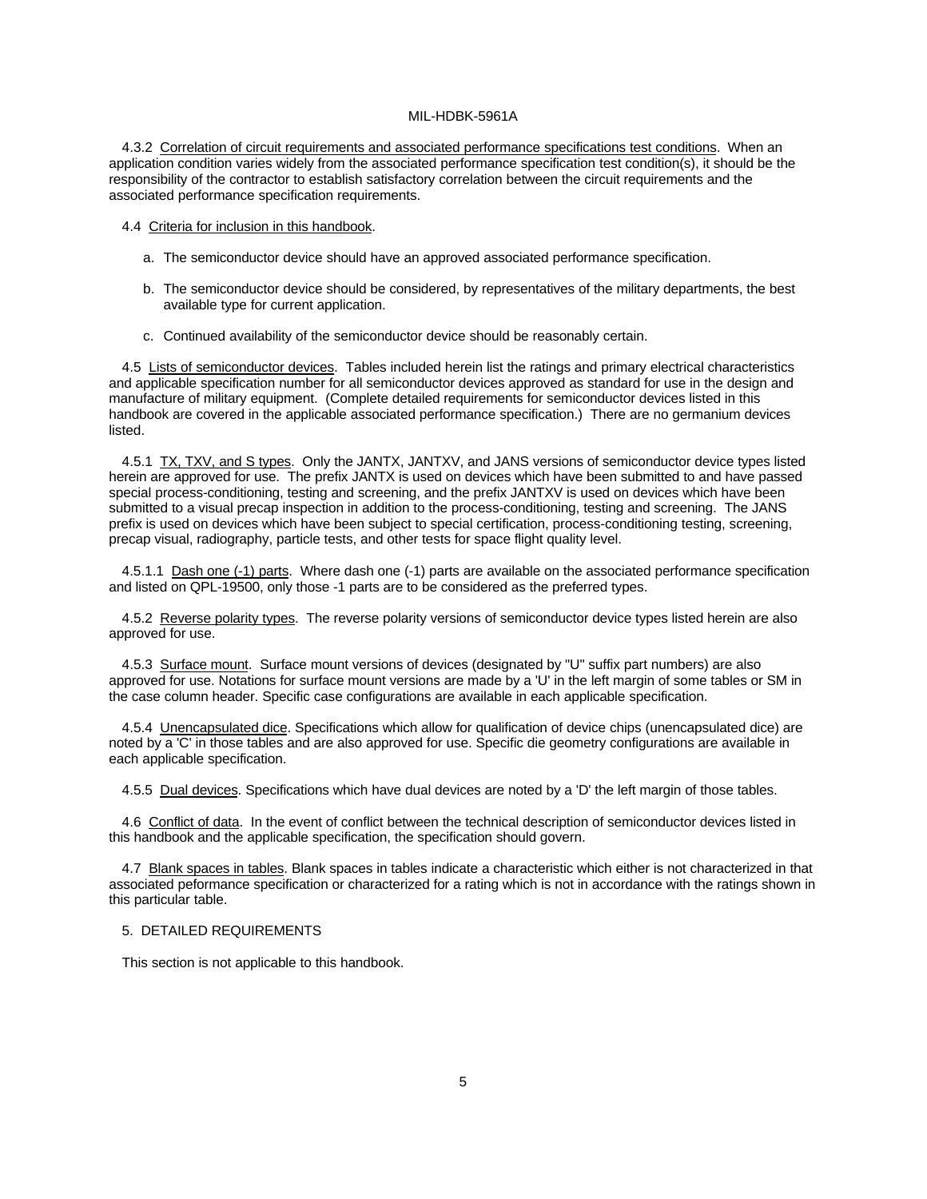4.3.2 Correlation of circuit requirements and associated performance specifications test conditions. When an application condition varies widely from the associated performance specification test condition(s), it should be the responsibility of the contractor to establish satisfactory correlation between the circuit requirements and the associated performance specification requirements.

4.4 Criteria for inclusion in this handbook.

a. The semiconductor device should have an approved associated performance specification.

b. The semiconductor device should be considered, by representatives of the military departments, the best available type for current application.

c. Continued availability of the semiconductor device should be reasonably certain.

4.5 Lists of semiconductor devices. Tables included herein list the ratings and primary electrical characteristics and applicable specification number for all semiconductor devices approved as standard for use in the design and manufacture of military equipment. (Complete detailed requirements for semiconductor devices listed in this handbook are covered in the applicable associated performance specification.) There are no germanium devices listed.

4.5.1 TX, TXV, and S types. Only the JANTX, JANTXV, and JANS versions of semiconductor device types listed herein are approved for use. The prefix JANTX is used on devices which have been submitted to and have passed special process-conditioning, testing and screening, and the prefix JANTXV is used on devices which have been submitted to a visual precap inspection in addition to the process-conditioning, testing and screening. The JANS prefix is used on devices which have been subject to special certification, process-conditioning testing, screening, precap visual, radiography, particle tests, and other tests for space flight quality level.

4.5.1.1 Dash one (-1) parts. Where dash one (-1) parts are available on the associated performance specification and listed on QPL-19500, only those -1 parts are to be considered as the preferred types.

4.5.2 Reverse polarity types. The reverse polarity versions of semiconductor device types listed herein are also approved for use.

4.5.3 Surface mount. Surface mount versions of devices (designated by "U" suffix part numbers) are also approved for use. Notations for surface mount versions are made by a 'U' in the left margin of some tables or SM in the case column header. Specific case configurations are available in each applicable specification.

4.5.4 Unencapsulated dice. Specifications which allow for qualification of device chips (unencapsulated dice) are noted by a 'C' in those tables and are also approved for use. Specific die geometry configurations are available in each applicable specification.

4.5.5 Dual devices. Specifications which have dual devices are noted by a 'D' the left margin of those tables.

4.6 Conflict of data. In the event of conflict between the technical description of semiconductor devices listed in this handbook and the applicable specification, the specification should govern.

4.7 Blank spaces in tables. Blank spaces in tables indicate a characteristic which either is not characterized in that associated peformance specification or characterized for a rating which is not in accordance with the ratings shown in this particular table.

## 5. DETAILED REQUIREMENTS

This section is not applicable to this handbook.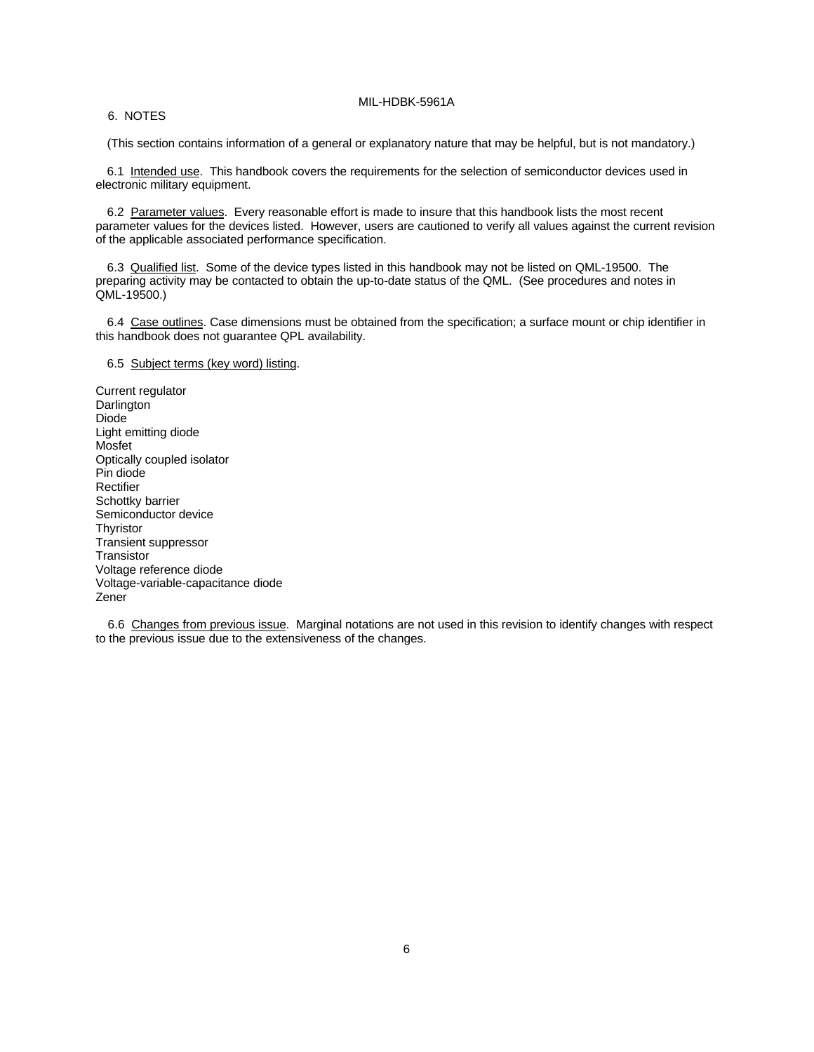## 6. NOTES

(This section contains information of a general or explanatory nature that may be helpful, but is not mandatory.)

6.1 Intended use. This handbook covers the requirements for the selection of semiconductor devices used in electronic military equipment.

6.2 Parameter values. Every reasonable effort is made to insure that this handbook lists the most recent parameter values for the devices listed. However, users are cautioned to verify all values against the current revision of the applicable associated performance specification.

6.3 Qualified list. Some of the device types listed in this handbook may not be listed on QML-19500. The preparing activity may be contacted to obtain the up-to-date status of the QML. (See procedures and notes in QML-19500.)

6.4 Case outlines. Case dimensions must be obtained from the specification; a surface mount or chip identifier in this handbook does not guarantee QPL availability.

6.5 Subject terms (key word) listing.

Current regulator
Darlington
Diode
Light emitting diode
Mosfet
Optically coupled isolator
Pin diode
Rectifier
Schottky barrier
Semiconductor device
Thyristor
Transient suppressor
Transistor
Voltage reference diode
Voltage-variable-capacitance diode
Zener

6.6 Changes from previous issue. Marginal notations are not used in this revision to identify changes with respect to the previous issue due to the extensiveness of the changes.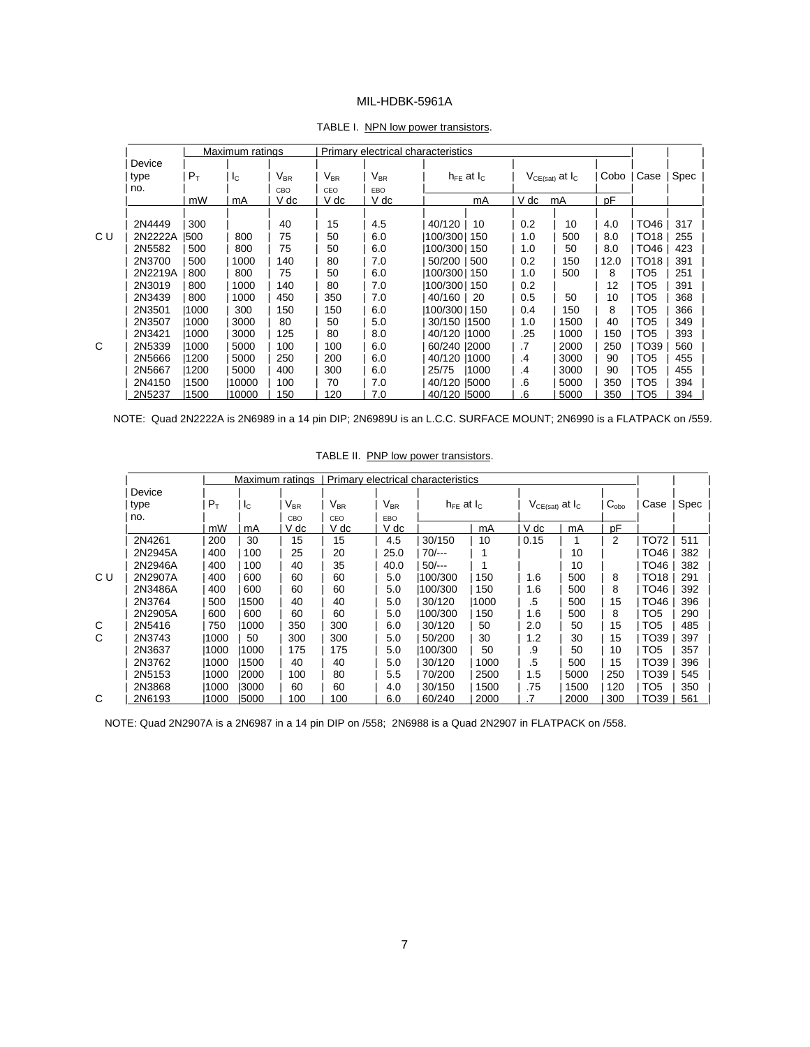TABLE I. NPN low power transistors.

| | Device type no. | Maximum ratings | | Primary electrical characteristics | | | | | | | | | |
|---|---|---|---|---|---|---|---|---|---|---|---|---|---|
| | | $P_T$ | $I_C$ | $V_{BR}$ CBO | $V_{BR}$ CEO | $V_{BR}$ EBO | $h_{FE}$ at $I_C$ | | $V_{CE(sat)}$ at $I_C$ | | Cobo | Case | Spec |
| | | mW | mA | V dc | V dc | V dc | | mA | V dc | mA | pF | | |
| | 2N4449 | 300 | | 40 | 15 | 4.5 | 40/120 | 10 | 0.2 | 10 | 4.0 | TO46 | 317 |
| C U | 2N2222A | 500 | 800 | 75 | 50 | 6.0 | 100/300 | 150 | 1.0 | 500 | 8.0 | TO18 | 255 |
| | 2N5582 | 500 | 800 | 75 | 50 | 6.0 | 100/300 | 150 | 1.0 | 50 | 8.0 | TO46 | 423 |
| | 2N3700 | 500 | 1000 | 140 | 80 | 7.0 | 50/200 | 500 | 0.2 | 150 | 12.0 | TO18 | 391 |
| | 2N2219A | 800 | 800 | 75 | 50 | 6.0 | 100/300 | 150 | 1.0 | 500 | 8 | TO5 | 251 |
| | 2N3019 | 800 | 1000 | 140 | 80 | 7.0 | 100/300 | 150 | 0.2 | | 12 | TO5 | 391 |
| | 2N3439 | 800 | 1000 | 450 | 350 | 7.0 | 40/160 | 20 | 0.5 | 50 | 10 | TO5 | 368 |
| | 2N3501 | 1000 | 300 | 150 | 150 | 6.0 | 100/300 | 150 | 0.4 | 150 | 8 | TO5 | 366 |
| | 2N3507 | 1000 | 3000 | 80 | 50 | 5.0 | 30/150 | 1500 | 1.0 | 1500 | 40 | TO5 | 349 |
| | 2N3421 | 1000 | 3000 | 125 | 80 | 8.0 | 40/120 | 1000 | .25 | 1000 | 150 | TO5 | 393 |
| C | 2N5339 | 1000 | 5000 | 100 | 100 | 6.0 | 60/240 | 2000 | .7 | 2000 | 250 | TO39 | 560 |
| | 2N5666 | 1200 | 5000 | 250 | 200 | 6.0 | 40/120 | 1000 | .4 | 3000 | 90 | TO5 | 455 |
| | 2N5667 | 1200 | 5000 | 400 | 300 | 6.0 | 25/75 | 1000 | .4 | 3000 | 90 | TO5 | 455 |
| | 2N4150 | 1500 | 10000 | 100 | 70 | 7.0 | 40/120 | 5000 | .6 | 5000 | 350 | TO5 | 394 |
| | 2N5237 | 1500 | 10000 | 150 | 120 | 7.0 | 40/120 | 5000 | .6 | 5000 | 350 | TO5 | 394 |

NOTE: Quad 2N2222A is 2N6989 in a 14 pin DIP; 2N6989U is an L.C.C. SURFACE MOUNT; 2N6990 is a FLATPACK on /559.

TABLE II. PNP low power transistors.

| | Device type no. | Maximum ratings | | Primary electrical characteristics | | | | | | | | | |
|---|---|---|---|---|---|---|---|---|---|---|---|---|---|
| | | $P_T$ | $I_C$ | $V_{BR}$ CBO | $V_{BR}$ CEO | $V_{BR}$ EBO | $h_{FE}$ at $I_C$ | | $V_{CE(sat)}$ at $I_C$ | | $C_{obo}$ | Case | Spec |
| | | mW | mA | V dc | V dc | V dc | | mA | V dc | mA | pF | | |
| | 2N4261 | 200 | 30 | 15 | 15 | 4.5 | 30/150 | 10 | 0.15 | 1 | 2 | TO72 | 511 |
| | 2N2945A | 400 | 100 | 25 | 20 | 25.0 | 70/--- | 1 | | 10 | | TO46 | 382 |
| | 2N2946A | 400 | 100 | 40 | 35 | 40.0 | 50/--- | 1 | | 10 | | TO46 | 382 |
| C U | 2N2907A | 400 | 600 | 60 | 60 | 5.0 | 100/300 | 150 | 1.6 | 500 | 8 | TO18 | 291 |
| | 2N3486A | 400 | 600 | 60 | 60 | 5.0 | 100/300 | 150 | 1.6 | 500 | 8 | TO46 | 392 |
| | 2N3764 | 500 | 1500 | 40 | 40 | 5.0 | 30/120 | 1000 | .5 | 500 | 15 | TO46 | 396 |
| | 2N2905A | 600 | 600 | 60 | 60 | 5.0 | 100/300 | 150 | 1.6 | 500 | 8 | TO5 | 290 |
| C | 2N5416 | 750 | 1000 | 350 | 300 | 6.0 | 30/120 | 50 | 2.0 | 50 | 15 | TO5 | 485 |
| C | 2N3743 | 1000 | 50 | 300 | 300 | 5.0 | 50/200 | 30 | 1.2 | 30 | 15 | TO39 | 397 |
| | 2N3637 | 1000 | 1000 | 175 | 175 | 5.0 | 100/300 | 50 | .9 | 50 | 10 | TO5 | 357 |
| | 2N3762 | 1000 | 1500 | 40 | 40 | 5.0 | 30/120 | 1000 | .5 | 500 | 15 | TO39 | 396 |
| | 2N5153 | 1000 | 2000 | 100 | 80 | 5.5 | 70/200 | 2500 | 1.5 | 5000 | 250 | TO39 | 545 |
| | 2N3868 | 1000 | 3000 | 60 | 60 | 4.0 | 30/150 | 1500 | .75 | 1500 | 120 | TO5 | 350 |
| C | 2N6193 | 1000 | 5000 | 100 | 100 | 6.0 | 60/240 | 2000 | .7 | 2000 | 300 | TO39 | 561 |

NOTE: Quad 2N2907A is a 2N6987 in a 14 pin DIP on /558; 2N6988 is a Quad 2N2907 in FLATPACK on /558.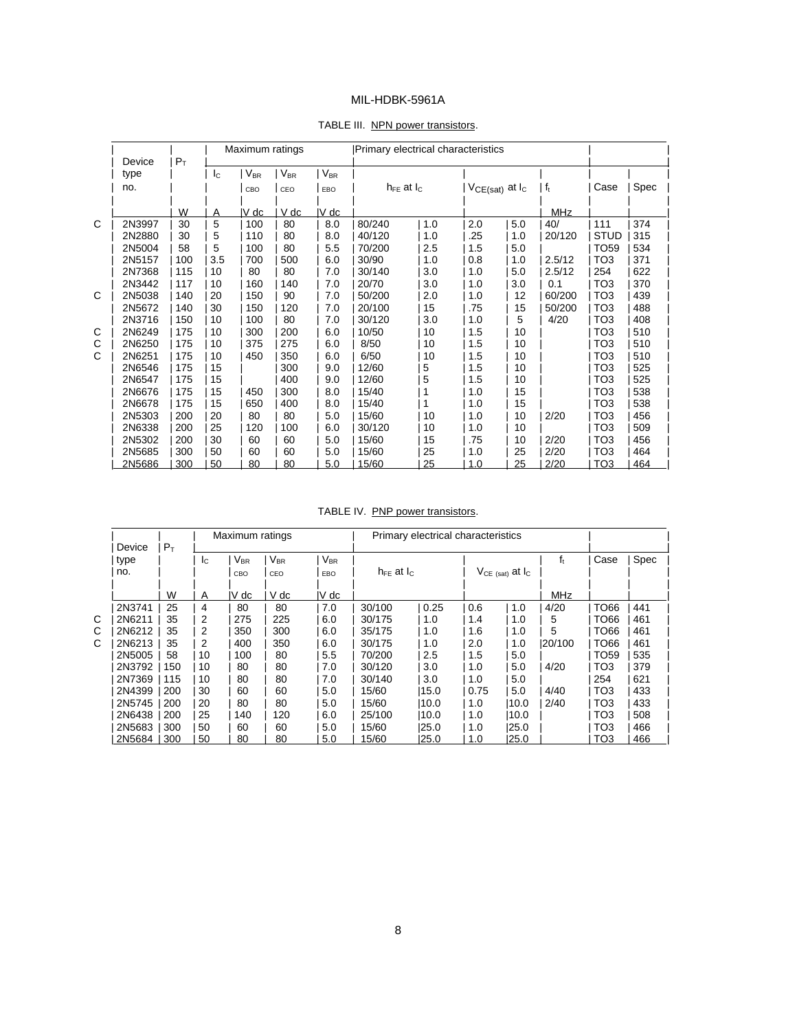TABLE III. NPN power transistors.

| | Device type no. | $P_T$ | Maximum ratings | | | | Primary electrical characteristics | | | | | | |
|---|---|---|---|---|---|---|---|---|---|---|---|---|---|
| | | | $I_C$ | $V_{BR}$ CBO | $V_{BR}$ CEO | $V_{BR}$ EBO | $h_{FE}$ at $I_C$ | | $V_{CE(sat)}$ at $I_C$ | | $f_t$ | Case | Spec |
| | | W | A | V dc | V dc | V dc | | | | | MHz | | |
| C | 2N3997 | 30 | 5 | 100 | 80 | 8.0 | 80/240 | 1.0 | 2.0 | 5.0 | 40/ | 111 | 374 |
| | 2N2880 | 30 | 5 | 110 | 80 | 8.0 | 40/120 | 1.0 | .25 | 1.0 | 20/120 | STUD | 315 |
| | 2N5004 | 58 | 5 | 100 | 80 | 5.5 | 70/200 | 2.5 | 1.5 | 5.0 | | TO59 | 534 |
| | 2N5157 | 100 | 3.5 | 700 | 500 | 6.0 | 30/90 | 1.0 | 0.8 | 1.0 | 2.5/12 | TO3 | 371 |
| | 2N7368 | 115 | 10 | 80 | 80 | 7.0 | 30/140 | 3.0 | 1.0 | 5.0 | 2.5/12 | 254 | 622 |
| | 2N3442 | 117 | 10 | 160 | 140 | 7.0 | 20/70 | 3.0 | 1.0 | 3.0 | 0.1 | TO3 | 370 |
| C | 2N5038 | 140 | 20 | 150 | 90 | 7.0 | 50/200 | 2.0 | 1.0 | 12 | 60/200 | TO3 | 439 |
| | 2N5672 | 140 | 30 | 150 | 120 | 7.0 | 20/100 | 15 | .75 | 15 | 50/200 | TO3 | 488 |
| | 2N3716 | 150 | 10 | 100 | 80 | 7.0 | 30/120 | 3.0 | 1.0 | 5 | 4/20 | TO3 | 408 |
| C | 2N6249 | 175 | 10 | 300 | 200 | 6.0 | 10/50 | 10 | 1.5 | 10 | | TO3 | 510 |
| C | 2N6250 | 175 | 10 | 375 | 275 | 6.0 | 8/50 | 10 | 1.5 | 10 | | TO3 | 510 |
| C | 2N6251 | 175 | 10 | 450 | 350 | 6.0 | 6/50 | 10 | 1.5 | 10 | | TO3 | 510 |
| | 2N6546 | 175 | 15 | | 300 | 9.0 | 12/60 | 5 | 1.5 | 10 | | TO3 | 525 |
| | 2N6547 | 175 | 15 | | 400 | 9.0 | 12/60 | 5 | 1.5 | 10 | | TO3 | 525 |
| | 2N6676 | 175 | 15 | 450 | 300 | 8.0 | 15/40 | 1 | 1.0 | 15 | | TO3 | 538 |
| | 2N6678 | 175 | 15 | 650 | 400 | 8.0 | 15/40 | 1 | 1.0 | 15 | | TO3 | 538 |
| | 2N5303 | 200 | 20 | 80 | 80 | 5.0 | 15/60 | 10 | 1.0 | 10 | 2/20 | TO3 | 456 |
| | 2N6338 | 200 | 25 | 120 | 100 | 6.0 | 30/120 | 10 | 1.0 | 10 | | TO3 | 509 |
| | 2N5302 | 200 | 30 | 60 | 60 | 5.0 | 15/60 | 15 | .75 | 10 | 2/20 | TO3 | 456 |
| | 2N5685 | 300 | 50 | 60 | 60 | 5.0 | 15/60 | 25 | 1.0 | 25 | 2/20 | TO3 | 464 |
| | 2N5686 | 300 | 50 | 80 | 80 | 5.0 | 15/60 | 25 | 1.0 | 25 | 2/20 | TO3 | 464 |

TABLE IV. PNP power transistors.

| | Device type no. | $P_T$ | Maximum ratings | | | | Primary electrical characteristics | | | | | | |
|---|---|---|---|---|---|---|---|---|---|---|---|---|---|
| | | | $I_C$ | $V_{BR}$ CBO | $V_{BR}$ CEO | $V_{BR}$ EBO | $h_{FE}$ at $I_C$ | | $V_{CE\ (sat)}$ at $I_C$ | | $f_t$ | Case | Spec |
| | | W | A | V dc | V dc | V dc | | | | | MHz | | |
| | 2N3741 | 25 | 4 | 80 | 80 | 7.0 | 30/100 | 0.25 | 0.6 | 1.0 | 4/20 | TO66 | 441 |
| C | 2N6211 | 35 | 2 | 275 | 225 | 6.0 | 30/175 | 1.0 | 1.4 | 1.0 | 5 | TO66 | 461 |
| C | 2N6212 | 35 | 2 | 350 | 300 | 6.0 | 35/175 | 1.0 | 1.6 | 1.0 | 5 | TO66 | 461 |
| C | 2N6213 | 35 | 2 | 400 | 350 | 6.0 | 30/175 | 1.0 | 2.0 | 1.0 | 20/100 | TO66 | 461 |
| | 2N5005 | 58 | 10 | 100 | 80 | 5.5 | 70/200 | 2.5 | 1.5 | 5.0 | | TO59 | 535 |
| | 2N3792 | 150 | 10 | 80 | 80 | 7.0 | 30/120 | 3.0 | 1.0 | 5.0 | 4/20 | TO3 | 379 |
| | 2N7369 | 115 | 10 | 80 | 80 | 7.0 | 30/140 | 3.0 | 1.0 | 5.0 | | 254 | 621 |
| | 2N4399 | 200 | 30 | 60 | 60 | 5.0 | 15/60 | 15.0 | 0.75 | 5.0 | 4/40 | TO3 | 433 |
| | 2N5745 | 200 | 20 | 80 | 80 | 5.0 | 15/60 | 10.0 | 1.0 | 10.0 | 2/40 | TO3 | 433 |
| | 2N6438 | 200 | 25 | 140 | 120 | 6.0 | 25/100 | 10.0 | 1.0 | 10.0 | | TO3 | 508 |
| | 2N5683 | 300 | 50 | 60 | 60 | 5.0 | 15/60 | 25.0 | 1.0 | 25.0 | | TO3 | 466 |
| | 2N5684 | 300 | 50 | 80 | 80 | 5.0 | 15/60 | 25.0 | 1.0 | 25.0 | | TO3 | 466 |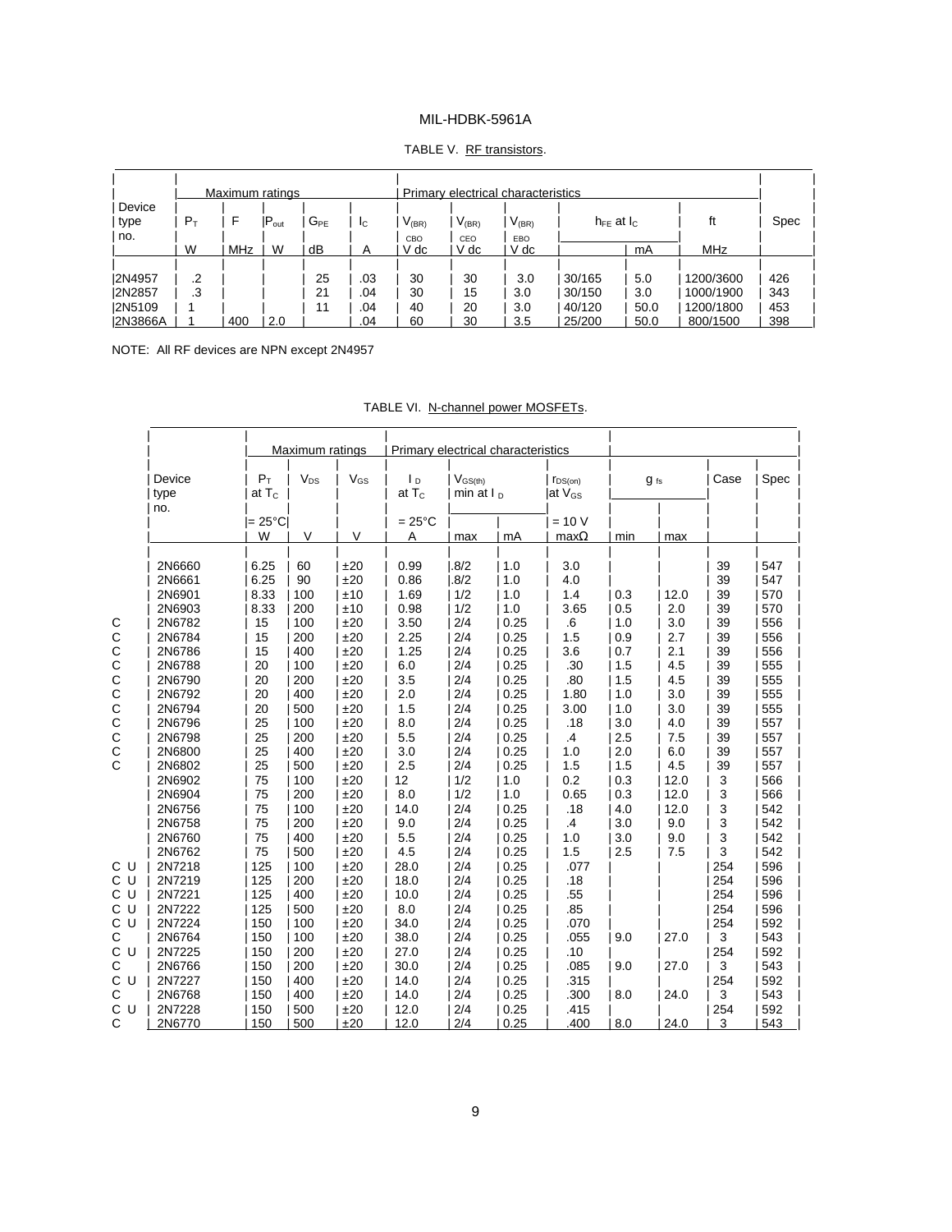TABLE V. RF transistors.

| Device type no. | Maximum ratings | | | | | Primary electrical characteristics | | | | | | Spec |
|---|---|---|---|---|---|---|---|---|---|---|---|---|
| | $P_T$ | F | $P_{out}$ | $G_{PE}$ | $I_C$ | $V_{(BR)CBO}$ | $V_{(BR)CEO}$ | $V_{(BR)EBO}$ | $h_{FE}$ at $I_C$ | | ft | |
| | W | MHz | W | dB | A | V dc | V dc | V dc | | mA | MHz | |
| 2N4957 | .2 | | | 25 | .03 | 30 | 30 | 3.0 | 30/165 | 5.0 | 1200/3600 | 426 |
| 2N2857 | .3 | | | 21 | .04 | 30 | 15 | 3.0 | 30/150 | 3.0 | 1000/1900 | 343 |
| 2N5109 | 1 | | | 11 | .04 | 40 | 20 | 3.0 | 40/120 | 50.0 | 1200/1800 | 453 |
| 2N3866A | 1 | 400 | 2.0 | | .04 | 60 | 30 | 3.5 | 25/200 | 50.0 | 800/1500 | 398 |

NOTE: All RF devices are NPN except 2N4957

TABLE VI. N-channel power MOSFETs.

| | Device type no. | Maximum ratings | | | Primary electrical characteristics | | | | | | Case | Spec |
|---|---|---|---|---|---|---|---|---|---|---|---|---|
| | | $P_T$ at $T_C$ = 25°C | $V_{DS}$ | $V_{GS}$ | $I_D$ at $T_C$ = 25°C | $V_{GS(th)}$ min at $I_D$ | | $r_{DS(on)}$ at $V_{GS}$ = 10 V | $g_{fs}$ | | | |
| | | W | V | V | A | max | mA | max$\Omega$ | min | max | | |
| | 2N6660 | 6.25 | 60 | ±20 | 0.99 | .8/2 | 1.0 | 3.0 | | | 39 | 547 |
| | 2N6661 | 6.25 | 90 | ±20 | 0.86 | .8/2 | 1.0 | 4.0 | | | 39 | 547 |
| | 2N6901 | 8.33 | 100 | ±10 | 1.69 | 1/2 | 1.0 | 1.4 | 0.3 | 12.0 | 39 | 570 |
| | 2N6903 | 8.33 | 200 | ±10 | 0.98 | 1/2 | 1.0 | 3.65 | 0.5 | 2.0 | 39 | 570 |
| C | 2N6782 | 15 | 100 | ±20 | 3.50 | 2/4 | 0.25 | .6 | 1.0 | 3.0 | 39 | 556 |
| C | 2N6784 | 15 | 200 | ±20 | 2.25 | 2/4 | 0.25 | 1.5 | 0.9 | 2.7 | 39 | 556 |
| C | 2N6786 | 15 | 400 | ±20 | 1.25 | 2/4 | 0.25 | 3.6 | 0.7 | 2.1 | 39 | 556 |
| C | 2N6788 | 20 | 100 | ±20 | 6.0 | 2/4 | 0.25 | .30 | 1.5 | 4.5 | 39 | 555 |
| C | 2N6790 | 20 | 200 | ±20 | 3.5 | 2/4 | 0.25 | .80 | 1.5 | 4.5 | 39 | 555 |
| C | 2N6792 | 20 | 400 | ±20 | 2.0 | 2/4 | 0.25 | 1.80 | 1.0 | 3.0 | 39 | 555 |
| C | 2N6794 | 20 | 500 | ±20 | 1.5 | 2/4 | 0.25 | 3.00 | 1.0 | 3.0 | 39 | 555 |
| C | 2N6796 | 25 | 100 | ±20 | 8.0 | 2/4 | 0.25 | .18 | 3.0 | 4.0 | 39 | 557 |
| C | 2N6798 | 25 | 200 | ±20 | 5.5 | 2/4 | 0.25 | .4 | 2.5 | 7.5 | 39 | 557 |
| C | 2N6800 | 25 | 400 | ±20 | 3.0 | 2/4 | 0.25 | 1.0 | 2.0 | 6.0 | 39 | 557 |
| C | 2N6802 | 25 | 500 | ±20 | 2.5 | 2/4 | 0.25 | 1.5 | 1.5 | 4.5 | 39 | 557 |
| | 2N6902 | 75 | 100 | ±20 | 12 | 1/2 | 1.0 | 0.2 | 0.3 | 12.0 | 3 | 566 |
| | 2N6904 | 75 | 200 | ±20 | 8.0 | 1/2 | 1.0 | 0.65 | 0.3 | 12.0 | 3 | 566 |
| | 2N6756 | 75 | 100 | ±20 | 14.0 | 2/4 | 0.25 | .18 | 4.0 | 12.0 | 3 | 542 |
| | 2N6758 | 75 | 200 | ±20 | 9.0 | 2/4 | 0.25 | .4 | 3.0 | 9.0 | 3 | 542 |
| | 2N6760 | 75 | 400 | ±20 | 5.5 | 2/4 | 0.25 | 1.0 | 3.0 | 9.0 | 3 | 542 |
| | 2N6762 | 75 | 500 | ±20 | 4.5 | 2/4 | 0.25 | 1.5 | 2.5 | 7.5 | 3 | 542 |
| C U | 2N7218 | 125 | 100 | ±20 | 28.0 | 2/4 | 0.25 | .077 | | | 254 | 596 |
| C U | 2N7219 | 125 | 200 | ±20 | 18.0 | 2/4 | 0.25 | .18 | | | 254 | 596 |
| C U | 2N7221 | 125 | 400 | ±20 | 10.0 | 2/4 | 0.25 | .55 | | | 254 | 596 |
| C U | 2N7222 | 125 | 500 | ±20 | 8.0 | 2/4 | 0.25 | .85 | | | 254 | 596 |
| C U | 2N7224 | 150 | 100 | ±20 | 34.0 | 2/4 | 0.25 | .070 | | | 254 | 592 |
| C | 2N6764 | 150 | 100 | ±20 | 38.0 | 2/4 | 0.25 | .055 | 9.0 | 27.0 | 3 | 543 |
| C U | 2N7225 | 150 | 200 | ±20 | 27.0 | 2/4 | 0.25 | .10 | | | 254 | 592 |
| C | 2N6766 | 150 | 200 | ±20 | 30.0 | 2/4 | 0.25 | .085 | 9.0 | 27.0 | 3 | 543 |
| C U | 2N7227 | 150 | 400 | ±20 | 14.0 | 2/4 | 0.25 | .315 | | | 254 | 592 |
| C | 2N6768 | 150 | 400 | ±20 | 14.0 | 2/4 | 0.25 | .300 | 8.0 | 24.0 | 3 | 543 |
| C U | 2N7228 | 150 | 500 | ±20 | 12.0 | 2/4 | 0.25 | .415 | | | 254 | 592 |
| C | 2N6770 | 150 | 500 | ±20 | 12.0 | 2/4 | 0.25 | .400 | 8.0 | 24.0 | 3 | 543 |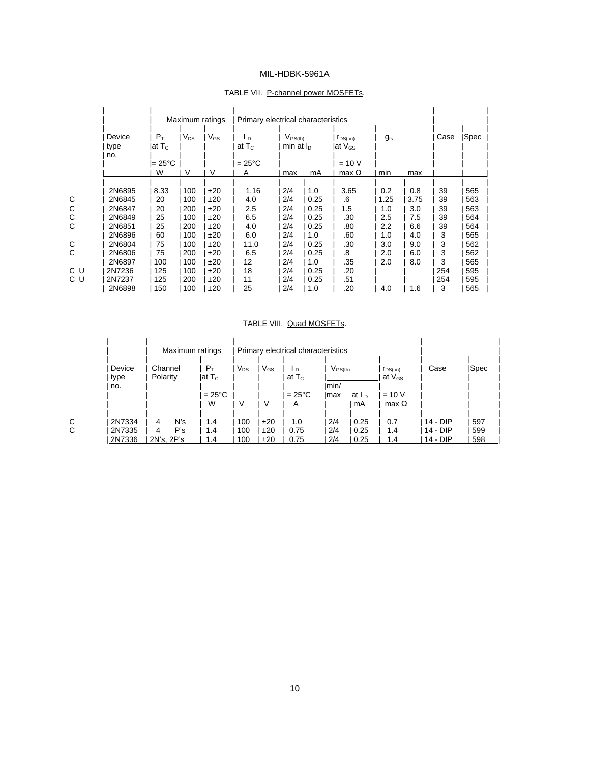TABLE VII. P-channel power MOSFETs.

| | Device type no. | Maximum ratings | | | Primary electrical characteristics | | | | | | Case | Spec |
|---|---|---|---|---|---|---|---|---|---|---|---|---|
| | | $P_T$ at $T_C$ = 25°C | $V_{DS}$ | $V_{GS}$ | $I_D$ at $T_C$ = 25°C | $V_{GS(th)}$ min at $I_D$ | | $r_{DS(on)}$ at $V_{GS}$ = 10 V | $g_{fs}$ | | | |
| | | W | V | V | A | max | mA | max Ω | min | max | | |
| | 2N6895 | 8.33 | 100 | ±20 | 1.16 | 2/4 | 1.0 | 3.65 | 0.2 | 0.8 | 39 | 565 |
| C | 2N6845 | 20 | 100 | ±20 | 4.0 | 2/4 | 0.25 | .6 | 1.25 | 3.75 | 39 | 563 |
| C | 2N6847 | 20 | 200 | ±20 | 2.5 | 2/4 | 0.25 | 1.5 | 1.0 | 3.0 | 39 | 563 |
| C | 2N6849 | 25 | 100 | ±20 | 6.5 | 2/4 | 0.25 | .30 | 2.5 | 7.5 | 39 | 564 |
| C | 2N6851 | 25 | 200 | ±20 | 4.0 | 2/4 | 0.25 | .80 | 2.2 | 6.6 | 39 | 564 |
| | 2N6896 | 60 | 100 | ±20 | 6.0 | 2/4 | 1.0 | .60 | 1.0 | 4.0 | 3 | 565 |
| C | 2N6804 | 75 | 100 | ±20 | 11.0 | 2/4 | 0.25 | .30 | 3.0 | 9.0 | 3 | 562 |
| C | 2N6806 | 75 | 200 | ±20 | 6.5 | 2/4 | 0.25 | .8 | 2.0 | 6.0 | 3 | 562 |
| | 2N6897 | 100 | 100 | ±20 | 12 | 2/4 | 1.0 | .35 | 2.0 | 8.0 | 3 | 565 |
| C U | 2N7236 | 125 | 100 | ±20 | 18 | 2/4 | 0.25 | .20 | | | 254 | 595 |
| C U | 2N7237 | 125 | 200 | ±20 | 11 | 2/4 | 0.25 | .51 | | | 254 | 595 |
| | 2N6898 | 150 | 100 | ±20 | 25 | 2/4 | 1.0 | .20 | 4.0 | 1.6 | 3 | 565 |

TABLE VIII. Quad MOSFETs.

| | Device type no. | Maximum ratings | | | | Primary electrical characteristics | | | | Case | Spec |
|---|---|---|---|---|---|---|---|---|---|---|---|
| | | Channel Polarity | $P_T$ at $T_C$ = 25°C | $V_{DS}$ | $V_{GS}$ | $I_D$ at $T_C$ = 25°C | $V_{GS(th)}$ min/max | at $I_D$ | $r_{DS(on)}$ at $V_{GS}$ = 10 V | | |
| | | | W | V | V | A | | mA | max Ω | | |
| C | 2N7334 | 4 N's | 1.4 | 100 | ±20 | 1.0 | 2/4 | 0.25 | 0.7 | 14 - DIP | 597 |
| C | 2N7335 | 4 P's | 1.4 | 100 | ±20 | 0.75 | 2/4 | 0.25 | 1.4 | 14 - DIP | 599 |
| | 2N7336 | 2N's, 2P's | 1.4 | 100 | ±20 | 0.75 | 2/4 | 0.25 | 1.4 | 14 - DIP | 598 |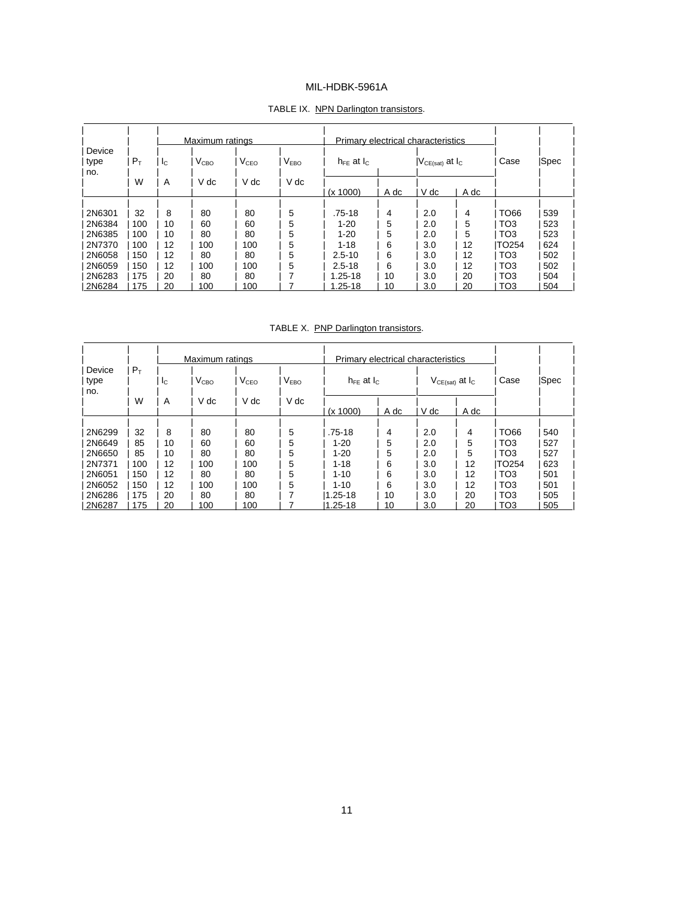TABLE IX. NPN Darlington transistors.

| Device type no. | $P_T$ | Maximum ratings | | | | Primary electrical characteristics | | | | Case | Spec |
|---|---|---|---|---|---|---|---|---|---|---|---|
| | | $I_C$ | $V_{CBO}$ | $V_{CEO}$ | $V_{EBO}$ | $h_{FE}$ at $I_C$ | | $V_{CE(sat)}$ at $I_C$ | | | |
| | W | A | V dc | V dc | V dc | (x 1000) | A dc | V dc | A dc | | |
| 2N6301 | 32 | 8 | 80 | 80 | 5 | .75-18 | 4 | 2.0 | 4 | TO66 | 539 |
| 2N6384 | 100 | 10 | 60 | 60 | 5 | 1-20 | 5 | 2.0 | 5 | TO3 | 523 |
| 2N6385 | 100 | 10 | 80 | 80 | 5 | 1-20 | 5 | 2.0 | 5 | TO3 | 523 |
| 2N7370 | 100 | 12 | 100 | 100 | 5 | 1-18 | 6 | 3.0 | 12 | TO254 | 624 |
| 2N6058 | 150 | 12 | 80 | 80 | 5 | 2.5-10 | 6 | 3.0 | 12 | TO3 | 502 |
| 2N6059 | 150 | 12 | 100 | 100 | 5 | 2.5-18 | 6 | 3.0 | 12 | TO3 | 502 |
| 2N6283 | 175 | 20 | 80 | 80 | 7 | 1.25-18 | 10 | 3.0 | 20 | TO3 | 504 |
| 2N6284 | 175 | 20 | 100 | 100 | 7 | 1.25-18 | 10 | 3.0 | 20 | TO3 | 504 |

TABLE X. PNP Darlington transistors.

| Device type no. | $P_T$ | Maximum ratings | | | | Primary electrical characteristics | | | | Case | Spec |
|---|---|---|---|---|---|---|---|---|---|---|---|
| | | $I_C$ | $V_{CBO}$ | $V_{CEO}$ | $V_{EBO}$ | $h_{FE}$ at $I_C$ | | $V_{CE(sat)}$ at $I_C$ | | | |
| | W | A | V dc | V dc | V dc | (x 1000) | A dc | V dc | A dc | | |
| 2N6299 | 32 | 8 | 80 | 80 | 5 | .75-18 | 4 | 2.0 | 4 | TO66 | 540 |
| 2N6649 | 85 | 10 | 60 | 60 | 5 | 1-20 | 5 | 2.0 | 5 | TO3 | 527 |
| 2N6650 | 85 | 10 | 80 | 80 | 5 | 1-20 | 5 | 2.0 | 5 | TO3 | 527 |
| 2N7371 | 100 | 12 | 100 | 100 | 5 | 1-18 | 6 | 3.0 | 12 | TO254 | 623 |
| 2N6051 | 150 | 12 | 80 | 80 | 5 | 1-10 | 6 | 3.0 | 12 | TO3 | 501 |
| 2N6052 | 150 | 12 | 100 | 100 | 5 | 1-10 | 6 | 3.0 | 12 | TO3 | 501 |
| 2N6286 | 175 | 20 | 80 | 80 | 7 | 1.25-18 | 10 | 3.0 | 20 | TO3 | 505 |
| 2N6287 | 175 | 20 | 100 | 100 | 7 | 1.25-18 | 10 | 3.0 | 20 | TO3 | 505 |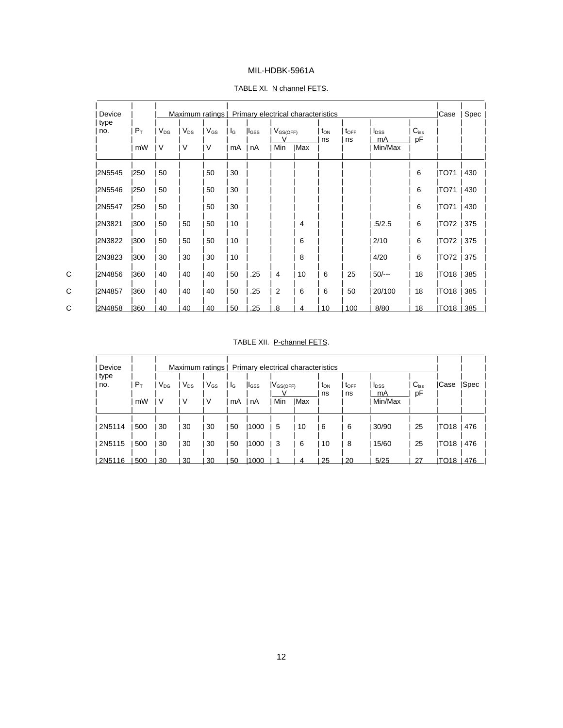TABLE XI. N channel FETS.

| Device type no. | $P_T$ | Maximum ratings | | | Primary electrical characteristics | | | | | | | | Case | Spec |
|---|---|---|---|---|---|---|---|---|---|---|---|---|---|---|
| | | $V_{DG}$ | $V_{DS}$ | $V_{GS}$ | $I_G$ | $I_{GSS}$ | $V_{GS(OFF)}$ V | | $t_{ON}$ ns | $t_{OFF}$ ns | $I_{DSS}$ mA | $C_{iss}$ pF | | |
| | mW | V | V | V | mA | nA | Min | Max | | | Min/Max | | | |
| 2N5545 | 250 | 50 | | 50 | 30 | | | | | | | 6 | TO71 | 430 |
| 2N5546 | 250 | 50 | | 50 | 30 | | | | | | | 6 | TO71 | 430 |
| 2N5547 | 250 | 50 | | 50 | 30 | | | | | | | 6 | TO71 | 430 |
| 2N3821 | 300 | 50 | 50 | 50 | 10 | | | 4 | | | .5/2.5 | 6 | TO72 | 375 |
| 2N3822 | 300 | 50 | 50 | 50 | 10 | | | 6 | | | 2/10 | 6 | TO72 | 375 |
| 2N3823 | 300 | 30 | 30 | 30 | 10 | | | 8 | | | 4/20 | 6 | TO72 | 375 |
| C 2N4856 | 360 | 40 | 40 | 40 | 50 | .25 | 4 | 10 | 6 | 25 | 50/--- | 18 | TO18 | 385 |
| C 2N4857 | 360 | 40 | 40 | 40 | 50 | .25 | 2 | 6 | 6 | 50 | 20/100 | 18 | TO18 | 385 |
| C 2N4858 | 360 | 40 | 40 | 40 | 50 | .25 | .8 | 4 | 10 | 100 | 8/80 | 18 | TO18 | 385 |

TABLE XII. P-channel FETS.

| Device type no. | $P_T$ | Maximum ratings | | | Primary electrical characteristics | | | | | | | | Case | Spec |
|---|---|---|---|---|---|---|---|---|---|---|---|---|---|---|
| | | $V_{DG}$ | $V_{DS}$ | $V_{GS}$ | $I_G$ | $I_{GSS}$ | $V_{GS(OFF)}$ V | | $t_{ON}$ ns | $t_{OFF}$ ns | $I_{DSS}$ mA | $C_{iss}$ pF | | |
| | mW | V | V | V | mA | nA | Min | Max | | | Min/Max | | | |
| 2N5114 | 500 | 30 | 30 | 30 | 50 | 1000 | 5 | 10 | 6 | 6 | 30/90 | 25 | TO18 | 476 |
| 2N5115 | 500 | 30 | 30 | 30 | 50 | 1000 | 3 | 6 | 10 | 8 | 15/60 | 25 | TO18 | 476 |
| 2N5116 | 500 | 30 | 30 | 30 | 50 | 1000 | 1 | 4 | 25 | 20 | 5/25 | 27 | TO18 | 476 |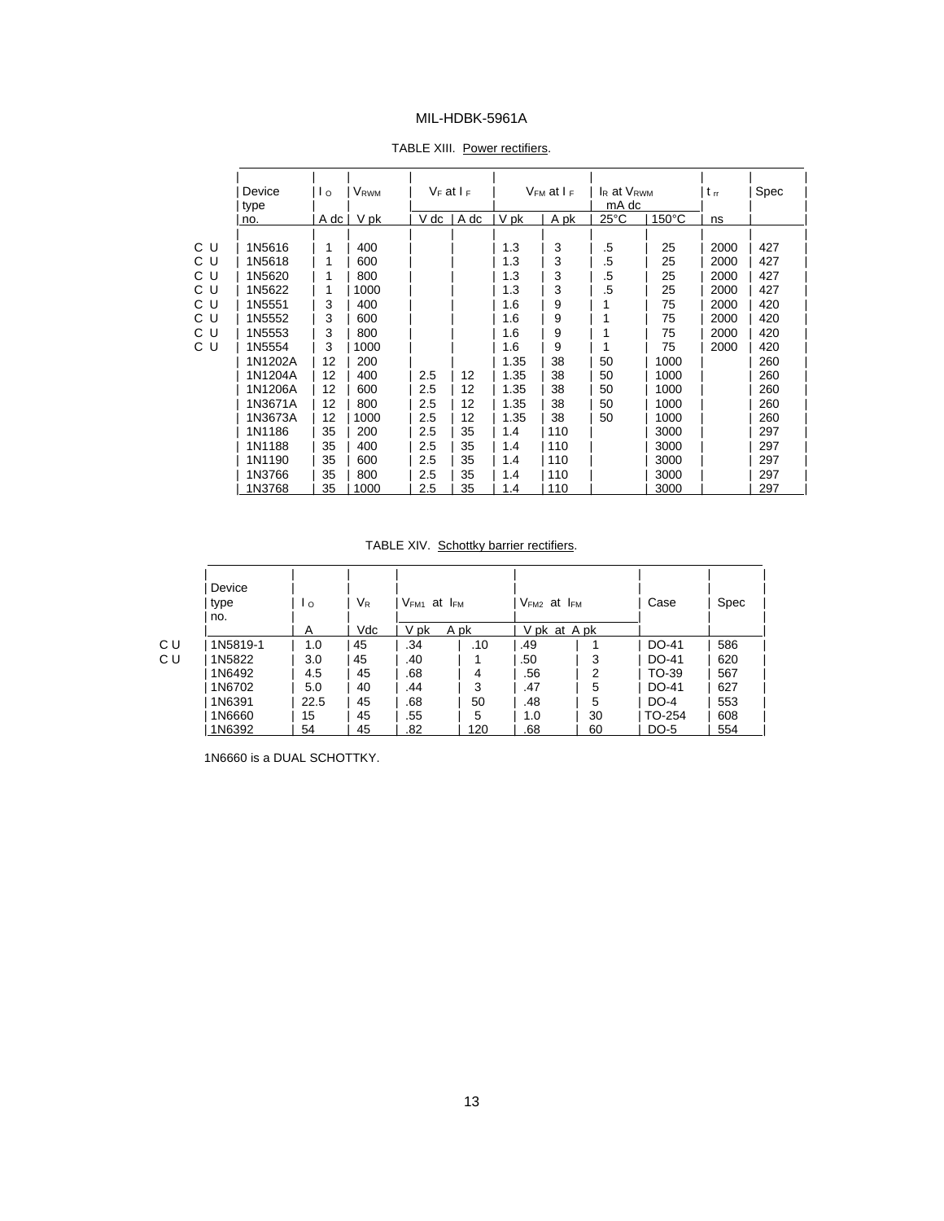TABLE XIII. Power rectifiers.

| | Device type | $I_O$ | $V_{RWM}$ | $V_F$ at $I_F$ | | $V_{FM}$ at $I_F$ | | $I_R$ at $V_{RWM}$ mA dc | | $t_{rr}$ | Spec |
|---|---|---|---|---|---|---|---|---|---|---|---|
| | no. | A dc | V pk | V dc | A dc | V pk | A pk | 25°C | 150°C | ns | |
| C U | 1N5616 | 1 | 400 | | | 1.3 | 3 | .5 | 25 | 2000 | 427 |
| C U | 1N5618 | 1 | 600 | | | 1.3 | 3 | .5 | 25 | 2000 | 427 |
| C U | 1N5620 | 1 | 800 | | | 1.3 | 3 | .5 | 25 | 2000 | 427 |
| C U | 1N5622 | 1 | 1000 | | | 1.3 | 3 | .5 | 25 | 2000 | 427 |
| C U | 1N5551 | 3 | 400 | | | 1.6 | 9 | 1 | 75 | 2000 | 420 |
| C U | 1N5552 | 3 | 600 | | | 1.6 | 9 | 1 | 75 | 2000 | 420 |
| C U | 1N5553 | 3 | 800 | | | 1.6 | 9 | 1 | 75 | 2000 | 420 |
| C U | 1N5554 | 3 | 1000 | | | 1.6 | 9 | 1 | 75 | 2000 | 420 |
| | 1N1202A | 12 | 200 | | | 1.35 | 38 | 50 | 1000 | | 260 |
| | 1N1204A | 12 | 400 | 2.5 | 12 | 1.35 | 38 | 50 | 1000 | | 260 |
| | 1N1206A | 12 | 600 | 2.5 | 12 | 1.35 | 38 | 50 | 1000 | | 260 |
| | 1N3671A | 12 | 800 | 2.5 | 12 | 1.35 | 38 | 50 | 1000 | | 260 |
| | 1N3673A | 12 | 1000 | 2.5 | 12 | 1.35 | 38 | 50 | 1000 | | 260 |
| | 1N1186 | 35 | 200 | 2.5 | 35 | 1.4 | 110 | | 3000 | | 297 |
| | 1N1188 | 35 | 400 | 2.5 | 35 | 1.4 | 110 | | 3000 | | 297 |
| | 1N1190 | 35 | 600 | 2.5 | 35 | 1.4 | 110 | | 3000 | | 297 |
| | 1N3766 | 35 | 800 | 2.5 | 35 | 1.4 | 110 | | 3000 | | 297 |
| | 1N3768 | 35 | 1000 | 2.5 | 35 | 1.4 | 110 | | 3000 | | 297 |

TABLE XIV. Schottky barrier rectifiers.

| | Device type no. | $I_O$ | $V_R$ | $V_{FM1}$ at $I_{FM}$ | | $V_{FM2}$ at $I_{FM}$ | | Case | Spec |
|---|---|---|---|---|---|---|---|---|---|
| | | A | Vdc | V pk | A pk | V pk | A pk | | |
| C U | 1N5819-1 | 1.0 | 45 | .34 | .10 | .49 | 1 | DO-41 | 586 |
| C U | 1N5822 | 3.0 | 45 | .40 | 1 | .50 | 3 | DO-41 | 620 |
| | 1N6492 | 4.5 | 45 | .68 | 4 | .56 | 2 | TO-39 | 567 |
| | 1N6702 | 5.0 | 40 | .44 | 3 | .47 | 5 | DO-41 | 627 |
| | 1N6391 | 22.5 | 45 | .68 | 50 | .48 | 5 | DO-4 | 553 |
| | 1N6660 | 15 | 45 | .55 | 5 | 1.0 | 30 | TO-254 | 608 |
| | 1N6392 | 54 | 45 | .82 | 120 | .68 | 60 | DO-5 | 554 |

1N6660 is a DUAL SCHOTTKY.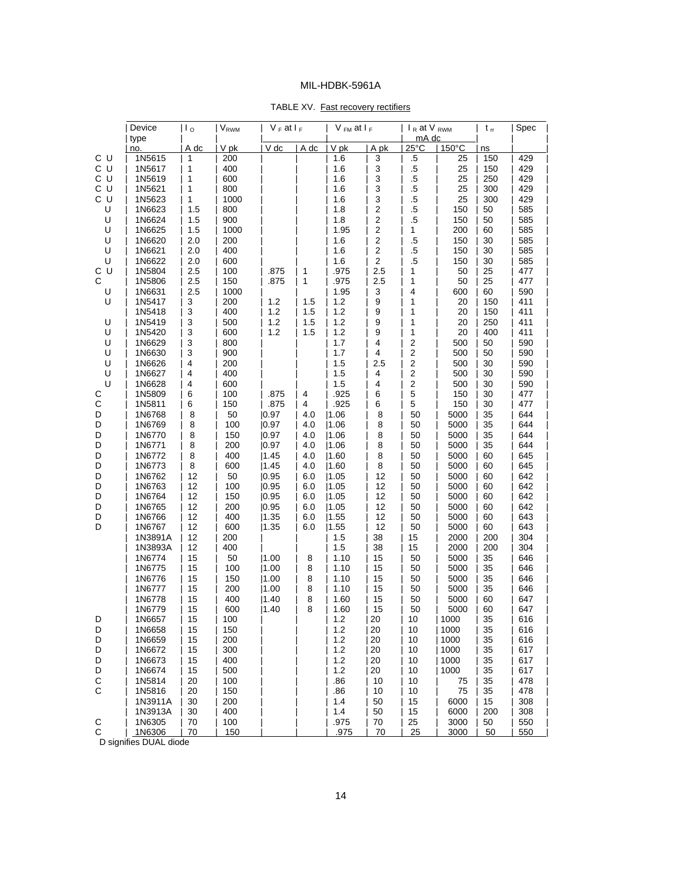TABLE XV. Fast recovery rectifiers

| | Device type no. | $I_O$ | $V_{RWM}$ | $V_F$ at $I_F$ | | $V_{FM}$ at $I_F$ | | $I_R$ at $V_{RWM}$ mA dc | | $t_{rr}$ | Spec |
|---|---|---|---|---|---|---|---|---|---|---|---|
| | | A dc | V pk | V dc | A dc | V pk | A pk | 25°C | 150°C | ns | |
| C U | 1N5615 | 1 | 200 | | | 1.6 | 3 | .5 | 25 | 150 | 429 |
| C U | 1N5617 | 1 | 400 | | | 1.6 | 3 | .5 | 25 | 150 | 429 |
| C U | 1N5619 | 1 | 600 | | | 1.6 | 3 | .5 | 25 | 250 | 429 |
| C U | 1N5621 | 1 | 800 | | | 1.6 | 3 | .5 | 25 | 300 | 429 |
| C U | 1N5623 | 1 | 1000 | | | 1.6 | 3 | .5 | 25 | 300 | 429 |
| U | 1N6623 | 1.5 | 800 | | | 1.8 | 2 | .5 | 150 | 50 | 585 |
| U | 1N6624 | 1.5 | 900 | | | 1.8 | 2 | .5 | 150 | 50 | 585 |
| U | 1N6625 | 1.5 | 1000 | | | 1.95 | 2 | 1 | 200 | 60 | 585 |
| U | 1N6620 | 2.0 | 200 | | | 1.6 | 2 | .5 | 150 | 30 | 585 |
| U | 1N6621 | 2.0 | 400 | | | 1.6 | 2 | .5 | 150 | 30 | 585 |
| U | 1N6622 | 2.0 | 600 | | | 1.6 | 2 | .5 | 150 | 30 | 585 |
| C U | 1N5804 | 2.5 | 100 | .875 | 1 | .975 | 2.5 | 1 | 50 | 25 | 477 |
| C | 1N5806 | 2.5 | 150 | .875 | 1 | .975 | 2.5 | 1 | 50 | 25 | 477 |
| U | 1N6631 | 2.5 | 1000 | | | 1.95 | 3 | 4 | 600 | 60 | 590 |
| U | 1N5417 | 3 | 200 | 1.2 | 1.5 | 1.2 | 9 | 1 | 20 | 150 | 411 |
| | 1N5418 | 3 | 400 | 1.2 | 1.5 | 1.2 | 9 | 1 | 20 | 150 | 411 |
| U | 1N5419 | 3 | 500 | 1.2 | 1.5 | 1.2 | 9 | 1 | 20 | 250 | 411 |
| U | 1N5420 | 3 | 600 | 1.2 | 1.5 | 1.2 | 9 | 1 | 20 | 400 | 411 |
| U | 1N6629 | 3 | 800 | | | 1.7 | 4 | 2 | 500 | 50 | 590 |
| U | 1N6630 | 3 | 900 | | | 1.7 | 4 | 2 | 500 | 50 | 590 |
| U | 1N6626 | 4 | 200 | | | 1.5 | 2.5 | 2 | 500 | 30 | 590 |
| U | 1N6627 | 4 | 400 | | | 1.5 | 4 | 2 | 500 | 30 | 590 |
| U | 1N6628 | 4 | 600 | | | 1.5 | 4 | 2 | 500 | 30 | 590 |
| C | 1N5809 | 6 | 100 | .875 | 4 | .925 | 6 | 5 | 150 | 30 | 477 |
| C | 1N5811 | 6 | 150 | .875 | 4 | .925 | 6 | 5 | 150 | 30 | 477 |
| D | 1N6768 | 8 | 50 | 0.97 | 4.0 | 1.06 | 8 | 50 | 5000 | 35 | 644 |
| D | 1N6769 | 8 | 100 | 0.97 | 4.0 | 1.06 | 8 | 50 | 5000 | 35 | 644 |
| D | 1N6770 | 8 | 150 | 0.97 | 4.0 | 1.06 | 8 | 50 | 5000 | 35 | 644 |
| D | 1N6771 | 8 | 200 | 0.97 | 4.0 | 1.06 | 8 | 50 | 5000 | 35 | 644 |
| D | 1N6772 | 8 | 400 | 1.45 | 4.0 | 1.60 | 8 | 50 | 5000 | 60 | 645 |
| D | 1N6773 | 8 | 600 | 1.45 | 4.0 | 1.60 | 8 | 50 | 5000 | 60 | 645 |
| D | 1N6762 | 12 | 50 | 0.95 | 6.0 | 1.05 | 12 | 50 | 5000 | 60 | 642 |
| D | 1N6763 | 12 | 100 | 0.95 | 6.0 | 1.05 | 12 | 50 | 5000 | 60 | 642 |
| D | 1N6764 | 12 | 150 | 0.95 | 6.0 | 1.05 | 12 | 50 | 5000 | 60 | 642 |
| D | 1N6765 | 12 | 200 | 0.95 | 6.0 | 1.05 | 12 | 50 | 5000 | 60 | 642 |
| D | 1N6766 | 12 | 400 | 1.35 | 6.0 | 1.55 | 12 | 50 | 5000 | 60 | 643 |
| D | 1N6767 | 12 | 600 | 1.35 | 6.0 | 1.55 | 12 | 50 | 5000 | 60 | 643 |
| | 1N3891A | 12 | 200 | | | 1.5 | 38 | 15 | 2000 | 200 | 304 |
| | 1N3893A | 12 | 400 | | | 1.5 | 38 | 15 | 2000 | 200 | 304 |
| | 1N6774 | 15 | 50 | 1.00 | 8 | 1.10 | 15 | 50 | 5000 | 35 | 646 |
| | 1N6775 | 15 | 100 | 1.00 | 8 | 1.10 | 15 | 50 | 5000 | 35 | 646 |
| | 1N6776 | 15 | 150 | 1.00 | 8 | 1.10 | 15 | 50 | 5000 | 35 | 646 |
| | 1N6777 | 15 | 200 | 1.00 | 8 | 1.10 | 15 | 50 | 5000 | 35 | 646 |
| | 1N6778 | 15 | 400 | 1.40 | 8 | 1.60 | 15 | 50 | 5000 | 60 | 647 |
| | 1N6779 | 15 | 600 | 1.40 | 8 | 1.60 | 15 | 50 | 5000 | 60 | 647 |
| D | 1N6657 | 15 | 100 | | | 1.2 | 20 | 10 | 1000 | 35 | 616 |
| D | 1N6658 | 15 | 150 | | | 1.2 | 20 | 10 | 1000 | 35 | 616 |
| D | 1N6659 | 15 | 200 | | | 1.2 | 20 | 10 | 1000 | 35 | 616 |
| D | 1N6672 | 15 | 300 | | | 1.2 | 20 | 10 | 1000 | 35 | 617 |
| D | 1N6673 | 15 | 400 | | | 1.2 | 20 | 10 | 1000 | 35 | 617 |
| D | 1N6674 | 15 | 500 | | | 1.2 | 20 | 10 | 1000 | 35 | 617 |
| C | 1N5814 | 20 | 100 | | | .86 | 10 | 10 | 75 | 35 | 478 |
| C | 1N5816 | 20 | 150 | | | .86 | 10 | 10 | 75 | 35 | 478 |
| | 1N3911A | 30 | 200 | | | 1.4 | 50 | 15 | 6000 | 15 | 308 |
| | 1N3913A | 30 | 400 | | | 1.4 | 50 | 15 | 6000 | 200 | 308 |
| C | 1N6305 | 70 | 100 | | | .975 | 70 | 25 | 3000 | 50 | 550 |
| C | 1N6306 | 70 | 150 | | | .975 | 70 | 25 | 3000 | 50 | 550 |

D signifies DUAL diode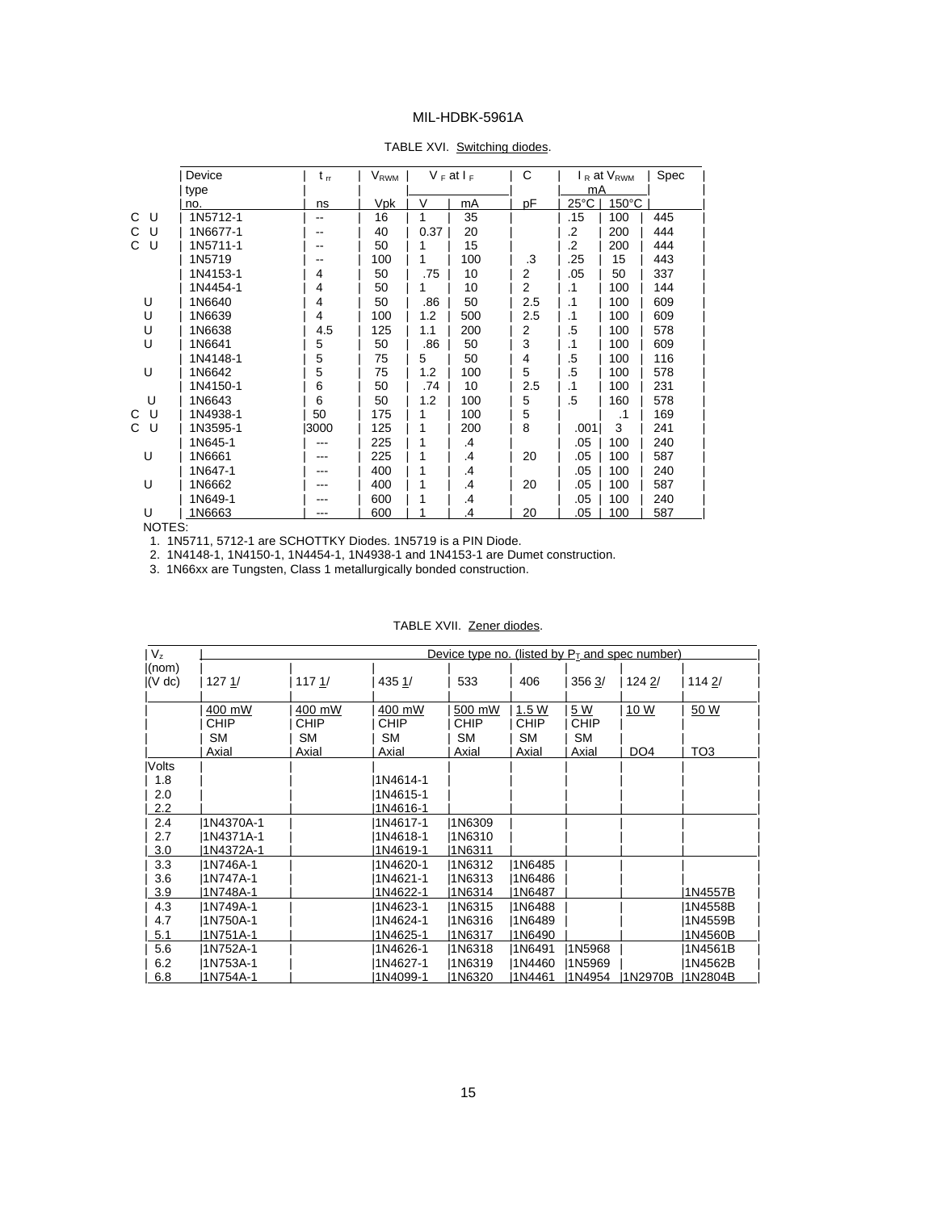TABLE XVI. Switching diodes.

| | Device type no. | $t_{rr}$ ns | $V_{RWM}$ Vpk | $V_F$ at $I_F$ V | mA | C pF | $I_R$ at $V_{RWM}$ mA 25°C | 150°C | Spec |
|---|---|---|---|---|---|---|---|---|---|
| C U | 1N5712-1 | -- | 16 | 1 | 35 | | .15 | 100 | 445 |
| C U | 1N6677-1 | -- | 40 | 0.37 | 20 | | .2 | 200 | 444 |
| C U | 1N5711-1 | -- | 50 | 1 | 15 | | .2 | 200 | 444 |
| | 1N5719 | -- | 100 | 1 | 100 | .3 | .25 | 15 | 443 |
| | 1N4153-1 | 4 | 50 | .75 | 10 | 2 | .05 | 50 | 337 |
| | 1N4454-1 | 4 | 50 | 1 | 10 | 2 | .1 | 100 | 144 |
| U | 1N6640 | 4 | 50 | .86 | 50 | 2.5 | .1 | 100 | 609 |
| U | 1N6639 | 4 | 100 | 1.2 | 500 | 2.5 | .1 | 100 | 609 |
| U | 1N6638 | 4.5 | 125 | 1.1 | 200 | 2 | .5 | 100 | 578 |
| U | 1N6641 | 5 | 50 | .86 | 50 | 3 | .1 | 100 | 609 |
| | 1N4148-1 | 5 | 75 | 5 | 50 | 4 | .5 | 100 | 116 |
| U | 1N6642 | 5 | 75 | 1.2 | 100 | 5 | .5 | 100 | 578 |
| | 1N4150-1 | 6 | 50 | .74 | 10 | 2.5 | .1 | 100 | 231 |
| U | 1N6643 | 6 | 50 | 1.2 | 100 | 5 | .5 | 160 | 578 |
| C U | 1N4938-1 | 50 | 175 | 1 | 100 | 5 | | .1 | 169 |
| C U | 1N3595-1 | 3000 | 125 | 1 | 200 | 8 | .001 | 3 | 241 |
| | 1N645-1 | --- | 225 | 1 | .4 | | .05 | 100 | 240 |
| U | 1N6661 | --- | 225 | 1 | .4 | 20 | .05 | 100 | 587 |
| | 1N647-1 | --- | 400 | 1 | .4 | | .05 | 100 | 240 |
| U | 1N6662 | --- | 400 | 1 | .4 | 20 | .05 | 100 | 587 |
| | 1N649-1 | --- | 600 | 1 | .4 | | .05 | 100 | 240 |
| U | 1N6663 | --- | 600 | 1 | .4 | 20 | .05 | 100 | 587 |

NOTES:

1. 1N5711, 5712-1 are SCHOTTKY Diodes. 1N5719 is a PIN Diode.
2. 1N4148-1, 1N4150-1, 1N4454-1, 1N4938-1 and 1N4153-1 are Dumet construction.
3. 1N66xx are Tungsten, Class 1 metallurgically bonded construction.

TABLE XVII. Zener diodes.

| $V_z$ (nom) (V dc) | Device type no. (listed by $P_T$ and spec number) 127 1/ | 117 1/ | 435 1/ | 533 | 406 | 356 3/ | 124 2/ | 114 2/ |
|---|---|---|---|---|---|---|---|---|
| | 400 mW CHIP SM Axial | 400 mW CHIP SM Axial | 400 mW CHIP SM Axial | 500 mW CHIP SM Axial | 1.5 W CHIP SM Axial | 5 W CHIP SM Axial | 10 W DO4 | 50 W TO3 |
| Volts | | | | | | | | |
| 1.8 | | | 1N4614-1 | | | | | |
| 2.0 | | | 1N4615-1 | | | | | |
| 2.2 | | | 1N4616-1 | | | | | |
| 2.4 | 1N4370A-1 | | 1N4617-1 | 1N6309 | | | | |
| 2.7 | 1N4371A-1 | | 1N4618-1 | 1N6310 | | | | |
| 3.0 | 1N4372A-1 | | 1N4619-1 | 1N6311 | | | | |
| 3.3 | 1N746A-1 | | 1N4620-1 | 1N6312 | 1N6485 | | | |
| 3.6 | 1N747A-1 | | 1N4621-1 | 1N6313 | 1N6486 | | | |
| 3.9 | 1N748A-1 | | 1N4622-1 | 1N6314 | 1N6487 | | | 1N4557B |
| 4.3 | 1N749A-1 | | 1N4623-1 | 1N6315 | 1N6488 | | | 1N4558B |
| 4.7 | 1N750A-1 | | 1N4624-1 | 1N6316 | 1N6489 | | | 1N4559B |
| 5.1 | 1N751A-1 | | 1N4625-1 | 1N6317 | 1N6490 | | | 1N4560B |
| 5.6 | 1N752A-1 | | 1N4626-1 | 1N6318 | 1N6491 | 1N5968 | | 1N4561B |
| 6.2 | 1N753A-1 | | 1N4627-1 | 1N6319 | 1N4460 | 1N5969 | | 1N4562B |
| 6.8 | 1N754A-1 | | 1N4099-1 | 1N6320 | 1N4461 | 1N4954 | 1N2970B | 1N2804B |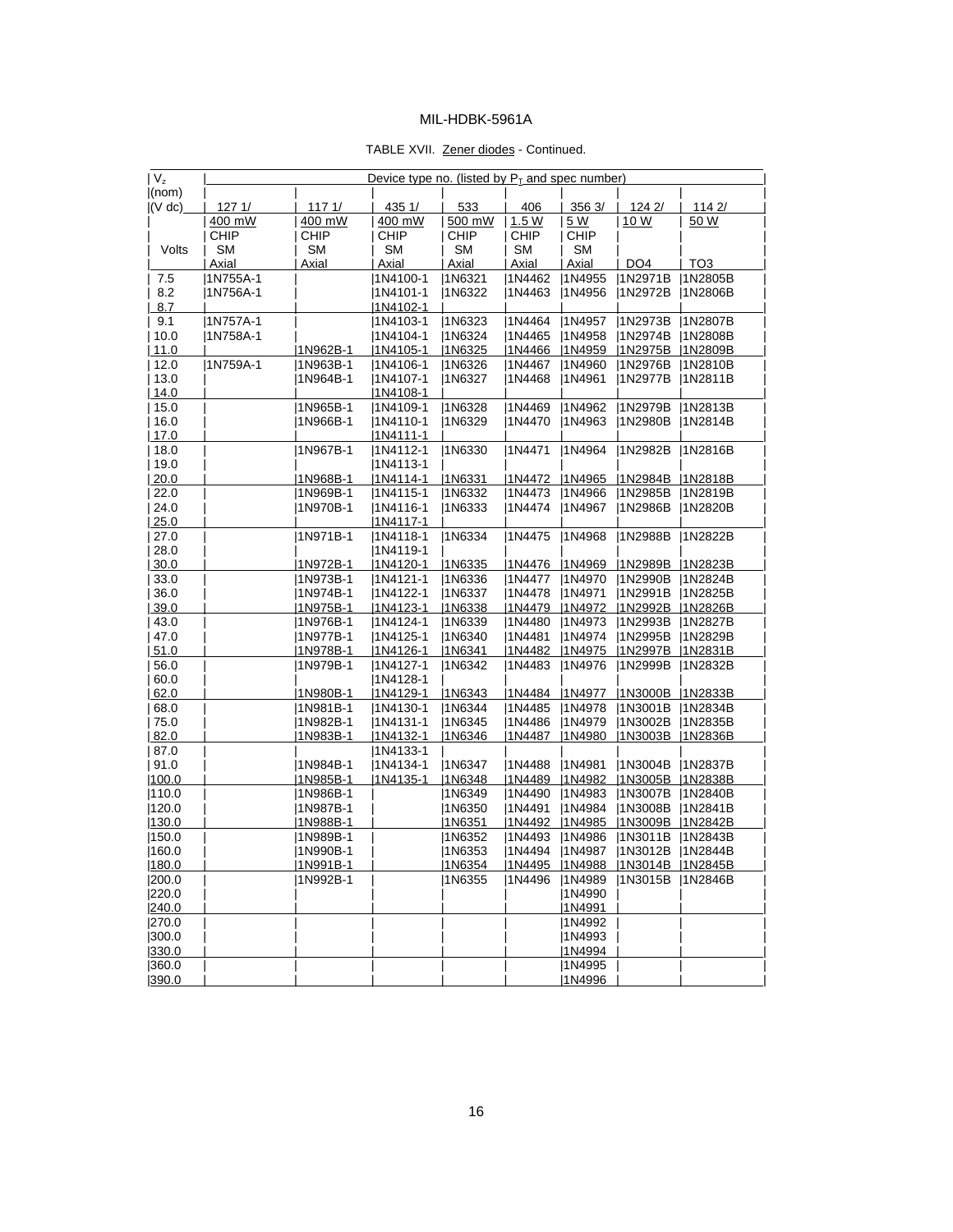TABLE XVII. Zener diodes - Continued.

| $V_z$ (nom) (V dc) | Device type no. (listed by $P_T$ and spec number) | | | | | | | |
|---|---|---|---|---|---|---|---|---|
| | 127 1/ | 117 1/ | 435 1/ | 533 | 406 | 356 3/ | 124 2/ | 114 2/ |
| Volts | 400 mW CHIP SM Axial | 400 mW CHIP SM Axial | 400 mW CHIP SM Axial | 500 mW CHIP SM Axial | 1.5 W CHIP SM Axial | 5 W CHIP SM Axial | 10 W DO4 | 50 W TO3 |
| 7.5 | 1N755A-1 | | 1N4100-1 | 1N6321 | 1N4462 | 1N4955 | 1N2971B | 1N2805B |
| 8.2 | 1N756A-1 | | 1N4101-1 | 1N6322 | 1N4463 | 1N4956 | 1N2972B | 1N2806B |
| 8.7 | | | 1N4102-1 | | | | | |
| 9.1 | 1N757A-1 | | 1N4103-1 | 1N6323 | 1N4464 | 1N4957 | 1N2973B | 1N2807B |
| 10.0 | 1N758A-1 | | 1N4104-1 | 1N6324 | 1N4465 | 1N4958 | 1N2974B | 1N2808B |
| 11.0 | | 1N962B-1 | 1N4105-1 | 1N6325 | 1N4466 | 1N4959 | 1N2975B | 1N2809B |
| 12.0 | 1N759A-1 | 1N963B-1 | 1N4106-1 | 1N6326 | 1N4467 | 1N4960 | 1N2976B | 1N2810B |
| 13.0 | | 1N964B-1 | 1N4107-1 | 1N6327 | 1N4468 | 1N4961 | 1N2977B | 1N2811B |
| 14.0 | | | 1N4108-1 | | | | | |
| 15.0 | | 1N965B-1 | 1N4109-1 | 1N6328 | 1N4469 | 1N4962 | 1N2979B | 1N2813B |
| 16.0 | | 1N966B-1 | 1N4110-1 | 1N6329 | 1N4470 | 1N4963 | 1N2980B | 1N2814B |
| 17.0 | | | 1N4111-1 | | | | | |
| 18.0 | | 1N967B-1 | 1N4112-1 | 1N6330 | 1N4471 | 1N4964 | 1N2982B | 1N2816B |
| 19.0 | | | 1N4113-1 | | | | | |
| 20.0 | | 1N968B-1 | 1N4114-1 | 1N6331 | 1N4472 | 1N4965 | 1N2984B | 1N2818B |
| 22.0 | | 1N969B-1 | 1N4115-1 | 1N6332 | 1N4473 | 1N4966 | 1N2985B | 1N2819B |
| 24.0 | | 1N970B-1 | 1N4116-1 | 1N6333 | 1N4474 | 1N4967 | 1N2986B | 1N2820B |
| 25.0 | | | 1N4117-1 | | | | | |
| 27.0 | | 1N971B-1 | 1N4118-1 | 1N6334 | 1N4475 | 1N4968 | 1N2988B | 1N2822B |
| 28.0 | | | 1N4119-1 | | | | | |
| 30.0 | | 1N972B-1 | 1N4120-1 | 1N6335 | 1N4476 | 1N4969 | 1N2989B | 1N2823B |
| 33.0 | | 1N973B-1 | 1N4121-1 | 1N6336 | 1N4477 | 1N4970 | 1N2990B | 1N2824B |
| 36.0 | | 1N974B-1 | 1N4122-1 | 1N6337 | 1N4478 | 1N4971 | 1N2991B | 1N2825B |
| 39.0 | | 1N975B-1 | 1N4123-1 | 1N6338 | 1N4479 | 1N4972 | 1N2992B | 1N2826B |
| 43.0 | | 1N976B-1 | 1N4124-1 | 1N6339 | 1N4480 | 1N4973 | 1N2993B | 1N2827B |
| 47.0 | | 1N977B-1 | 1N4125-1 | 1N6340 | 1N4481 | 1N4974 | 1N2995B | 1N2829B |
| 51.0 | | 1N978B-1 | 1N4126-1 | 1N6341 | 1N4482 | 1N4975 | 1N2997B | 1N2831B |
| 56.0 | | 1N979B-1 | 1N4127-1 | 1N6342 | 1N4483 | 1N4976 | 1N2999B | 1N2832B |
| 60.0 | | | 1N4128-1 | | | | | |
| 62.0 | | 1N980B-1 | 1N4129-1 | 1N6343 | 1N4484 | 1N4977 | 1N3000B | 1N2833B |
| 68.0 | | 1N981B-1 | 1N4130-1 | 1N6344 | 1N4485 | 1N4978 | 1N3001B | 1N2834B |
| 75.0 | | 1N982B-1 | 1N4131-1 | 1N6345 | 1N4486 | 1N4979 | 1N3002B | 1N2835B |
| 82.0 | | 1N983B-1 | 1N4132-1 | 1N6346 | 1N4487 | 1N4980 | 1N3003B | 1N2836B |
| 87.0 | | | 1N4133-1 | | | | | |
| 91.0 | | 1N984B-1 | 1N4134-1 | 1N6347 | 1N4488 | 1N4981 | 1N3004B | 1N2837B |
| 100.0 | | 1N985B-1 | 1N4135-1 | 1N6348 | 1N4489 | 1N4982 | 1N3005B | 1N2838B |
| 110.0 | | 1N986B-1 | | 1N6349 | 1N4490 | 1N4983 | 1N3007B | 1N2840B |
| 120.0 | | 1N987B-1 | | 1N6350 | 1N4491 | 1N4984 | 1N3008B | 1N2841B |
| 130.0 | | 1N988B-1 | | 1N6351 | 1N4492 | 1N4985 | 1N3009B | 1N2842B |
| 150.0 | | 1N989B-1 | | 1N6352 | 1N4493 | 1N4986 | 1N3011B | 1N2843B |
| 160.0 | | 1N990B-1 | | 1N6353 | 1N4494 | 1N4987 | 1N3012B | 1N2844B |
| 180.0 | | 1N991B-1 | | 1N6354 | 1N4495 | 1N4988 | 1N3014B | 1N2845B |
| 200.0 | | 1N992B-1 | | 1N6355 | 1N4496 | 1N4989 | 1N3015B | 1N2846B |
| 220.0 | | | | | | 1N4990 | | |
| 240.0 | | | | | | 1N4991 | | |
| 270.0 | | | | | | 1N4992 | | |
| 300.0 | | | | | | 1N4993 | | |
| 330.0 | | | | | | 1N4994 | | |
| 360.0 | | | | | | 1N4995 | | |
| 390.0 | | | | | | 1N4996 | | |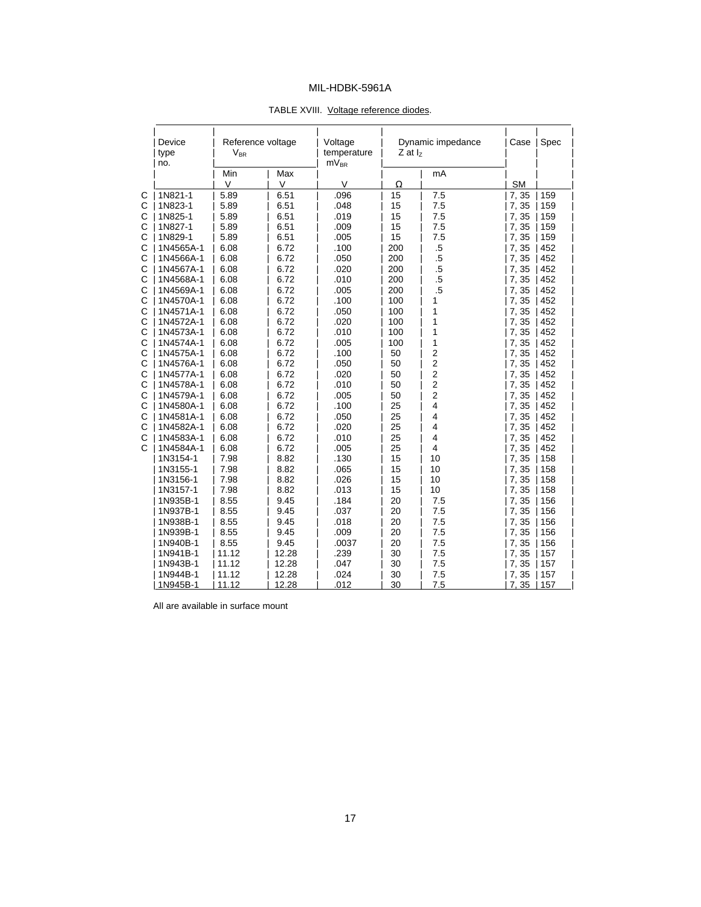TABLE XVIII. Voltage reference diodes.

| | Device type no. | Reference voltage $V_{BR}$ | | Voltage temperature $mV_{BR}$ | Dynamic impedance Z at $I_Z$ | | Case | Spec |
|---|---|---|---|---|---|---|---|---|
| | | Min | Max | | | mA | | |
| | | V | V | V | Ω | | SM | |
| C | 1N821-1 | 5.89 | 6.51 | .096 | 15 | 7.5 | 7, 35 | 159 |
| C | 1N823-1 | 5.89 | 6.51 | .048 | 15 | 7.5 | 7, 35 | 159 |
| C | 1N825-1 | 5.89 | 6.51 | .019 | 15 | 7.5 | 7, 35 | 159 |
| C | 1N827-1 | 5.89 | 6.51 | .009 | 15 | 7.5 | 7, 35 | 159 |
| C | 1N829-1 | 5.89 | 6.51 | .005 | 15 | 7.5 | 7, 35 | 159 |
| C | 1N4565A-1 | 6.08 | 6.72 | .100 | 200 | .5 | 7, 35 | 452 |
| C | 1N4566A-1 | 6.08 | 6.72 | .050 | 200 | .5 | 7, 35 | 452 |
| C | 1N4567A-1 | 6.08 | 6.72 | .020 | 200 | .5 | 7, 35 | 452 |
| C | 1N4568A-1 | 6.08 | 6.72 | .010 | 200 | .5 | 7, 35 | 452 |
| C | 1N4569A-1 | 6.08 | 6.72 | .005 | 200 | .5 | 7, 35 | 452 |
| C | 1N4570A-1 | 6.08 | 6.72 | .100 | 100 | 1 | 7, 35 | 452 |
| C | 1N4571A-1 | 6.08 | 6.72 | .050 | 100 | 1 | 7, 35 | 452 |
| C | 1N4572A-1 | 6.08 | 6.72 | .020 | 100 | 1 | 7, 35 | 452 |
| C | 1N4573A-1 | 6.08 | 6.72 | .010 | 100 | 1 | 7, 35 | 452 |
| C | 1N4574A-1 | 6.08 | 6.72 | .005 | 100 | 1 | 7, 35 | 452 |
| C | 1N4575A-1 | 6.08 | 6.72 | .100 | 50 | 2 | 7, 35 | 452 |
| C | 1N4576A-1 | 6.08 | 6.72 | .050 | 50 | 2 | 7, 35 | 452 |
| C | 1N4577A-1 | 6.08 | 6.72 | .020 | 50 | 2 | 7, 35 | 452 |
| C | 1N4578A-1 | 6.08 | 6.72 | .010 | 50 | 2 | 7, 35 | 452 |
| C | 1N4579A-1 | 6.08 | 6.72 | .005 | 50 | 2 | 7, 35 | 452 |
| C | 1N4580A-1 | 6.08 | 6.72 | .100 | 25 | 4 | 7, 35 | 452 |
| C | 1N4581A-1 | 6.08 | 6.72 | .050 | 25 | 4 | 7, 35 | 452 |
| C | 1N4582A-1 | 6.08 | 6.72 | .020 | 25 | 4 | 7, 35 | 452 |
| C | 1N4583A-1 | 6.08 | 6.72 | .010 | 25 | 4 | 7, 35 | 452 |
| C | 1N4584A-1 | 6.08 | 6.72 | .005 | 25 | 4 | 7, 35 | 452 |
| | 1N3154-1 | 7.98 | 8.82 | .130 | 15 | 10 | 7, 35 | 158 |
| | 1N3155-1 | 7.98 | 8.82 | .065 | 15 | 10 | 7, 35 | 158 |
| | 1N3156-1 | 7.98 | 8.82 | .026 | 15 | 10 | 7, 35 | 158 |
| | 1N3157-1 | 7.98 | 8.82 | .013 | 15 | 10 | 7, 35 | 158 |
| | 1N935B-1 | 8.55 | 9.45 | .184 | 20 | 7.5 | 7, 35 | 156 |
| | 1N937B-1 | 8.55 | 9.45 | .037 | 20 | 7.5 | 7, 35 | 156 |
| | 1N938B-1 | 8.55 | 9.45 | .018 | 20 | 7.5 | 7, 35 | 156 |
| | 1N939B-1 | 8.55 | 9.45 | .009 | 20 | 7.5 | 7, 35 | 156 |
| | 1N940B-1 | 8.55 | 9.45 | .0037 | 20 | 7.5 | 7, 35 | 156 |
| | 1N941B-1 | 11.12 | 12.28 | .239 | 30 | 7.5 | 7, 35 | 157 |
| | 1N943B-1 | 11.12 | 12.28 | .047 | 30 | 7.5 | 7, 35 | 157 |
| | 1N944B-1 | 11.12 | 12.28 | .024 | 30 | 7.5 | 7, 35 | 157 |
| | 1N945B-1 | 11.12 | 12.28 | .012 | 30 | 7.5 | 7, 35 | 157 |

All are available in surface mount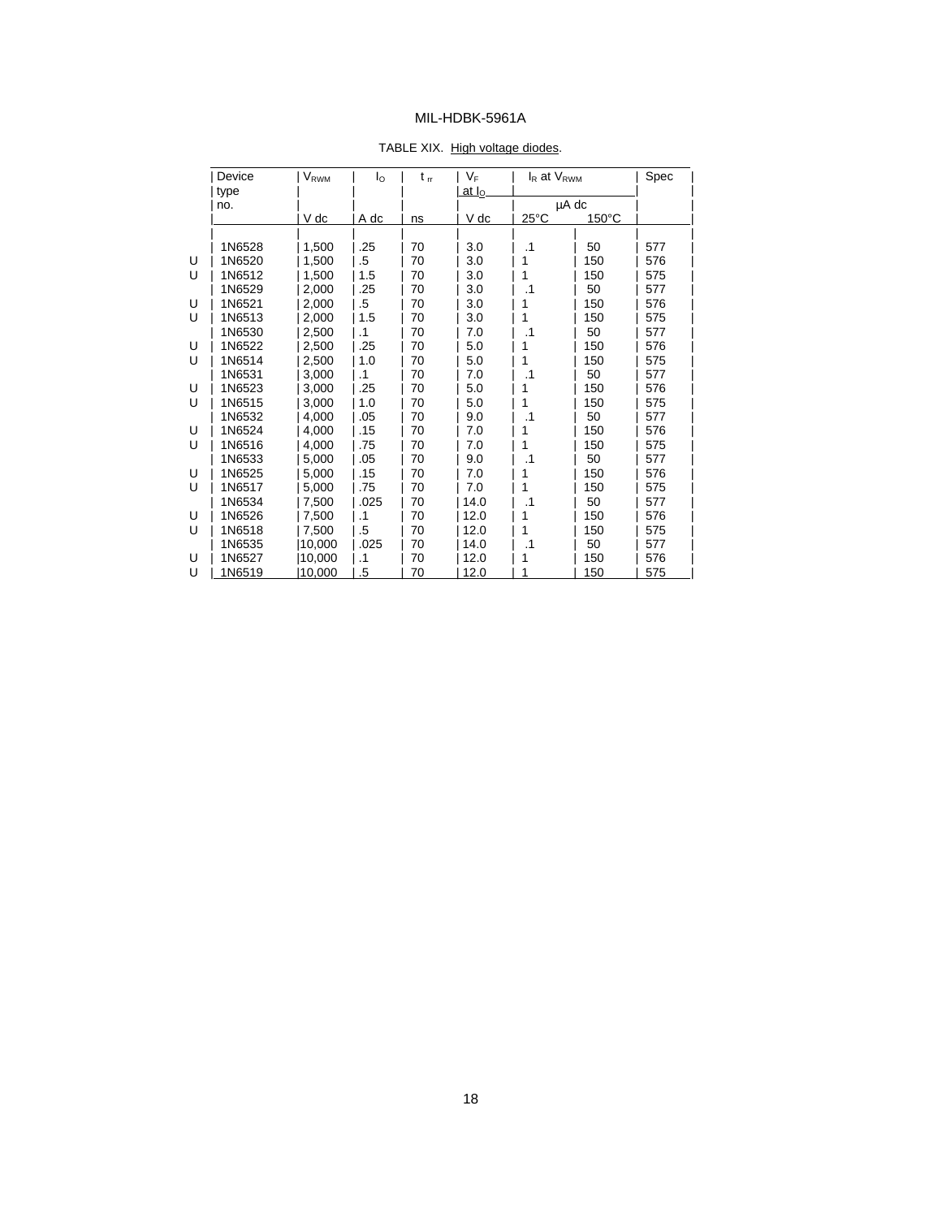TABLE XIX. High voltage diodes.

| | Device type no. | $V_{RWM}$ | $I_O$ | $t_{rr}$ | $V_F$ at $I_O$ | $I_R$ at $V_{RWM}$ | | Spec |
|---|---|---|---|---|---|---|---|---|
| | | | | | | µA dc | | |
| | | V dc | A dc | ns | V dc | 25°C | 150°C | |
| | 1N6528 | 1,500 | .25 | 70 | 3.0 | .1 | 50 | 577 |
| U | 1N6520 | 1,500 | .5 | 70 | 3.0 | 1 | 150 | 576 |
| U | 1N6512 | 1,500 | 1.5 | 70 | 3.0 | 1 | 150 | 575 |
| | 1N6529 | 2,000 | .25 | 70 | 3.0 | .1 | 50 | 577 |
| U | 1N6521 | 2,000 | .5 | 70 | 3.0 | 1 | 150 | 576 |
| U | 1N6513 | 2,000 | 1.5 | 70 | 3.0 | 1 | 150 | 575 |
| | 1N6530 | 2,500 | .1 | 70 | 7.0 | .1 | 50 | 577 |
| U | 1N6522 | 2,500 | .25 | 70 | 5.0 | 1 | 150 | 576 |
| U | 1N6514 | 2,500 | 1.0 | 70 | 5.0 | 1 | 150 | 575 |
| | 1N6531 | 3,000 | .1 | 70 | 7.0 | .1 | 50 | 577 |
| U | 1N6523 | 3,000 | .25 | 70 | 5.0 | 1 | 150 | 576 |
| U | 1N6515 | 3,000 | 1.0 | 70 | 5.0 | 1 | 150 | 575 |
| | 1N6532 | 4,000 | .05 | 70 | 9.0 | .1 | 50 | 577 |
| U | 1N6524 | 4,000 | .15 | 70 | 7.0 | 1 | 150 | 576 |
| U | 1N6516 | 4,000 | .75 | 70 | 7.0 | 1 | 150 | 575 |
| | 1N6533 | 5,000 | .05 | 70 | 9.0 | .1 | 50 | 577 |
| U | 1N6525 | 5,000 | .15 | 70 | 7.0 | 1 | 150 | 576 |
| U | 1N6517 | 5,000 | .75 | 70 | 7.0 | 1 | 150 | 575 |
| | 1N6534 | 7,500 | .025 | 70 | 14.0 | .1 | 50 | 577 |
| U | 1N6526 | 7,500 | .1 | 70 | 12.0 | 1 | 150 | 576 |
| U | 1N6518 | 7,500 | .5 | 70 | 12.0 | 1 | 150 | 575 |
| | 1N6535 | 10,000 | .025 | 70 | 14.0 | .1 | 50 | 577 |
| U | 1N6527 | 10,000 | .1 | 70 | 12.0 | 1 | 150 | 576 |
| U | 1N6519 | 10,000 | .5 | 70 | 12.0 | 1 | 150 | 575 |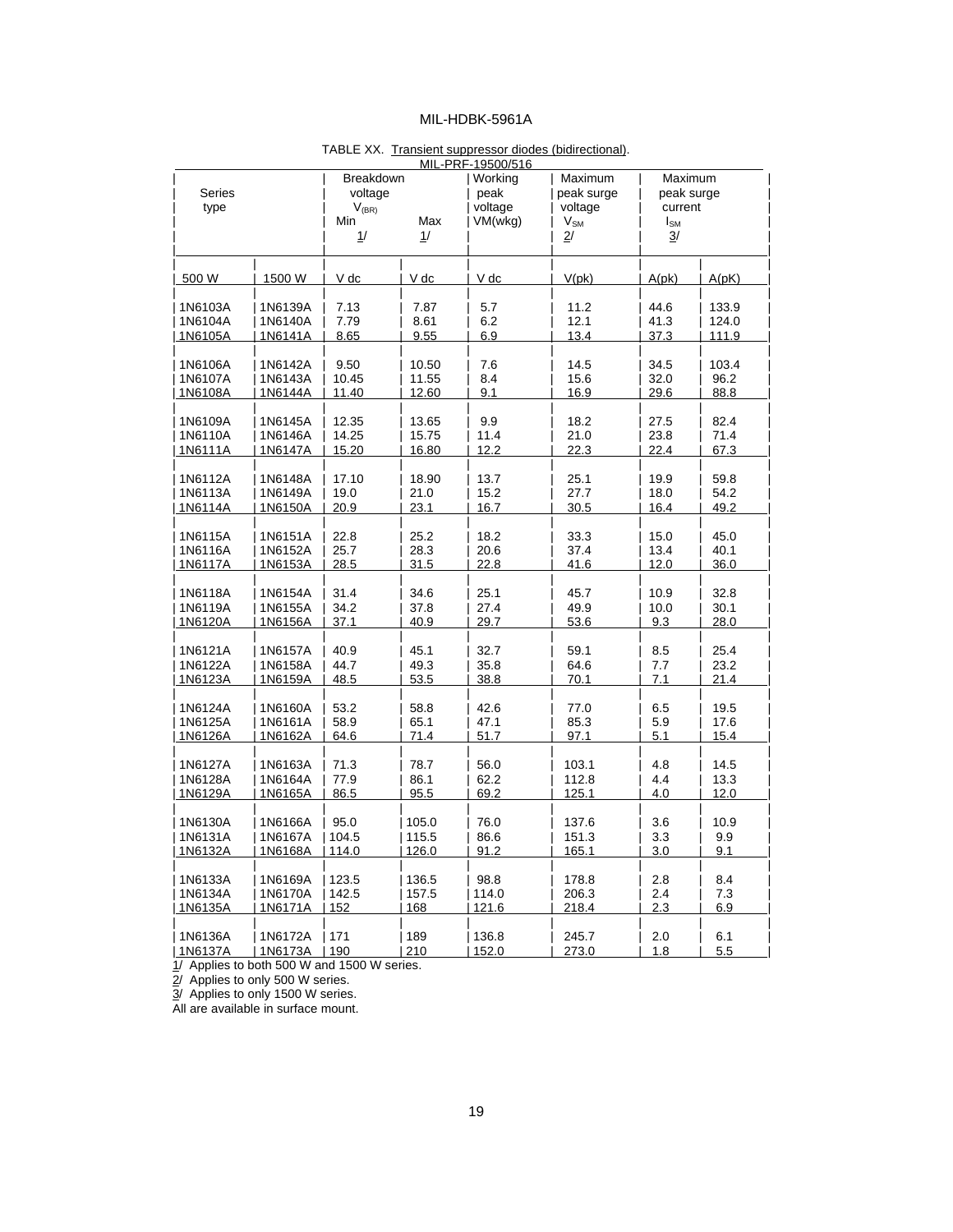TABLE XX. Transient suppressor diodes (bidirectional).

MIL-PRF-19500/516

| Series type | | Breakdown voltage $V_{(BR)}$ Min 1/ | Max 1/ | Working peak voltage VM(wkg) | Maximum peak surge voltage $V_{SM}$ 2/ | Maximum peak surge current $I_{SM}$ 3/ | |
|---|---|---|---|---|---|---|---|
| 500 W | 1500 W | V dc | V dc | V dc | V(pk) | A(pk) | A(pK) |
| 1N6103A | 1N6139A | 7.13 | 7.87 | 5.7 | 11.2 | 44.6 | 133.9 |
| 1N6104A | 1N6140A | 7.79 | 8.61 | 6.2 | 12.1 | 41.3 | 124.0 |
| 1N6105A | 1N6141A | 8.65 | 9.55 | 6.9 | 13.4 | 37.3 | 111.9 |
| 1N6106A | 1N6142A | 9.50 | 10.50 | 7.6 | 14.5 | 34.5 | 103.4 |
| 1N6107A | 1N6143A | 10.45 | 11.55 | 8.4 | 15.6 | 32.0 | 96.2 |
| 1N6108A | 1N6144A | 11.40 | 12.60 | 9.1 | 16.9 | 29.6 | 88.8 |
| 1N6109A | 1N6145A | 12.35 | 13.65 | 9.9 | 18.2 | 27.5 | 82.4 |
| 1N6110A | 1N6146A | 14.25 | 15.75 | 11.4 | 21.0 | 23.8 | 71.4 |
| 1N6111A | 1N6147A | 15.20 | 16.80 | 12.2 | 22.3 | 22.4 | 67.3 |
| 1N6112A | 1N6148A | 17.10 | 18.90 | 13.7 | 25.1 | 19.9 | 59.8 |
| 1N6113A | 1N6149A | 19.0 | 21.0 | 15.2 | 27.7 | 18.0 | 54.2 |
| 1N6114A | 1N6150A | 20.9 | 23.1 | 16.7 | 30.5 | 16.4 | 49.2 |
| 1N6115A | 1N6151A | 22.8 | 25.2 | 18.2 | 33.3 | 15.0 | 45.0 |
| 1N6116A | 1N6152A | 25.7 | 28.3 | 20.6 | 37.4 | 13.4 | 40.1 |
| 1N6117A | 1N6153A | 28.5 | 31.5 | 22.8 | 41.6 | 12.0 | 36.0 |
| 1N6118A | 1N6154A | 31.4 | 34.6 | 25.1 | 45.7 | 10.9 | 32.8 |
| 1N6119A | 1N6155A | 34.2 | 37.8 | 27.4 | 49.9 | 10.0 | 30.1 |
| 1N6120A | 1N6156A | 37.1 | 40.9 | 29.7 | 53.6 | 9.3 | 28.0 |
| 1N6121A | 1N6157A | 40.9 | 45.1 | 32.7 | 59.1 | 8.5 | 25.4 |
| 1N6122A | 1N6158A | 44.7 | 49.3 | 35.8 | 64.6 | 7.7 | 23.2 |
| 1N6123A | 1N6159A | 48.5 | 53.5 | 38.8 | 70.1 | 7.1 | 21.4 |
| 1N6124A | 1N6160A | 53.2 | 58.8 | 42.6 | 77.0 | 6.5 | 19.5 |
| 1N6125A | 1N6161A | 58.9 | 65.1 | 47.1 | 85.3 | 5.9 | 17.6 |
| 1N6126A | 1N6162A | 64.6 | 71.4 | 51.7 | 97.1 | 5.1 | 15.4 |
| 1N6127A | 1N6163A | 71.3 | 78.7 | 56.0 | 103.1 | 4.8 | 14.5 |
| 1N6128A | 1N6164A | 77.9 | 86.1 | 62.2 | 112.8 | 4.4 | 13.3 |
| 1N6129A | 1N6165A | 86.5 | 95.5 | 69.2 | 125.1 | 4.0 | 12.0 |
| 1N6130A | 1N6166A | 95.0 | 105.0 | 76.0 | 137.6 | 3.6 | 10.9 |
| 1N6131A | 1N6167A | 104.5 | 115.5 | 86.6 | 151.3 | 3.3 | 9.9 |
| 1N6132A | 1N6168A | 114.0 | 126.0 | 91.2 | 165.1 | 3.0 | 9.1 |
| 1N6133A | 1N6169A | 123.5 | 136.5 | 98.8 | 178.8 | 2.8 | 8.4 |
| 1N6134A | 1N6170A | 142.5 | 157.5 | 114.0 | 206.3 | 2.4 | 7.3 |
| 1N6135A | 1N6171A | 152 | 168 | 121.6 | 218.4 | 2.3 | 6.9 |
| 1N6136A | 1N6172A | 171 | 189 | 136.8 | 245.7 | 2.0 | 6.1 |
| 1N6137A | 1N6173A | 190 | 210 | 152.0 | 273.0 | 1.8 | 5.5 |

1/ Applies to both 500 W and 1500 W series.
2/ Applies to only 500 W series.
3/ Applies to only 1500 W series.
All are available in surface mount.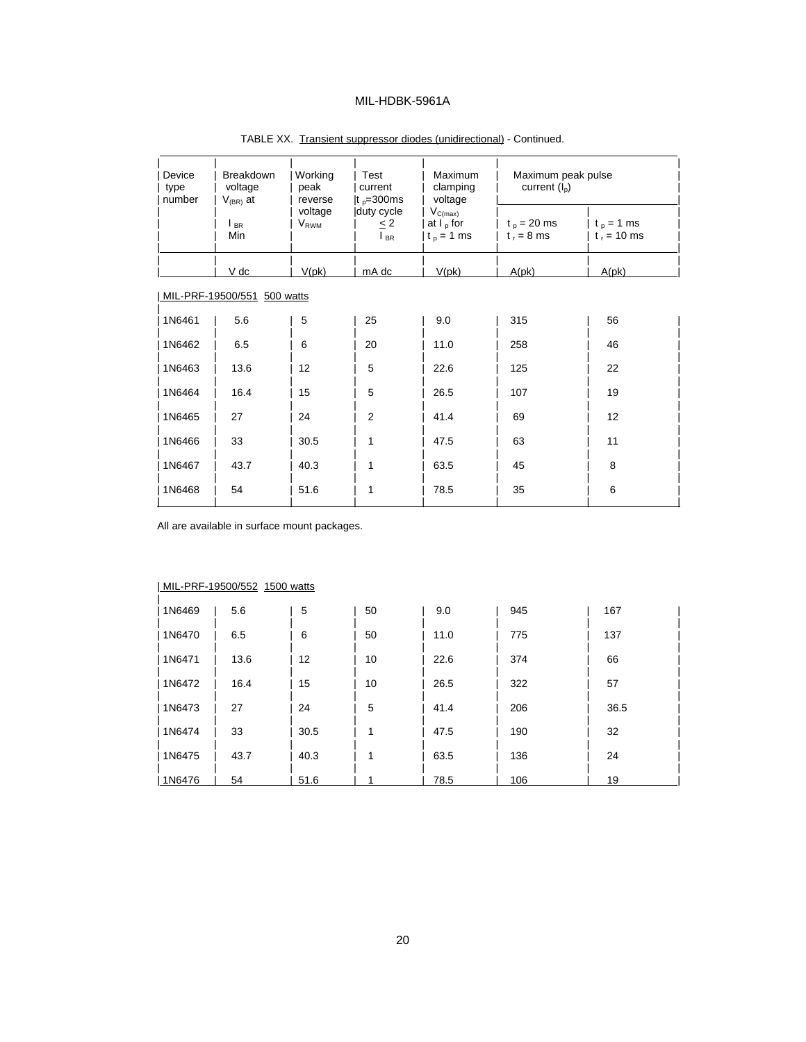TABLE XX. Transient suppressor diodes (unidirectional) - Continued.

| Device type number | Breakdown voltage $V_{(BR)}$ at $I_{BR}$ Min | Working peak reverse voltage $V_{RWM}$ | Test current $t_p$=300ms duty cycle $\leq$ 2 $I_{BR}$ | Maximum clamping voltage $V_{C(max)}$ at $I_p$ for $t_p$ = 1 ms | Maximum peak pulse current ($I_p$) | |
|---|---|---|---|---|---|---|
| | | | | | $t_p$ = 20 ms $t_r$ = 8 ms | $t_p$ = 1 ms $t_r$ = 10 ms |
| | V dc | V(pk) | mA dc | V(pk) | A(pk) | A(pk) |
| MIL-PRF-19500/551 500 watts | | | | | | |
| 1N6461 | 5.6 | 5 | 25 | 9.0 | 315 | 56 |
| 1N6462 | 6.5 | 6 | 20 | 11.0 | 258 | 46 |
| 1N6463 | 13.6 | 12 | 5 | 22.6 | 125 | 22 |
| 1N6464 | 16.4 | 15 | 5 | 26.5 | 107 | 19 |
| 1N6465 | 27 | 24 | 2 | 41.4 | 69 | 12 |
| 1N6466 | 33 | 30.5 | 1 | 47.5 | 63 | 11 |
| 1N6467 | 43.7 | 40.3 | 1 | 63.5 | 45 | 8 |
| 1N6468 | 54 | 51.6 | 1 | 78.5 | 35 | 6 |

All are available in surface mount packages.

| Device type number | Breakdown voltage $V_{(BR)}$ at $I_{BR}$ Min | Working peak reverse voltage $V_{RWM}$ | Test current $t_p$=300ms duty cycle $\leq$ 2 $I_{BR}$ | Maximum clamping voltage $V_{C(max)}$ at $I_p$ for $t_p$ = 1 ms | Maximum peak pulse current ($I_p$) $t_p$ = 20 ms $t_r$ = 8 ms | Maximum peak pulse current ($I_p$) $t_p$ = 1 ms $t_r$ = 10 ms |
|---|---|---|---|---|---|---|
| MIL-PRF-19500/552 1500 watts | | | | | | |
| 1N6469 | 5.6 | 5 | 50 | 9.0 | 945 | 167 |
| 1N6470 | 6.5 | 6 | 50 | 11.0 | 775 | 137 |
| 1N6471 | 13.6 | 12 | 10 | 22.6 | 374 | 66 |
| 1N6472 | 16.4 | 15 | 10 | 26.5 | 322 | 57 |
| 1N6473 | 27 | 24 | 5 | 41.4 | 206 | 36.5 |
| 1N6474 | 33 | 30.5 | 1 | 47.5 | 190 | 32 |
| 1N6475 | 43.7 | 40.3 | 1 | 63.5 | 136 | 24 |
| 1N6476 | 54 | 51.6 | 1 | 78.5 | 106 | 19 |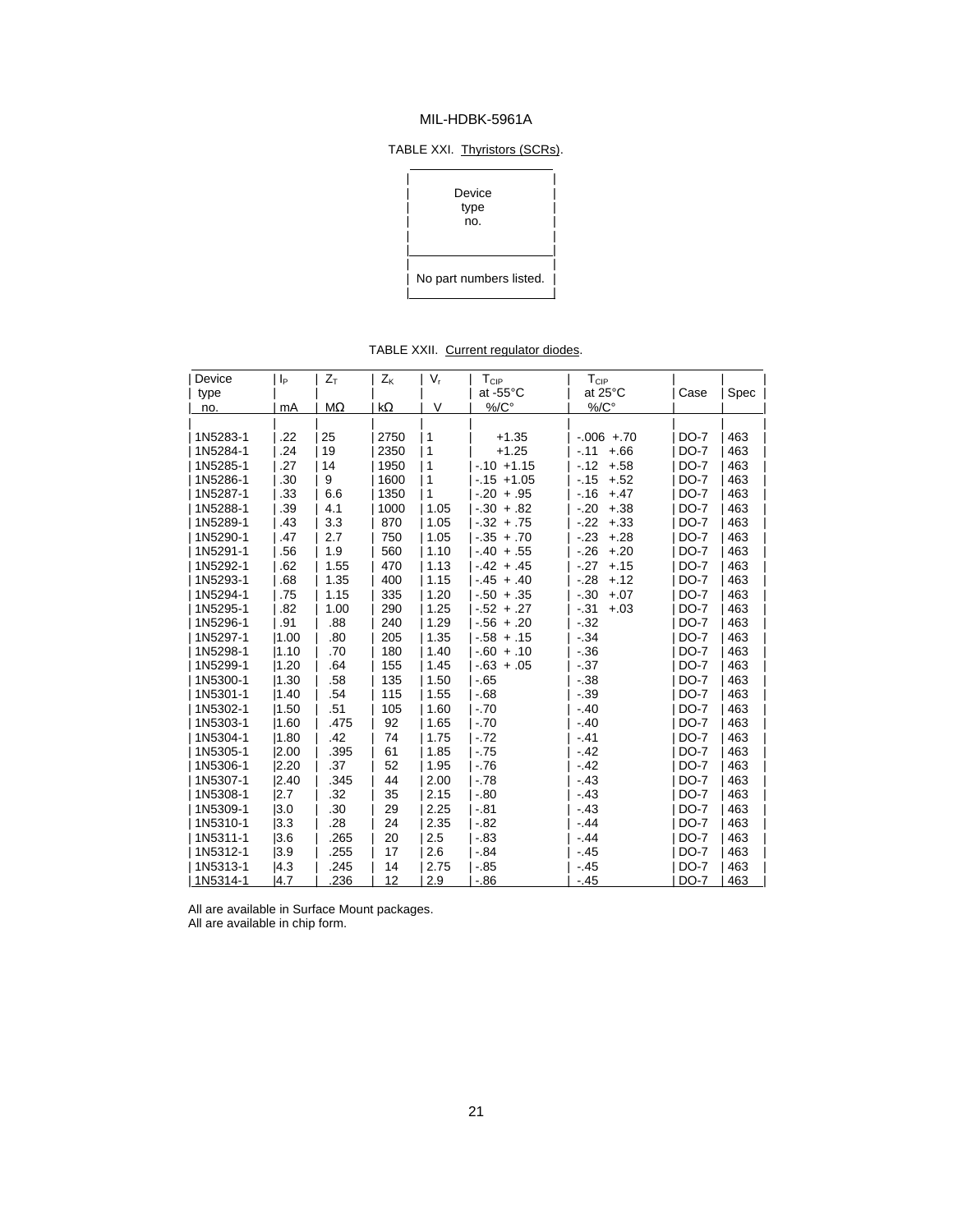MIL-HDBK-5961A

TABLE XXI. Thyristors (SCRs).

| Device type no. |
|---|
| No part numbers listed. |

TABLE XXII. Current regulator diodes.

| Device type no. | $I_P$ mA | $Z_T$ MΩ | $Z_K$ kΩ | $V_r$ V | $T_{CIP}$ at -55°C %/C° | $T_{CIP}$ at 25°C %/C° | Case | Spec |
|---|---|---|---|---|---|---|---|---|
| 1N5283-1 | .22 | 25 | 2750 | 1 | +1.35 | -.006 +.70 | DO-7 | 463 |
| 1N5284-1 | .24 | 19 | 2350 | 1 | +1.25 | -.11 +.66 | DO-7 | 463 |
| 1N5285-1 | .27 | 14 | 1950 | 1 | -.10 +1.15 | -.12 +.58 | DO-7 | 463 |
| 1N5286-1 | .30 | 9 | 1600 | 1 | -.15 +1.05 | -.15 +.52 | DO-7 | 463 |
| 1N5287-1 | .33 | 6.6 | 1350 | 1 | -.20 + .95 | -.16 +.47 | DO-7 | 463 |
| 1N5288-1 | .39 | 4.1 | 1000 | 1.05 | -.30 + .82 | -.20 +.38 | DO-7 | 463 |
| 1N5289-1 | .43 | 3.3 | 870 | 1.05 | -.32 + .75 | -.22 +.33 | DO-7 | 463 |
| 1N5290-1 | .47 | 2.7 | 750 | 1.05 | -.35 + .70 | -.23 +.28 | DO-7 | 463 |
| 1N5291-1 | .56 | 1.9 | 560 | 1.10 | -.40 + .55 | -.26 +.20 | DO-7 | 463 |
| 1N5292-1 | .62 | 1.55 | 470 | 1.13 | -.42 + .45 | -.27 +.15 | DO-7 | 463 |
| 1N5293-1 | .68 | 1.35 | 400 | 1.15 | -.45 + .40 | -.28 +.12 | DO-7 | 463 |
| 1N5294-1 | .75 | 1.15 | 335 | 1.20 | -.50 + .35 | -.30 +.07 | DO-7 | 463 |
| 1N5295-1 | .82 | 1.00 | 290 | 1.25 | -.52 + .27 | -.31 +.03 | DO-7 | 463 |
| 1N5296-1 | .91 | .88 | 240 | 1.29 | -.56 + .20 | -.32 | DO-7 | 463 |
| 1N5297-1 | 1.00 | .80 | 205 | 1.35 | -.58 + .15 | -.34 | DO-7 | 463 |
| 1N5298-1 | 1.10 | .70 | 180 | 1.40 | -.60 + .10 | -.36 | DO-7 | 463 |
| 1N5299-1 | 1.20 | .64 | 155 | 1.45 | -.63 + .05 | -.37 | DO-7 | 463 |
| 1N5300-1 | 1.30 | .58 | 135 | 1.50 | -.65 | -.38 | DO-7 | 463 |
| 1N5301-1 | 1.40 | .54 | 115 | 1.55 | -.68 | -.39 | DO-7 | 463 |
| 1N5302-1 | 1.50 | .51 | 105 | 1.60 | -.70 | -.40 | DO-7 | 463 |
| 1N5303-1 | 1.60 | .475 | 92 | 1.65 | -.70 | -.40 | DO-7 | 463 |
| 1N5304-1 | 1.80 | .42 | 74 | 1.75 | -.72 | -.41 | DO-7 | 463 |
| 1N5305-1 | 2.00 | .395 | 61 | 1.85 | -.75 | -.42 | DO-7 | 463 |
| 1N5306-1 | 2.20 | .37 | 52 | 1.95 | -.76 | -.42 | DO-7 | 463 |
| 1N5307-1 | 2.40 | .345 | 44 | 2.00 | -.78 | -.43 | DO-7 | 463 |
| 1N5308-1 | 2.7 | .32 | 35 | 2.15 | -.80 | -.43 | DO-7 | 463 |
| 1N5309-1 | 3.0 | .30 | 29 | 2.25 | -.81 | -.43 | DO-7 | 463 |
| 1N5310-1 | 3.3 | .28 | 24 | 2.35 | -.82 | -.44 | DO-7 | 463 |
| 1N5311-1 | 3.6 | .265 | 20 | 2.5 | -.83 | -.44 | DO-7 | 463 |
| 1N5312-1 | 3.9 | .255 | 17 | 2.6 | -.84 | -.45 | DO-7 | 463 |
| 1N5313-1 | 4.3 | .245 | 14 | 2.75 | -.85 | -.45 | DO-7 | 463 |
| 1N5314-1 | 4.7 | .236 | 12 | 2.9 | -.86 | -.45 | DO-7 | 463 |

All are available in Surface Mount packages.
All are available in chip form.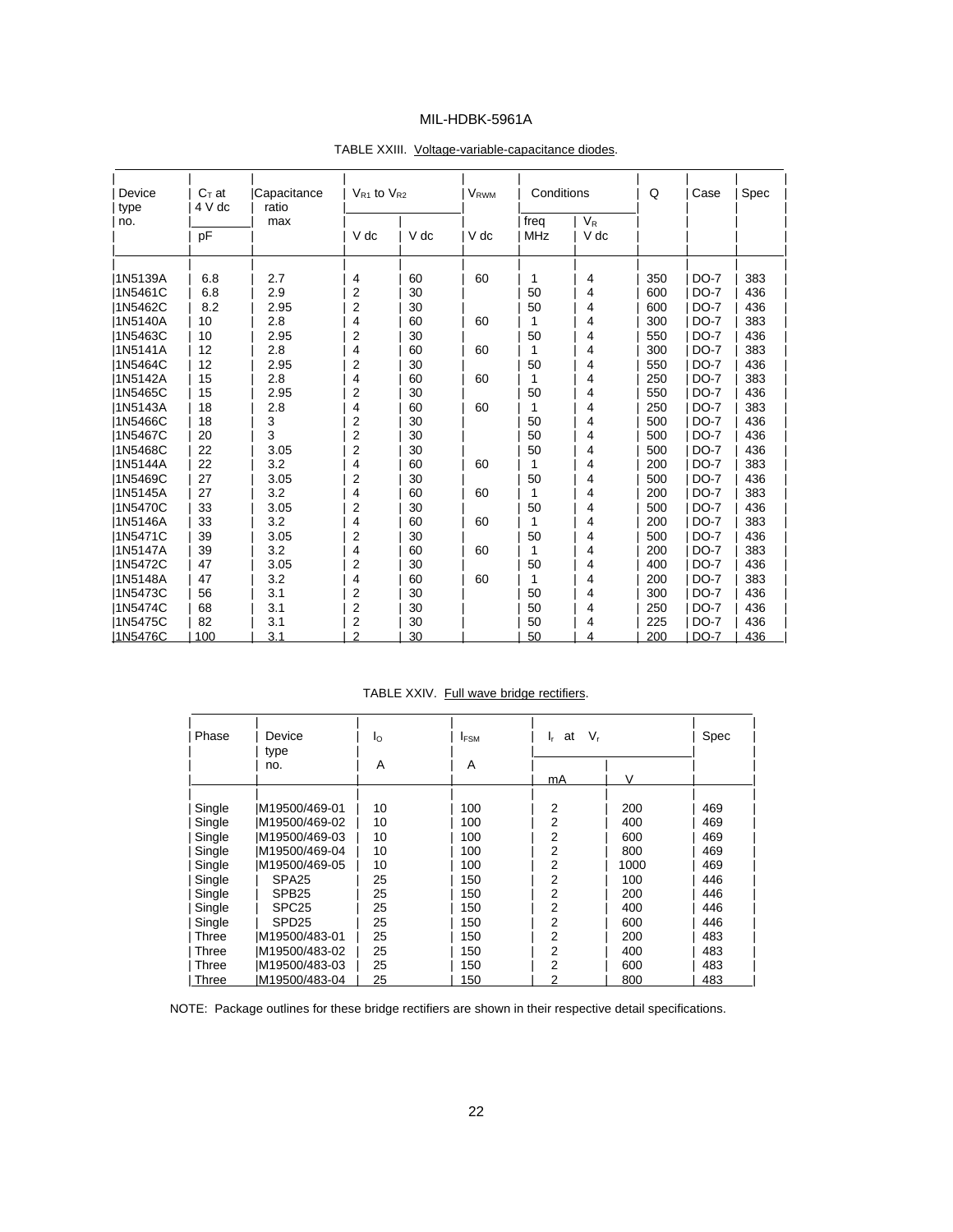TABLE XXIII. Voltage-variable-capacitance diodes.

| Device type no. | $C_T$ at 4 V dc | Capacitance ratio max | $V_{R1}$ to $V_{R2}$ | | $V_{RWM}$ | Conditions | | Q | Case | Spec |
|---|---|---|---|---|---|---|---|---|---|---|
| | pF | | V dc | V dc | V dc | freq MHz | $V_R$ V dc | | | |
| 1N5139A | 6.8 | 2.7 | 4 | 60 | 60 | 1 | 4 | 350 | DO-7 | 383 |
| 1N5461C | 6.8 | 2.9 | 2 | 30 | | 50 | 4 | 600 | DO-7 | 436 |
| 1N5462C | 8.2 | 2.95 | 2 | 30 | | 50 | 4 | 600 | DO-7 | 436 |
| 1N5140A | 10 | 2.8 | 4 | 60 | 60 | 1 | 4 | 300 | DO-7 | 383 |
| 1N5463C | 10 | 2.95 | 2 | 30 | | 50 | 4 | 550 | DO-7 | 436 |
| 1N5141A | 12 | 2.8 | 4 | 60 | 60 | 1 | 4 | 300 | DO-7 | 383 |
| 1N5464C | 12 | 2.95 | 2 | 30 | | 50 | 4 | 550 | DO-7 | 436 |
| 1N5142A | 15 | 2.8 | 4 | 60 | 60 | 1 | 4 | 250 | DO-7 | 383 |
| 1N5465C | 15 | 2.95 | 2 | 30 | | 50 | 4 | 550 | DO-7 | 436 |
| 1N5143A | 18 | 2.8 | 4 | 60 | 60 | 1 | 4 | 250 | DO-7 | 383 |
| 1N5466C | 18 | 3 | 2 | 30 | | 50 | 4 | 500 | DO-7 | 436 |
| 1N5467C | 20 | 3 | 2 | 30 | | 50 | 4 | 500 | DO-7 | 436 |
| 1N5468C | 22 | 3.05 | 2 | 30 | | 50 | 4 | 500 | DO-7 | 436 |
| 1N5144A | 22 | 3.2 | 4 | 60 | 60 | 1 | 4 | 200 | DO-7 | 383 |
| 1N5469C | 27 | 3.05 | 2 | 30 | | 50 | 4 | 500 | DO-7 | 436 |
| 1N5145A | 27 | 3.2 | 4 | 60 | 60 | 1 | 4 | 200 | DO-7 | 383 |
| 1N5470C | 33 | 3.05 | 2 | 30 | | 50 | 4 | 500 | DO-7 | 436 |
| 1N5146A | 33 | 3.2 | 4 | 60 | 60 | 1 | 4 | 200 | DO-7 | 383 |
| 1N5471C | 39 | 3.05 | 2 | 30 | | 50 | 4 | 500 | DO-7 | 436 |
| 1N5147A | 39 | 3.2 | 4 | 60 | 60 | 1 | 4 | 200 | DO-7 | 383 |
| 1N5472C | 47 | 3.05 | 2 | 30 | | 50 | 4 | 400 | DO-7 | 436 |
| 1N5148A | 47 | 3.2 | 4 | 60 | 60 | 1 | 4 | 200 | DO-7 | 383 |
| 1N5473C | 56 | 3.1 | 2 | 30 | | 50 | 4 | 300 | DO-7 | 436 |
| 1N5474C | 68 | 3.1 | 2 | 30 | | 50 | 4 | 250 | DO-7 | 436 |
| 1N5475C | 82 | 3.1 | 2 | 30 | | 50 | 4 | 225 | DO-7 | 436 |
| 1N5476C | 100 | 3.1 | 2 | 30 | | 50 | 4 | 200 | DO-7 | 436 |

TABLE XXIV. Full wave bridge rectifiers.

| Phase | Device type no. | $I_O$ | $I_{FSM}$ | $I_r$ at $V_r$ | | Spec |
|---|---|---|---|---|---|---|
| | | A | A | mA | V | |
| Single | M19500/469-01 | 10 | 100 | 2 | 200 | 469 |
| Single | M19500/469-02 | 10 | 100 | 2 | 400 | 469 |
| Single | M19500/469-03 | 10 | 100 | 2 | 600 | 469 |
| Single | M19500/469-04 | 10 | 100 | 2 | 800 | 469 |
| Single | M19500/469-05 | 10 | 100 | 2 | 1000 | 469 |
| Single | SPA25 | 25 | 150 | 2 | 100 | 446 |
| Single | SPB25 | 25 | 150 | 2 | 200 | 446 |
| Single | SPC25 | 25 | 150 | 2 | 400 | 446 |
| Single | SPD25 | 25 | 150 | 2 | 600 | 446 |
| Three | M19500/483-01 | 25 | 150 | 2 | 200 | 483 |
| Three | M19500/483-02 | 25 | 150 | 2 | 400 | 483 |
| Three | M19500/483-03 | 25 | 150 | 2 | 600 | 483 |
| Three | M19500/483-04 | 25 | 150 | 2 | 800 | 483 |

NOTE: Package outlines for these bridge rectifiers are shown in their respective detail specifications.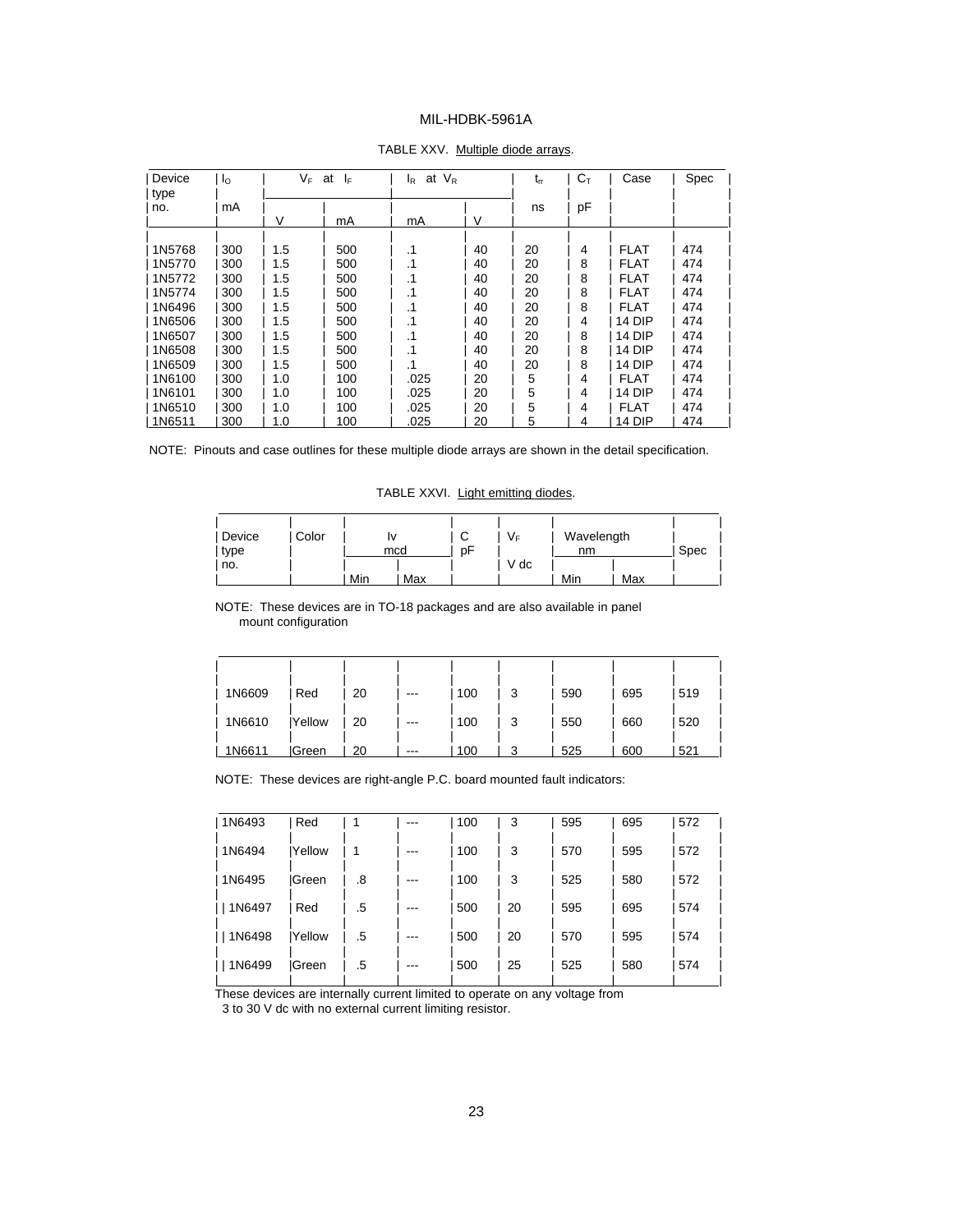TABLE XXV. Multiple diode arrays.

| Device type no. | $I_O$ mA | $V_F$ at $I_F$ | | $I_R$ at $V_R$ | | $t_{rr}$ ns | $C_T$ pF | Case | Spec |
|---|---|---|---|---|---|---|---|---|---|
| | | V | mA | mA | V | | | | |
| 1N5768 | 300 | 1.5 | 500 | .1 | 40 | 20 | 4 | FLAT | 474 |
| 1N5770 | 300 | 1.5 | 500 | .1 | 40 | 20 | 8 | FLAT | 474 |
| 1N5772 | 300 | 1.5 | 500 | .1 | 40 | 20 | 8 | FLAT | 474 |
| 1N5774 | 300 | 1.5 | 500 | .1 | 40 | 20 | 8 | FLAT | 474 |
| 1N6496 | 300 | 1.5 | 500 | .1 | 40 | 20 | 8 | FLAT | 474 |
| 1N6506 | 300 | 1.5 | 500 | .1 | 40 | 20 | 4 | 14 DIP | 474 |
| 1N6507 | 300 | 1.5 | 500 | .1 | 40 | 20 | 8 | 14 DIP | 474 |
| 1N6508 | 300 | 1.5 | 500 | .1 | 40 | 20 | 8 | 14 DIP | 474 |
| 1N6509 | 300 | 1.5 | 500 | .1 | 40 | 20 | 8 | 14 DIP | 474 |
| 1N6100 | 300 | 1.0 | 100 | .025 | 20 | 5 | 4 | FLAT | 474 |
| 1N6101 | 300 | 1.0 | 100 | .025 | 20 | 5 | 4 | 14 DIP | 474 |
| 1N6510 | 300 | 1.0 | 100 | .025 | 20 | 5 | 4 | FLAT | 474 |
| 1N6511 | 300 | 1.0 | 100 | .025 | 20 | 5 | 4 | 14 DIP | 474 |

NOTE: Pinouts and case outlines for these multiple diode arrays are shown in the detail specification.

TABLE XXVI. Light emitting diodes.

| Device type no. | Color | Iv mcd | | C pF | $V_F$ V dc | Wavelength nm | | Spec |
|---|---|---|---|---|---|---|---|---|
| | | Min | Max | | | Min | Max | |
| NOTE: These devices are in TO-18 packages and are also available in panel mount configuration | | | | | | | | |
| 1N6609 | Red | 20 | --- | 100 | 3 | 590 | 695 | 519 |
| 1N6610 | Yellow | 20 | --- | 100 | 3 | 550 | 660 | 520 |
| 1N6611 | Green | 20 | --- | 100 | 3 | 525 | 600 | 521 |
| NOTE: These devices are right-angle P.C. board mounted fault indicators: | | | | | | | | |
| 1N6493 | Red | 1 | --- | 100 | 3 | 595 | 695 | 572 |
| 1N6494 | Yellow | 1 | --- | 100 | 3 | 570 | 595 | 572 |
| 1N6495 | Green | .8 | --- | 100 | 3 | 525 | 580 | 572 |
| 1N6497 | Red | .5 | --- | 500 | 20 | 595 | 695 | 574 |
| 1N6498 | Yellow | .5 | --- | 500 | 20 | 570 | 595 | 574 |
| 1N6499 | Green | .5 | --- | 500 | 25 | 525 | 580 | 574 |

These devices are internally current limited to operate on any voltage from 3 to 30 V dc with no external current limiting resistor.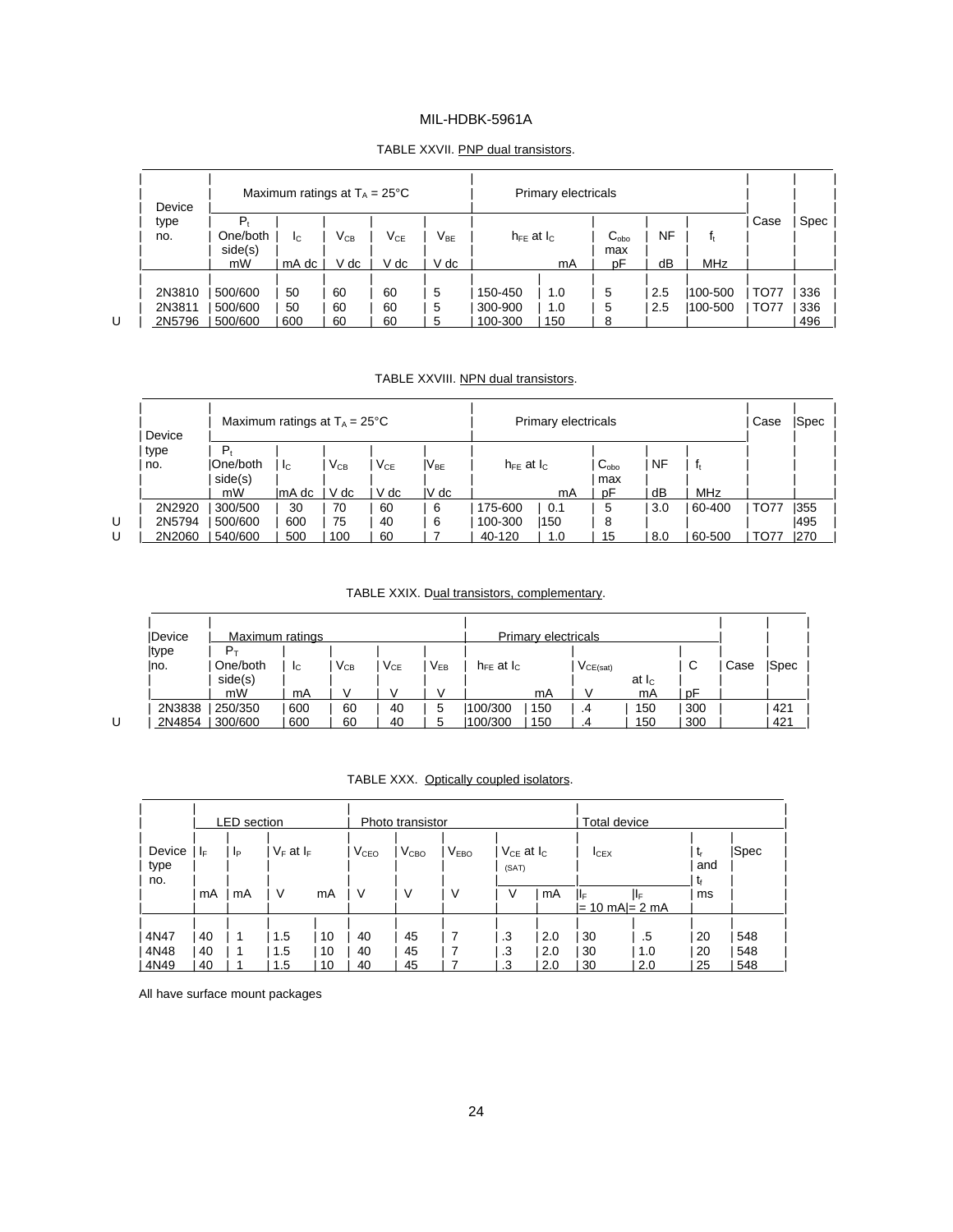TABLE XXVII. PNP dual transistors.

| | Device type no. | Maximum ratings at $T_A = 25°C$ | | | | | Primary electricals | | | | | Case | Spec |
|---|---|---|---|---|---|---|---|---|---|---|---|---|---|
| | | $P_t$ One/both side(s) mW | $I_C$ mA dc | $V_{CB}$ V dc | $V_{CE}$ V dc | $V_{BE}$ V dc | $h_{FE}$ at $I_C$ | mA | $C_{obo}$ max pF | NF dB | $f_t$ MHz | | |
| | 2N3810 | 500/600 | 50 | 60 | 60 | 5 | 150-450 | 1.0 | 5 | 2.5 | 100-500 | TO77 | 336 |
| | 2N3811 | 500/600 | 50 | 60 | 60 | 5 | 300-900 | 1.0 | 5 | 2.5 | 100-500 | TO77 | 336 |
| U | 2N5796 | 500/600 | 600 | 60 | 60 | 5 | 100-300 | 150 | 8 | | | | 496 |

TABLE XXVIII. NPN dual transistors.

| | Device type no. | Maximum ratings at $T_A = 25°C$ | | | | | Primary electricals | | | | | Case | Spec |
|---|---|---|---|---|---|---|---|---|---|---|---|---|---|
| | | $P_t$ One/both side(s) mW | $I_C$ mA dc | $V_{CB}$ V dc | $V_{CE}$ V dc | $V_{BE}$ V dc | $h_{FE}$ at $I_C$ | mA | $C_{obo}$ max pF | NF dB | $f_t$ MHz | | |
| | 2N2920 | 300/500 | 30 | 70 | 60 | 6 | 175-600 | 0.1 | 5 | 3.0 | 60-400 | TO77 | 355 |
| U | 2N5794 | 500/600 | 600 | 75 | 40 | 6 | 100-300 | 150 | 8 | | | | 495 |
| U | 2N2060 | 540/600 | 500 | 100 | 60 | 7 | 40-120 | 1.0 | 15 | 8.0 | 60-500 | TO77 | 270 |

TABLE XXIX. Dual transistors, complementary.

| | Device type no. | Maximum ratings | | | | | Primary electricals | | | | | Case | Spec |
|---|---|---|---|---|---|---|---|---|---|---|---|---|---|
| | | $P_T$ One/both side(s) mW | $I_C$ mA | $V_{CB}$ V | $V_{CE}$ V | $V_{EB}$ V | $h_{FE}$ at $I_C$ | mA | $V_{CE(sat)}$ V | at $I_C$ mA | C pF | | |
| | 2N3838 | 250/350 | 600 | 60 | 40 | 5 | 100/300 | 150 | .4 | 150 | 300 | | 421 |
| U | 2N4854 | 300/600 | 600 | 60 | 40 | 5 | 100/300 | 150 | .4 | 150 | 300 | | 421 |

TABLE XXX. Optically coupled isolators.

| Device type no. | LED section | | | | Photo transistor | | | | | Total device | | | Spec |
|---|---|---|---|---|---|---|---|---|---|---|---|---|---|
| | $I_F$ mA | $I_P$ mA | $V_F$ at $I_F$ V | mA | $V_{CEO}$ V | $V_{CBO}$ V | $V_{EBO}$ V | $V_{CE(SAT)}$ at $I_C$ V | mA | $I_{CEX}$ $I_F$ = 10 mA | $I_F$ = 2 mA | $t_r$ and $t_f$ ms | |
| 4N47 | 40 | 1 | 1.5 | 10 | 40 | 45 | 7 | .3 | 2.0 | 30 | .5 | 20 | 548 |
| 4N48 | 40 | 1 | 1.5 | 10 | 40 | 45 | 7 | .3 | 2.0 | 30 | 1.0 | 20 | 548 |
| 4N49 | 40 | 1 | 1.5 | 10 | 40 | 45 | 7 | .3 | 2.0 | 30 | 2.0 | 25 | 548 |

All have surface mount packages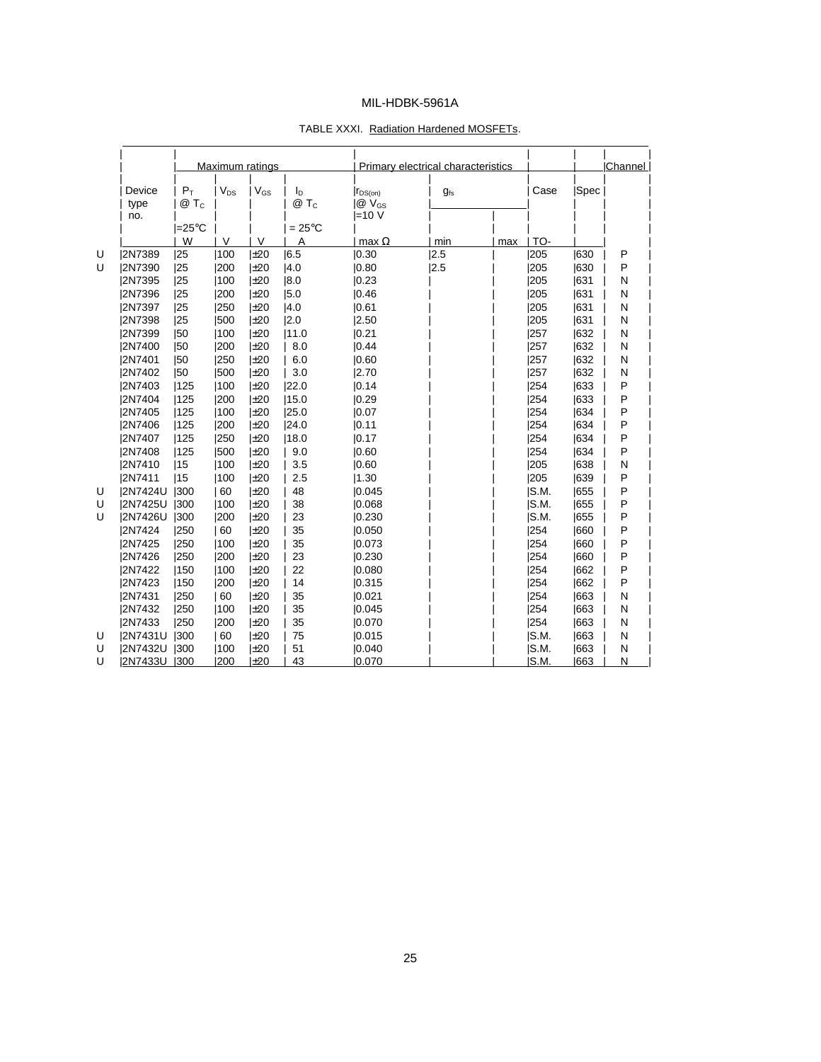TABLE XXXI. Radiation Hardened MOSFETs.

| | Device type no. | Maximum ratings | | | | Primary electrical characteristics | | | Case | Spec | Channel |
|---|---|---|---|---|---|---|---|---|---|---|---|
| | | $P_T$ @ $T_C$ =25°C | $V_{DS}$ | $V_{GS}$ | $I_D$ @ $T_C$ = 25°C | $r_{DS(on)}$ @ $V_{GS}$ =10 V | $g_{fs}$ | | | | |
| | | W | V | V | A | max Ω | min | max | TO- | | |
| U | 2N7389 | 25 | 100 | ±20 | 6.5 | 0.30 | 2.5 | | 205 | 630 | P |
| U | 2N7390 | 25 | 200 | ±20 | 4.0 | 0.80 | 2.5 | | 205 | 630 | P |
| | 2N7395 | 25 | 100 | ±20 | 8.0 | 0.23 | | | 205 | 631 | N |
| | 2N7396 | 25 | 200 | ±20 | 5.0 | 0.46 | | | 205 | 631 | N |
| | 2N7397 | 25 | 250 | ±20 | 4.0 | 0.61 | | | 205 | 631 | N |
| | 2N7398 | 25 | 500 | ±20 | 2.0 | 2.50 | | | 205 | 631 | N |
| | 2N7399 | 50 | 100 | ±20 | 11.0 | 0.21 | | | 257 | 632 | N |
| | 2N7400 | 50 | 200 | ±20 | 8.0 | 0.44 | | | 257 | 632 | N |
| | 2N7401 | 50 | 250 | ±20 | 6.0 | 0.60 | | | 257 | 632 | N |
| | 2N7402 | 50 | 500 | ±20 | 3.0 | 2.70 | | | 257 | 632 | N |
| | 2N7403 | 125 | 100 | ±20 | 22.0 | 0.14 | | | 254 | 633 | P |
| | 2N7404 | 125 | 200 | ±20 | 15.0 | 0.29 | | | 254 | 633 | P |
| | 2N7405 | 125 | 100 | ±20 | 25.0 | 0.07 | | | 254 | 634 | P |
| | 2N7406 | 125 | 200 | ±20 | 24.0 | 0.11 | | | 254 | 634 | P |
| | 2N7407 | 125 | 250 | ±20 | 18.0 | 0.17 | | | 254 | 634 | P |
| | 2N7408 | 125 | 500 | ±20 | 9.0 | 0.60 | | | 254 | 634 | P |
| | 2N7410 | 15 | 100 | ±20 | 3.5 | 0.60 | | | 205 | 638 | N |
| | 2N7411 | 15 | 100 | ±20 | 2.5 | 1.30 | | | 205 | 639 | P |
| U | 2N7424U | 300 | 60 | ±20 | 48 | 0.045 | | | S.M. | 655 | P |
| U | 2N7425U | 300 | 100 | ±20 | 38 | 0.068 | | | S.M. | 655 | P |
| U | 2N7426U | 300 | 200 | ±20 | 23 | 0.230 | | | S.M. | 655 | P |
| | 2N7424 | 250 | 60 | ±20 | 35 | 0.050 | | | 254 | 660 | P |
| | 2N7425 | 250 | 100 | ±20 | 35 | 0.073 | | | 254 | 660 | P |
| | 2N7426 | 250 | 200 | ±20 | 23 | 0.230 | | | 254 | 660 | P |
| | 2N7422 | 150 | 100 | ±20 | 22 | 0.080 | | | 254 | 662 | P |
| | 2N7423 | 150 | 200 | ±20 | 14 | 0.315 | | | 254 | 662 | P |
| | 2N7431 | 250 | 60 | ±20 | 35 | 0.021 | | | 254 | 663 | N |
| | 2N7432 | 250 | 100 | ±20 | 35 | 0.045 | | | 254 | 663 | N |
| | 2N7433 | 250 | 200 | ±20 | 35 | 0.070 | | | 254 | 663 | N |
| U | 2N7431U | 300 | 60 | ±20 | 75 | 0.015 | | | S.M. | 663 | N |
| U | 2N7432U | 300 | 100 | ±20 | 51 | 0.040 | | | S.M. | 663 | N |
| U | 2N7433U | 300 | 200 | ±20 | 43 | 0.070 | | | S.M. | 663 | N |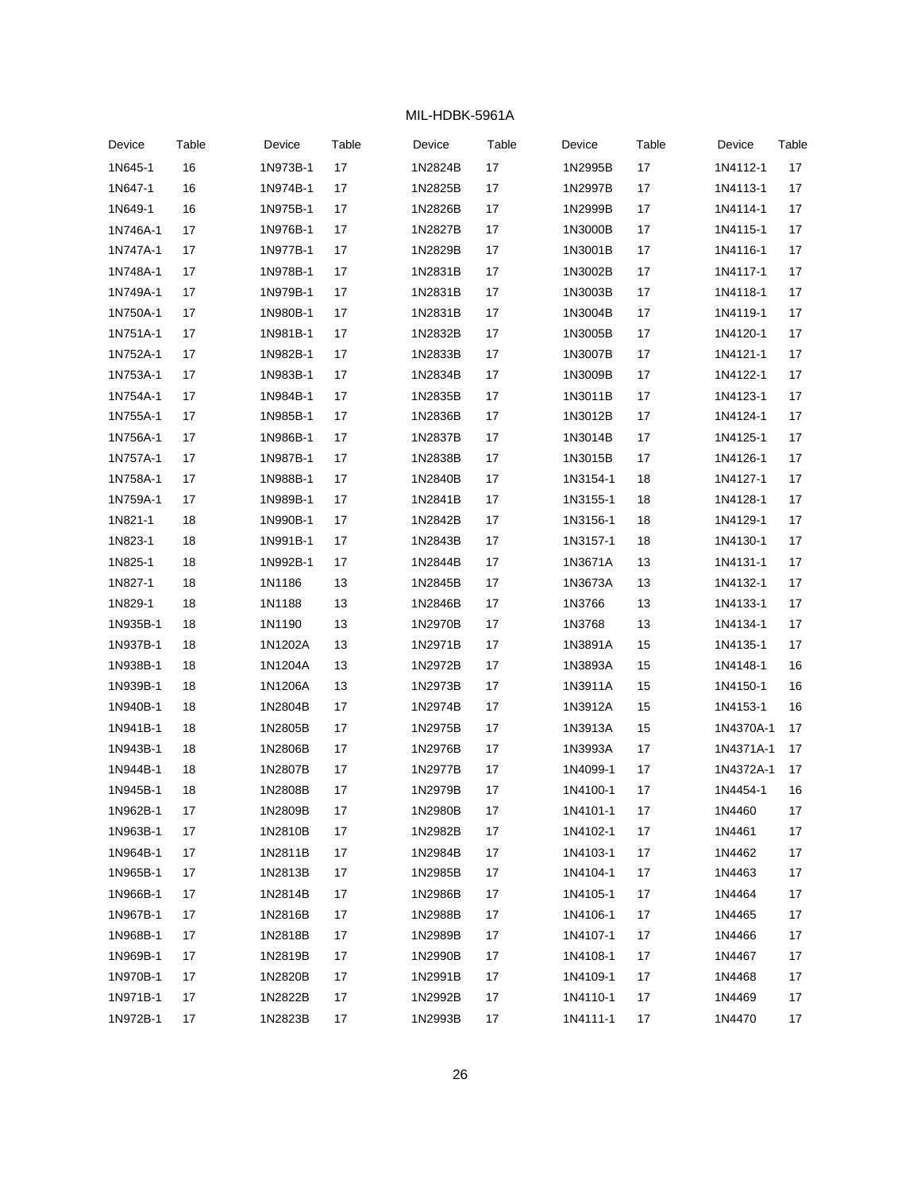| Device | Table | Device | Table | Device | Table | Device | Table | Device | Table |
|---|---|---|---|---|---|---|---|---|---|
| 1N645-1 | 16 | 1N973B-1 | 17 | 1N2824B | 17 | 1N2995B | 17 | 1N4112-1 | 17 |
| 1N647-1 | 16 | 1N974B-1 | 17 | 1N2825B | 17 | 1N2997B | 17 | 1N4113-1 | 17 |
| 1N649-1 | 16 | 1N975B-1 | 17 | 1N2826B | 17 | 1N2999B | 17 | 1N4114-1 | 17 |
| 1N746A-1 | 17 | 1N976B-1 | 17 | 1N2827B | 17 | 1N3000B | 17 | 1N4115-1 | 17 |
| 1N747A-1 | 17 | 1N977B-1 | 17 | 1N2829B | 17 | 1N3001B | 17 | 1N4116-1 | 17 |
| 1N748A-1 | 17 | 1N978B-1 | 17 | 1N2831B | 17 | 1N3002B | 17 | 1N4117-1 | 17 |
| 1N749A-1 | 17 | 1N979B-1 | 17 | 1N2831B | 17 | 1N3003B | 17 | 1N4118-1 | 17 |
| 1N750A-1 | 17 | 1N980B-1 | 17 | 1N2831B | 17 | 1N3004B | 17 | 1N4119-1 | 17 |
| 1N751A-1 | 17 | 1N981B-1 | 17 | 1N2832B | 17 | 1N3005B | 17 | 1N4120-1 | 17 |
| 1N752A-1 | 17 | 1N982B-1 | 17 | 1N2833B | 17 | 1N3007B | 17 | 1N4121-1 | 17 |
| 1N753A-1 | 17 | 1N983B-1 | 17 | 1N2834B | 17 | 1N3009B | 17 | 1N4122-1 | 17 |
| 1N754A-1 | 17 | 1N984B-1 | 17 | 1N2835B | 17 | 1N3011B | 17 | 1N4123-1 | 17 |
| 1N755A-1 | 17 | 1N985B-1 | 17 | 1N2836B | 17 | 1N3012B | 17 | 1N4124-1 | 17 |
| 1N756A-1 | 17 | 1N986B-1 | 17 | 1N2837B | 17 | 1N3014B | 17 | 1N4125-1 | 17 |
| 1N757A-1 | 17 | 1N987B-1 | 17 | 1N2838B | 17 | 1N3015B | 17 | 1N4126-1 | 17 |
| 1N758A-1 | 17 | 1N988B-1 | 17 | 1N2840B | 17 | 1N3154-1 | 18 | 1N4127-1 | 17 |
| 1N759A-1 | 17 | 1N989B-1 | 17 | 1N2841B | 17 | 1N3155-1 | 18 | 1N4128-1 | 17 |
| 1N821-1 | 18 | 1N990B-1 | 17 | 1N2842B | 17 | 1N3156-1 | 18 | 1N4129-1 | 17 |
| 1N823-1 | 18 | 1N991B-1 | 17 | 1N2843B | 17 | 1N3157-1 | 18 | 1N4130-1 | 17 |
| 1N825-1 | 18 | 1N992B-1 | 17 | 1N2844B | 17 | 1N3671A | 13 | 1N4131-1 | 17 |
| 1N827-1 | 18 | 1N1186 | 13 | 1N2845B | 17 | 1N3673A | 13 | 1N4132-1 | 17 |
| 1N829-1 | 18 | 1N1188 | 13 | 1N2846B | 17 | 1N3766 | 13 | 1N4133-1 | 17 |
| 1N935B-1 | 18 | 1N1190 | 13 | 1N2970B | 17 | 1N3768 | 13 | 1N4134-1 | 17 |
| 1N937B-1 | 18 | 1N1202A | 13 | 1N2971B | 17 | 1N3891A | 15 | 1N4135-1 | 17 |
| 1N938B-1 | 18 | 1N1204A | 13 | 1N2972B | 17 | 1N3893A | 15 | 1N4148-1 | 16 |
| 1N939B-1 | 18 | 1N1206A | 13 | 1N2973B | 17 | 1N3911A | 15 | 1N4150-1 | 16 |
| 1N940B-1 | 18 | 1N2804B | 17 | 1N2974B | 17 | 1N3912A | 15 | 1N4153-1 | 16 |
| 1N941B-1 | 18 | 1N2805B | 17 | 1N2975B | 17 | 1N3913A | 15 | 1N4370A-1 | 17 |
| 1N943B-1 | 18 | 1N2806B | 17 | 1N2976B | 17 | 1N3993A | 17 | 1N4371A-1 | 17 |
| 1N944B-1 | 18 | 1N2807B | 17 | 1N2977B | 17 | 1N4099-1 | 17 | 1N4372A-1 | 17 |
| 1N945B-1 | 18 | 1N2808B | 17 | 1N2979B | 17 | 1N4100-1 | 17 | 1N4454-1 | 16 |
| 1N962B-1 | 17 | 1N2809B | 17 | 1N2980B | 17 | 1N4101-1 | 17 | 1N4460 | 17 |
| 1N963B-1 | 17 | 1N2810B | 17 | 1N2982B | 17 | 1N4102-1 | 17 | 1N4461 | 17 |
| 1N964B-1 | 17 | 1N2811B | 17 | 1N2984B | 17 | 1N4103-1 | 17 | 1N4462 | 17 |
| 1N965B-1 | 17 | 1N2813B | 17 | 1N2985B | 17 | 1N4104-1 | 17 | 1N4463 | 17 |
| 1N966B-1 | 17 | 1N2814B | 17 | 1N2986B | 17 | 1N4105-1 | 17 | 1N4464 | 17 |
| 1N967B-1 | 17 | 1N2816B | 17 | 1N2988B | 17 | 1N4106-1 | 17 | 1N4465 | 17 |
| 1N968B-1 | 17 | 1N2818B | 17 | 1N2989B | 17 | 1N4107-1 | 17 | 1N4466 | 17 |
| 1N969B-1 | 17 | 1N2819B | 17 | 1N2990B | 17 | 1N4108-1 | 17 | 1N4467 | 17 |
| 1N970B-1 | 17 | 1N2820B | 17 | 1N2991B | 17 | 1N4109-1 | 17 | 1N4468 | 17 |
| 1N971B-1 | 17 | 1N2822B | 17 | 1N2992B | 17 | 1N4110-1 | 17 | 1N4469 | 17 |
| 1N972B-1 | 17 | 1N2823B | 17 | 1N2993B | 17 | 1N4111-1 | 17 | 1N4470 | 17 |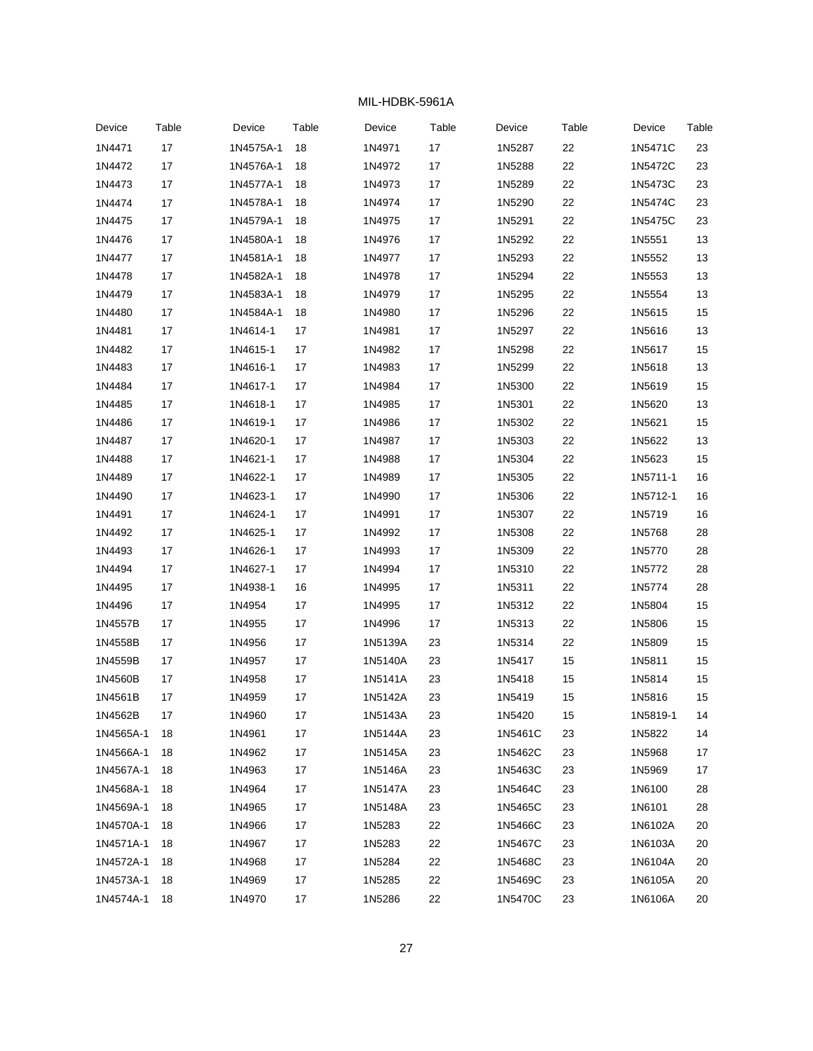| Device | Table | Device | Table | Device | Table | Device | Table | Device | Table |
|---|---|---|---|---|---|---|---|---|---|
| 1N4471 | 17 | 1N4575A-1 | 18 | 1N4971 | 17 | 1N5287 | 22 | 1N5471C | 23 |
| 1N4472 | 17 | 1N4576A-1 | 18 | 1N4972 | 17 | 1N5288 | 22 | 1N5472C | 23 |
| 1N4473 | 17 | 1N4577A-1 | 18 | 1N4973 | 17 | 1N5289 | 22 | 1N5473C | 23 |
| 1N4474 | 17 | 1N4578A-1 | 18 | 1N4974 | 17 | 1N5290 | 22 | 1N5474C | 23 |
| 1N4475 | 17 | 1N4579A-1 | 18 | 1N4975 | 17 | 1N5291 | 22 | 1N5475C | 23 |
| 1N4476 | 17 | 1N4580A-1 | 18 | 1N4976 | 17 | 1N5292 | 22 | 1N5551 | 13 |
| 1N4477 | 17 | 1N4581A-1 | 18 | 1N4977 | 17 | 1N5293 | 22 | 1N5552 | 13 |
| 1N4478 | 17 | 1N4582A-1 | 18 | 1N4978 | 17 | 1N5294 | 22 | 1N5553 | 13 |
| 1N4479 | 17 | 1N4583A-1 | 18 | 1N4979 | 17 | 1N5295 | 22 | 1N5554 | 13 |
| 1N4480 | 17 | 1N4584A-1 | 18 | 1N4980 | 17 | 1N5296 | 22 | 1N5615 | 15 |
| 1N4481 | 17 | 1N4614-1 | 17 | 1N4981 | 17 | 1N5297 | 22 | 1N5616 | 13 |
| 1N4482 | 17 | 1N4615-1 | 17 | 1N4982 | 17 | 1N5298 | 22 | 1N5617 | 15 |
| 1N4483 | 17 | 1N4616-1 | 17 | 1N4983 | 17 | 1N5299 | 22 | 1N5618 | 13 |
| 1N4484 | 17 | 1N4617-1 | 17 | 1N4984 | 17 | 1N5300 | 22 | 1N5619 | 15 |
| 1N4485 | 17 | 1N4618-1 | 17 | 1N4985 | 17 | 1N5301 | 22 | 1N5620 | 13 |
| 1N4486 | 17 | 1N4619-1 | 17 | 1N4986 | 17 | 1N5302 | 22 | 1N5621 | 15 |
| 1N4487 | 17 | 1N4620-1 | 17 | 1N4987 | 17 | 1N5303 | 22 | 1N5622 | 13 |
| 1N4488 | 17 | 1N4621-1 | 17 | 1N4988 | 17 | 1N5304 | 22 | 1N5623 | 15 |
| 1N4489 | 17 | 1N4622-1 | 17 | 1N4989 | 17 | 1N5305 | 22 | 1N5711-1 | 16 |
| 1N4490 | 17 | 1N4623-1 | 17 | 1N4990 | 17 | 1N5306 | 22 | 1N5712-1 | 16 |
| 1N4491 | 17 | 1N4624-1 | 17 | 1N4991 | 17 | 1N5307 | 22 | 1N5719 | 16 |
| 1N4492 | 17 | 1N4625-1 | 17 | 1N4992 | 17 | 1N5308 | 22 | 1N5768 | 28 |
| 1N4493 | 17 | 1N4626-1 | 17 | 1N4993 | 17 | 1N5309 | 22 | 1N5770 | 28 |
| 1N4494 | 17 | 1N4627-1 | 17 | 1N4994 | 17 | 1N5310 | 22 | 1N5772 | 28 |
| 1N4495 | 17 | 1N4938-1 | 16 | 1N4995 | 17 | 1N5311 | 22 | 1N5774 | 28 |
| 1N4496 | 17 | 1N4954 | 17 | 1N4995 | 17 | 1N5312 | 22 | 1N5804 | 15 |
| 1N4557B | 17 | 1N4955 | 17 | 1N4996 | 17 | 1N5313 | 22 | 1N5806 | 15 |
| 1N4558B | 17 | 1N4956 | 17 | 1N5139A | 23 | 1N5314 | 22 | 1N5809 | 15 |
| 1N4559B | 17 | 1N4957 | 17 | 1N5140A | 23 | 1N5417 | 15 | 1N5811 | 15 |
| 1N4560B | 17 | 1N4958 | 17 | 1N5141A | 23 | 1N5418 | 15 | 1N5814 | 15 |
| 1N4561B | 17 | 1N4959 | 17 | 1N5142A | 23 | 1N5419 | 15 | 1N5816 | 15 |
| 1N4562B | 17 | 1N4960 | 17 | 1N5143A | 23 | 1N5420 | 15 | 1N5819-1 | 14 |
| 1N4565A-1 | 18 | 1N4961 | 17 | 1N5144A | 23 | 1N5461C | 23 | 1N5822 | 14 |
| 1N4566A-1 | 18 | 1N4962 | 17 | 1N5145A | 23 | 1N5462C | 23 | 1N5968 | 17 |
| 1N4567A-1 | 18 | 1N4963 | 17 | 1N5146A | 23 | 1N5463C | 23 | 1N5969 | 17 |
| 1N4568A-1 | 18 | 1N4964 | 17 | 1N5147A | 23 | 1N5464C | 23 | 1N6100 | 28 |
| 1N4569A-1 | 18 | 1N4965 | 17 | 1N5148A | 23 | 1N5465C | 23 | 1N6101 | 28 |
| 1N4570A-1 | 18 | 1N4966 | 17 | 1N5283 | 22 | 1N5466C | 23 | 1N6102A | 20 |
| 1N4571A-1 | 18 | 1N4967 | 17 | 1N5283 | 22 | 1N5467C | 23 | 1N6103A | 20 |
| 1N4572A-1 | 18 | 1N4968 | 17 | 1N5284 | 22 | 1N5468C | 23 | 1N6104A | 20 |
| 1N4573A-1 | 18 | 1N4969 | 17 | 1N5285 | 22 | 1N5469C | 23 | 1N6105A | 20 |
| 1N4574A-1 | 18 | 1N4970 | 17 | 1N5286 | 22 | 1N5470C | 23 | 1N6106A | 20 |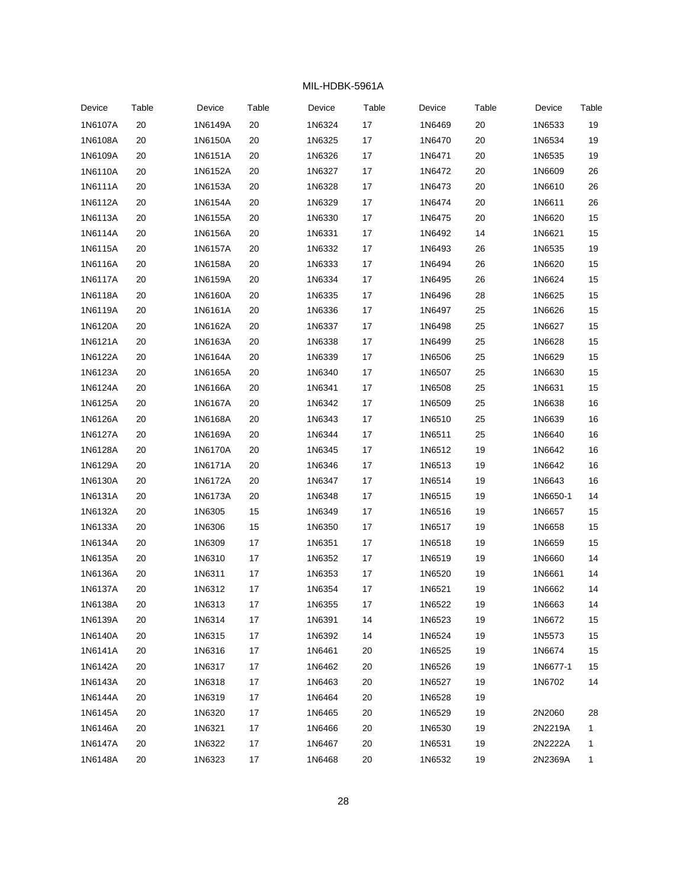| Device | Table | Device | Table | Device | Table | Device | Table | Device | Table |
|---|---|---|---|---|---|---|---|---|---|
| 1N6107A | 20 | 1N6149A | 20 | 1N6324 | 17 | 1N6469 | 20 | 1N6533 | 19 |
| 1N6108A | 20 | 1N6150A | 20 | 1N6325 | 17 | 1N6470 | 20 | 1N6534 | 19 |
| 1N6109A | 20 | 1N6151A | 20 | 1N6326 | 17 | 1N6471 | 20 | 1N6535 | 19 |
| 1N6110A | 20 | 1N6152A | 20 | 1N6327 | 17 | 1N6472 | 20 | 1N6609 | 26 |
| 1N6111A | 20 | 1N6153A | 20 | 1N6328 | 17 | 1N6473 | 20 | 1N6610 | 26 |
| 1N6112A | 20 | 1N6154A | 20 | 1N6329 | 17 | 1N6474 | 20 | 1N6611 | 26 |
| 1N6113A | 20 | 1N6155A | 20 | 1N6330 | 17 | 1N6475 | 20 | 1N6620 | 15 |
| 1N6114A | 20 | 1N6156A | 20 | 1N6331 | 17 | 1N6492 | 14 | 1N6621 | 15 |
| 1N6115A | 20 | 1N6157A | 20 | 1N6332 | 17 | 1N6493 | 26 | 1N6535 | 19 |
| 1N6116A | 20 | 1N6158A | 20 | 1N6333 | 17 | 1N6494 | 26 | 1N6620 | 15 |
| 1N6117A | 20 | 1N6159A | 20 | 1N6334 | 17 | 1N6495 | 26 | 1N6624 | 15 |
| 1N6118A | 20 | 1N6160A | 20 | 1N6335 | 17 | 1N6496 | 28 | 1N6625 | 15 |
| 1N6119A | 20 | 1N6161A | 20 | 1N6336 | 17 | 1N6497 | 25 | 1N6626 | 15 |
| 1N6120A | 20 | 1N6162A | 20 | 1N6337 | 17 | 1N6498 | 25 | 1N6627 | 15 |
| 1N6121A | 20 | 1N6163A | 20 | 1N6338 | 17 | 1N6499 | 25 | 1N6628 | 15 |
| 1N6122A | 20 | 1N6164A | 20 | 1N6339 | 17 | 1N6506 | 25 | 1N6629 | 15 |
| 1N6123A | 20 | 1N6165A | 20 | 1N6340 | 17 | 1N6507 | 25 | 1N6630 | 15 |
| 1N6124A | 20 | 1N6166A | 20 | 1N6341 | 17 | 1N6508 | 25 | 1N6631 | 15 |
| 1N6125A | 20 | 1N6167A | 20 | 1N6342 | 17 | 1N6509 | 25 | 1N6638 | 16 |
| 1N6126A | 20 | 1N6168A | 20 | 1N6343 | 17 | 1N6510 | 25 | 1N6639 | 16 |
| 1N6127A | 20 | 1N6169A | 20 | 1N6344 | 17 | 1N6511 | 25 | 1N6640 | 16 |
| 1N6128A | 20 | 1N6170A | 20 | 1N6345 | 17 | 1N6512 | 19 | 1N6642 | 16 |
| 1N6129A | 20 | 1N6171A | 20 | 1N6346 | 17 | 1N6513 | 19 | 1N6642 | 16 |
| 1N6130A | 20 | 1N6172A | 20 | 1N6347 | 17 | 1N6514 | 19 | 1N6643 | 16 |
| 1N6131A | 20 | 1N6173A | 20 | 1N6348 | 17 | 1N6515 | 19 | 1N6650-1 | 14 |
| 1N6132A | 20 | 1N6305 | 15 | 1N6349 | 17 | 1N6516 | 19 | 1N6657 | 15 |
| 1N6133A | 20 | 1N6306 | 15 | 1N6350 | 17 | 1N6517 | 19 | 1N6658 | 15 |
| 1N6134A | 20 | 1N6309 | 17 | 1N6351 | 17 | 1N6518 | 19 | 1N6659 | 15 |
| 1N6135A | 20 | 1N6310 | 17 | 1N6352 | 17 | 1N6519 | 19 | 1N6660 | 14 |
| 1N6136A | 20 | 1N6311 | 17 | 1N6353 | 17 | 1N6520 | 19 | 1N6661 | 14 |
| 1N6137A | 20 | 1N6312 | 17 | 1N6354 | 17 | 1N6521 | 19 | 1N6662 | 14 |
| 1N6138A | 20 | 1N6313 | 17 | 1N6355 | 17 | 1N6522 | 19 | 1N6663 | 14 |
| 1N6139A | 20 | 1N6314 | 17 | 1N6391 | 14 | 1N6523 | 19 | 1N6672 | 15 |
| 1N6140A | 20 | 1N6315 | 17 | 1N6392 | 14 | 1N6524 | 19 | 1N5573 | 15 |
| 1N6141A | 20 | 1N6316 | 17 | 1N6461 | 20 | 1N6525 | 19 | 1N6674 | 15 |
| 1N6142A | 20 | 1N6317 | 17 | 1N6462 | 20 | 1N6526 | 19 | 1N6677-1 | 15 |
| 1N6143A | 20 | 1N6318 | 17 | 1N6463 | 20 | 1N6527 | 19 | 1N6702 | 14 |
| 1N6144A | 20 | 1N6319 | 17 | 1N6464 | 20 | 1N6528 | 19 | | |
| 1N6145A | 20 | 1N6320 | 17 | 1N6465 | 20 | 1N6529 | 19 | 2N2060 | 28 |
| 1N6146A | 20 | 1N6321 | 17 | 1N6466 | 20 | 1N6530 | 19 | 2N2219A | 1 |
| 1N6147A | 20 | 1N6322 | 17 | 1N6467 | 20 | 1N6531 | 19 | 2N2222A | 1 |
| 1N6148A | 20 | 1N6323 | 17 | 1N6468 | 20 | 1N6532 | 19 | 2N2369A | 1 |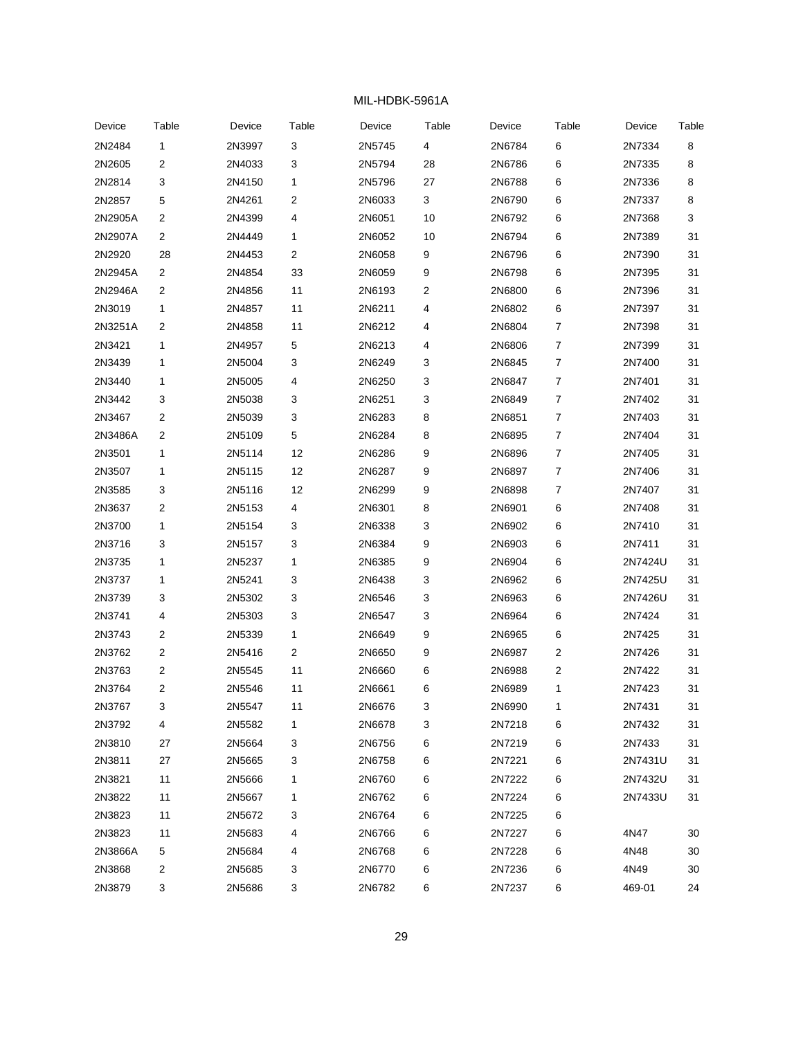| Device | Table | Device | Table | Device | Table | Device | Table | Device | Table |
|---|---|---|---|---|---|---|---|---|---|
| 2N2484 | 1 | 2N3997 | 3 | 2N5745 | 4 | 2N6784 | 6 | 2N7334 | 8 |
| 2N2605 | 2 | 2N4033 | 3 | 2N5794 | 28 | 2N6786 | 6 | 2N7335 | 8 |
| 2N2814 | 3 | 2N4150 | 1 | 2N5796 | 27 | 2N6788 | 6 | 2N7336 | 8 |
| 2N2857 | 5 | 2N4261 | 2 | 2N6033 | 3 | 2N6790 | 6 | 2N7337 | 8 |
| 2N2905A | 2 | 2N4399 | 4 | 2N6051 | 10 | 2N6792 | 6 | 2N7368 | 3 |
| 2N2907A | 2 | 2N4449 | 1 | 2N6052 | 10 | 2N6794 | 6 | 2N7389 | 31 |
| 2N2920 | 28 | 2N4453 | 2 | 2N6058 | 9 | 2N6796 | 6 | 2N7390 | 31 |
| 2N2945A | 2 | 2N4854 | 33 | 2N6059 | 9 | 2N6798 | 6 | 2N7395 | 31 |
| 2N2946A | 2 | 2N4856 | 11 | 2N6193 | 2 | 2N6800 | 6 | 2N7396 | 31 |
| 2N3019 | 1 | 2N4857 | 11 | 2N6211 | 4 | 2N6802 | 6 | 2N7397 | 31 |
| 2N3251A | 2 | 2N4858 | 11 | 2N6212 | 4 | 2N6804 | 7 | 2N7398 | 31 |
| 2N3421 | 1 | 2N4957 | 5 | 2N6213 | 4 | 2N6806 | 7 | 2N7399 | 31 |
| 2N3439 | 1 | 2N5004 | 3 | 2N6249 | 3 | 2N6845 | 7 | 2N7400 | 31 |
| 2N3440 | 1 | 2N5005 | 4 | 2N6250 | 3 | 2N6847 | 7 | 2N7401 | 31 |
| 2N3442 | 3 | 2N5038 | 3 | 2N6251 | 3 | 2N6849 | 7 | 2N7402 | 31 |
| 2N3467 | 2 | 2N5039 | 3 | 2N6283 | 8 | 2N6851 | 7 | 2N7403 | 31 |
| 2N3486A | 2 | 2N5109 | 5 | 2N6284 | 8 | 2N6895 | 7 | 2N7404 | 31 |
| 2N3501 | 1 | 2N5114 | 12 | 2N6286 | 9 | 2N6896 | 7 | 2N7405 | 31 |
| 2N3507 | 1 | 2N5115 | 12 | 2N6287 | 9 | 2N6897 | 7 | 2N7406 | 31 |
| 2N3585 | 3 | 2N5116 | 12 | 2N6299 | 9 | 2N6898 | 7 | 2N7407 | 31 |
| 2N3637 | 2 | 2N5153 | 4 | 2N6301 | 8 | 2N6901 | 6 | 2N7408 | 31 |
| 2N3700 | 1 | 2N5154 | 3 | 2N6338 | 3 | 2N6902 | 6 | 2N7410 | 31 |
| 2N3716 | 3 | 2N5157 | 3 | 2N6384 | 9 | 2N6903 | 6 | 2N7411 | 31 |
| 2N3735 | 1 | 2N5237 | 1 | 2N6385 | 9 | 2N6904 | 6 | 2N7424U | 31 |
| 2N3737 | 1 | 2N5241 | 3 | 2N6438 | 3 | 2N6962 | 6 | 2N7425U | 31 |
| 2N3739 | 3 | 2N5302 | 3 | 2N6546 | 3 | 2N6963 | 6 | 2N7426U | 31 |
| 2N3741 | 4 | 2N5303 | 3 | 2N6547 | 3 | 2N6964 | 6 | 2N7424 | 31 |
| 2N3743 | 2 | 2N5339 | 1 | 2N6649 | 9 | 2N6965 | 6 | 2N7425 | 31 |
| 2N3762 | 2 | 2N5416 | 2 | 2N6650 | 9 | 2N6987 | 2 | 2N7426 | 31 |
| 2N3763 | 2 | 2N5545 | 11 | 2N6660 | 6 | 2N6988 | 2 | 2N7422 | 31 |
| 2N3764 | 2 | 2N5546 | 11 | 2N6661 | 6 | 2N6989 | 1 | 2N7423 | 31 |
| 2N3767 | 3 | 2N5547 | 11 | 2N6676 | 3 | 2N6990 | 1 | 2N7431 | 31 |
| 2N3792 | 4 | 2N5582 | 1 | 2N6678 | 3 | 2N7218 | 6 | 2N7432 | 31 |
| 2N3810 | 27 | 2N5664 | 3 | 2N6756 | 6 | 2N7219 | 6 | 2N7433 | 31 |
| 2N3811 | 27 | 2N5665 | 3 | 2N6758 | 6 | 2N7221 | 6 | 2N7431U | 31 |
| 2N3821 | 11 | 2N5666 | 1 | 2N6760 | 6 | 2N7222 | 6 | 2N7432U | 31 |
| 2N3822 | 11 | 2N5667 | 1 | 2N6762 | 6 | 2N7224 | 6 | 2N7433U | 31 |
| 2N3823 | 11 | 2N5672 | 3 | 2N6764 | 6 | 2N7225 | 6 | | |
| 2N3823 | 11 | 2N5683 | 4 | 2N6766 | 6 | 2N7227 | 6 | 4N47 | 30 |
| 2N3866A | 5 | 2N5684 | 4 | 2N6768 | 6 | 2N7228 | 6 | 4N48 | 30 |
| 2N3868 | 2 | 2N5685 | 3 | 2N6770 | 6 | 2N7236 | 6 | 4N49 | 30 |
| 2N3879 | 3 | 2N5686 | 3 | 2N6782 | 6 | 2N7237 | 6 | 469-01 | 24 |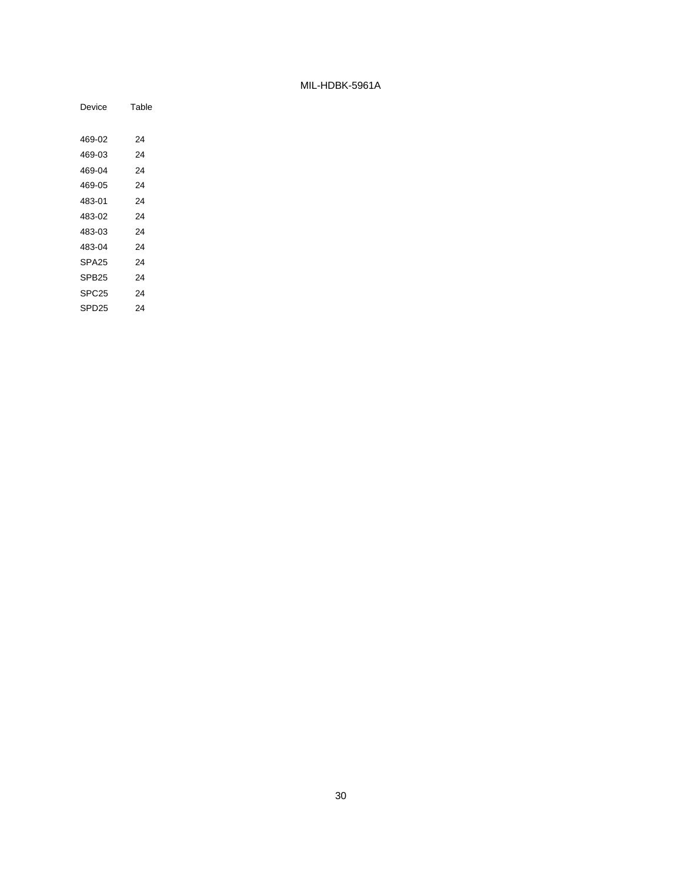| Device | Table |
|---|---|
| 469-02 | 24 |
| 469-03 | 24 |
| 469-04 | 24 |
| 469-05 | 24 |
| 483-01 | 24 |
| 483-02 | 24 |
| 483-03 | 24 |
| 483-04 | 24 |
| SPA25 | 24 |
| SPB25 | 24 |
| SPC25 | 24 |
| SPD25 | 24 |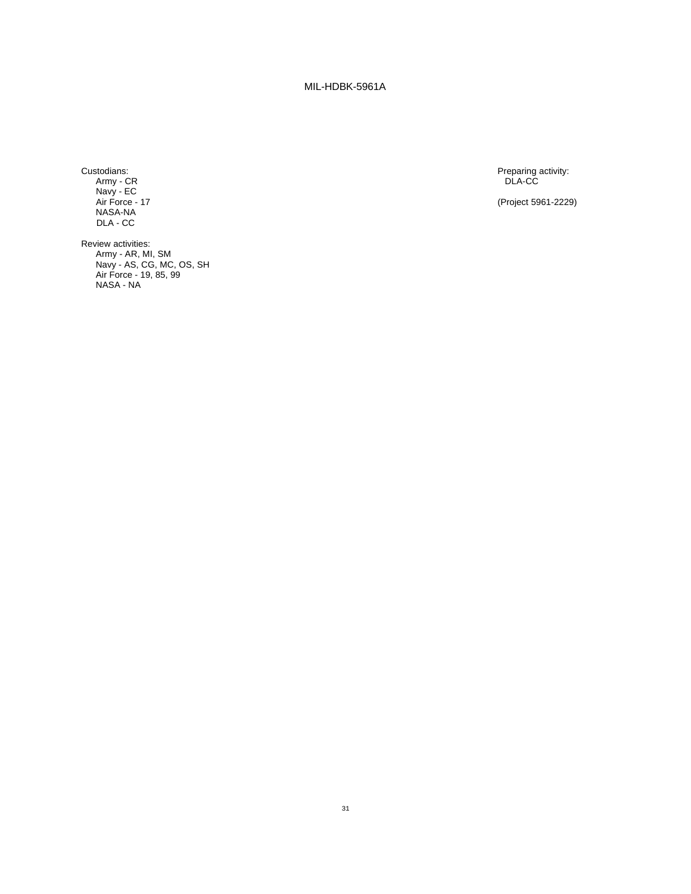Custodians:
Army - CR
Navy - EC
Air Force - 17
NASA-NA
DLA - CC

Preparing activity:
DLA-CC

(Project 5961-2229)

Review activities:
Army - AR, MI, SM
Navy - AS, CG, MC, OS, SH
Air Force - 19, 85, 99
NASA - NA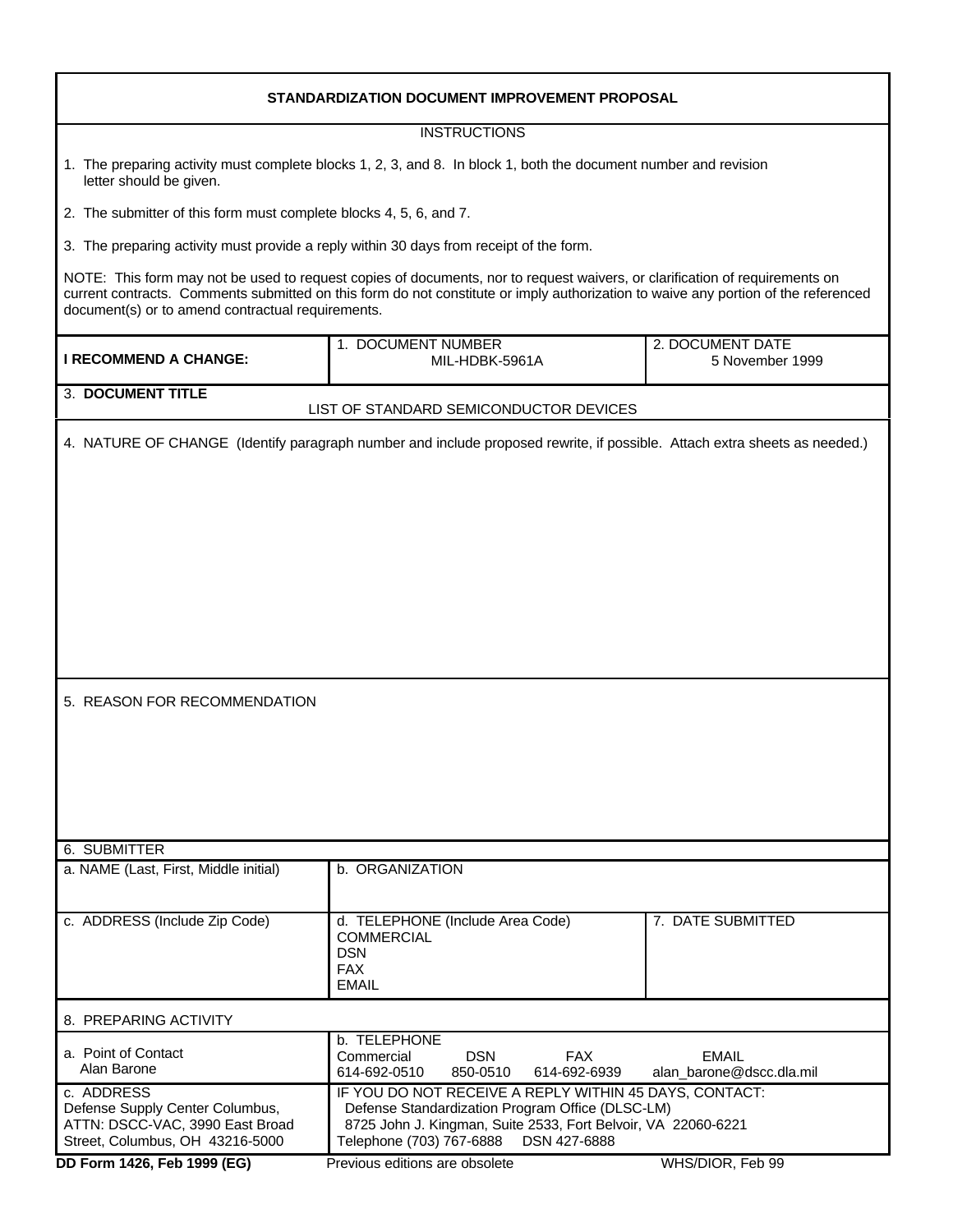## STANDARDIZATION DOCUMENT IMPROVEMENT PROPOSAL

INSTRUCTIONS

1. The preparing activity must complete blocks 1, 2, 3, and 8. In block 1, both the document number and revision letter should be given.

2. The submitter of this form must complete blocks 4, 5, 6, and 7.

3. The preparing activity must provide a reply within 30 days from receipt of the form.

NOTE: This form may not be used to request copies of documents, nor to request waivers, or clarification of requirements on current contracts. Comments submitted on this form do not constitute or imply authorization to waive any portion of the referenced document(s) or to amend contractual requirements.

| | | |
|---|---|---|
| **I RECOMMEND A CHANGE:** | 1. DOCUMENT NUMBER<br>MIL-HDBK-5961A | 2. DOCUMENT DATE<br>5 November 1999 |

3. **DOCUMENT TITLE**
LIST OF STANDARD SEMICONDUCTOR DEVICES

4. NATURE OF CHANGE (Identify paragraph number and include proposed rewrite, if possible. Attach extra sheets as needed.)

5. REASON FOR RECOMMENDATION

6. SUBMITTER

| | | |
|---|---|---|
| a. NAME (Last, First, Middle initial) | b. ORGANIZATION | |
| c. ADDRESS (Include Zip Code) | d. TELEPHONE (Include Area Code)<br>COMMERCIAL<br>DSN<br>FAX<br>EMAIL | 7. DATE SUBMITTED |

8. PREPARING ACTIVITY

| | |
|---|---|
| a. Point of Contact<br>Alan Barone | b. TELEPHONE<br>Commercial 614-692-0510 &nbsp; DSN 850-0510 &nbsp; FAX 614-692-6939 &nbsp; EMAIL alan_barone@dscc.dla.mil |
| c. ADDRESS<br>Defense Supply Center Columbus,<br>ATTN: DSCC-VAC, 3990 East Broad<br>Street, Columbus, OH 43216-5000 | IF YOU DO NOT RECEIVE A REPLY WITHIN 45 DAYS, CONTACT:<br>Defense Standardization Program Office (DLSC-LM)<br>8725 John J. Kingman, Suite 2533, Fort Belvoir, VA 22060-6221<br>Telephone (703) 767-6888 &nbsp; DSN 427-6888 |

**DD Form 1426, Feb 1999 (EG)** &nbsp; Previous editions are obsolete &nbsp; WHS/DIOR, Feb 99